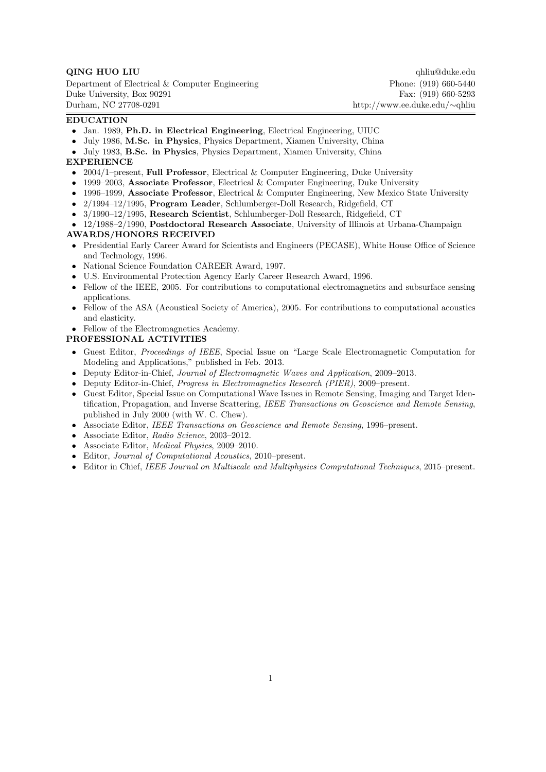**QING HUO LIU**

Department of Electrical & Computer Engineering
Duke University, Box 90291
Durham, NC 27708-0291

qhliu@duke.edu
Phone: (919) 660-5440
Fax: (919) 660-5293
http://www.ee.duke.edu/∼qhliu

## EDUCATION

- Jan. 1989, **Ph.D. in Electrical Engineering**, Electrical Engineering, UIUC
- July 1986, **M.Sc. in Physics**, Physics Department, Xiamen University, China
- July 1983, **B.Sc. in Physics**, Physics Department, Xiamen University, China

## EXPERIENCE

- 2004/1–present, **Full Professor**, Electrical & Computer Engineering, Duke University
- 1999–2003, **Associate Professor**, Electrical & Computer Engineering, Duke University
- 1996–1999, **Associate Professor**, Electrical & Computer Engineering, New Mexico State University
- 2/1994–12/1995, **Program Leader**, Schlumberger-Doll Research, Ridgefield, CT
- 3/1990–12/1995, **Research Scientist**, Schlumberger-Doll Research, Ridgefield, CT
- 12/1988–2/1990, **Postdoctoral Research Associate**, University of Illinois at Urbana-Champaign

## AWARDS/HONORS RECEIVED

- Presidential Early Career Award for Scientists and Engineers (PECASE), White House Office of Science and Technology, 1996.
- National Science Foundation CAREER Award, 1997.
- U.S. Environmental Protection Agency Early Career Research Award, 1996.
- Fellow of the IEEE, 2005. For contributions to computational electromagnetics and subsurface sensing applications.
- Fellow of the ASA (Acoustical Society of America), 2005. For contributions to computational acoustics and elasticity.
- Fellow of the Electromagnetics Academy.

## PROFESSIONAL ACTIVITIES

- Guest Editor, *Proceedings of IEEE*, Special Issue on "Large Scale Electromagnetic Computation for Modeling and Applications," published in Feb. 2013.
- Deputy Editor-in-Chief, *Journal of Electromagnetic Waves and Application*, 2009–2013.
- Deputy Editor-in-Chief, *Progress in Electromagnetics Research (PIER)*, 2009–present.
- Guest Editor, Special Issue on Computational Wave Issues in Remote Sensing, Imaging and Target Identification, Propagation, and Inverse Scattering, *IEEE Transactions on Geoscience and Remote Sensing*, published in July 2000 (with W. C. Chew).
- Associate Editor, *IEEE Transactions on Geoscience and Remote Sensing*, 1996–present.
- Associate Editor, *Radio Science*, 2003–2012.
- Associate Editor, *Medical Physics*, 2009–2010.
- Editor, *Journal of Computational Acoustics*, 2010–present.
- Editor in Chief, *IEEE Journal on Multiscale and Multiphysics Computational Techniques*, 2015–present.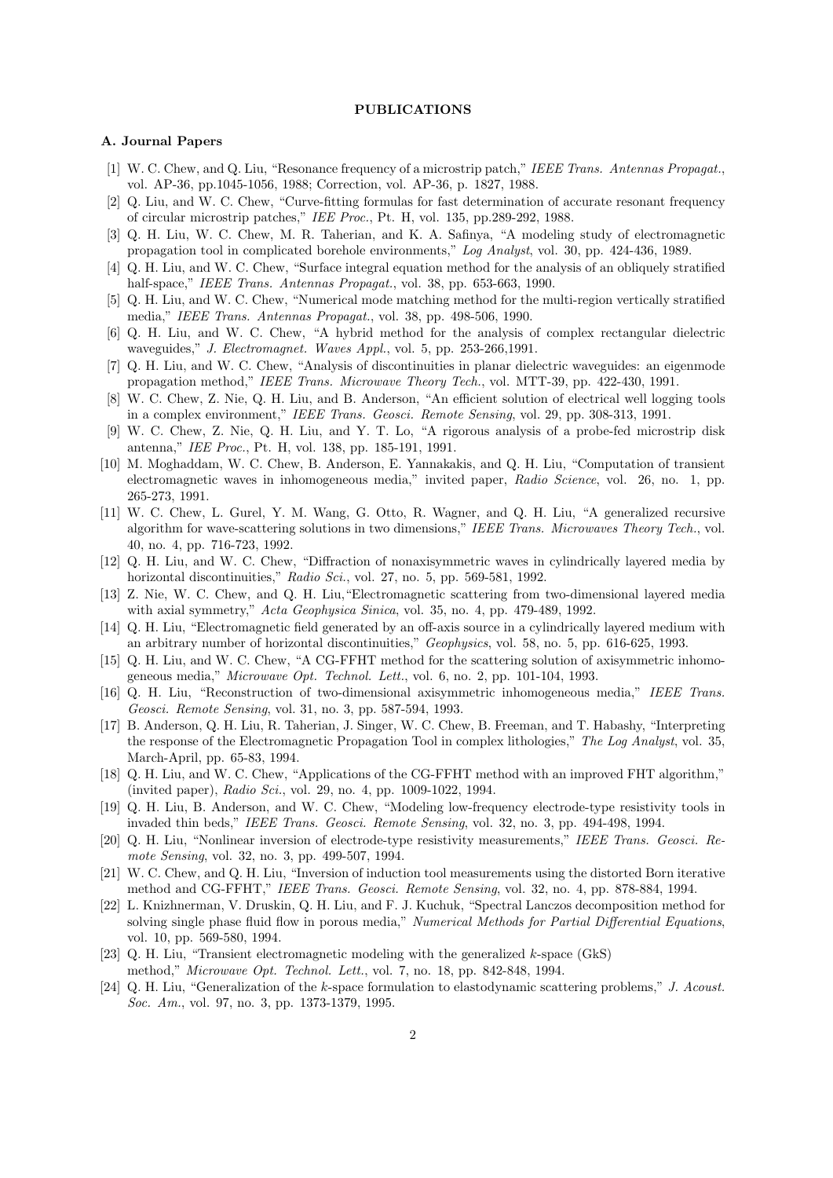## PUBLICATIONS

### A. Journal Papers

[1] W. C. Chew, and Q. Liu, "Resonance frequency of a microstrip patch," *IEEE Trans. Antennas Propagat.*, vol. AP-36, pp.1045-1056, 1988; Correction, vol. AP-36, p. 1827, 1988.

[2] Q. Liu, and W. C. Chew, "Curve-fitting formulas for fast determination of accurate resonant frequency of circular microstrip patches," *IEE Proc.*, Pt. H, vol. 135, pp.289-292, 1988.

[3] Q. H. Liu, W. C. Chew, M. R. Taherian, and K. A. Safinya, "A modeling study of electromagnetic propagation tool in complicated borehole environments," *Log Analyst*, vol. 30, pp. 424-436, 1989.

[4] Q. H. Liu, and W. C. Chew, "Surface integral equation method for the analysis of an obliquely stratified half-space," *IEEE Trans. Antennas Propagat.*, vol. 38, pp. 653-663, 1990.

[5] Q. H. Liu, and W. C. Chew, "Numerical mode matching method for the multi-region vertically stratified media," *IEEE Trans. Antennas Propagat.*, vol. 38, pp. 498-506, 1990.

[6] Q. H. Liu, and W. C. Chew, "A hybrid method for the analysis of complex rectangular dielectric waveguides," *J. Electromagnet. Waves Appl.*, vol. 5, pp. 253-266,1991.

[7] Q. H. Liu, and W. C. Chew, "Analysis of discontinuities in planar dielectric waveguides: an eigenmode propagation method," *IEEE Trans. Microwave Theory Tech.*, vol. MTT-39, pp. 422-430, 1991.

[8] W. C. Chew, Z. Nie, Q. H. Liu, and B. Anderson, "An efficient solution of electrical well logging tools in a complex environment," *IEEE Trans. Geosci. Remote Sensing*, vol. 29, pp. 308-313, 1991.

[9] W. C. Chew, Z. Nie, Q. H. Liu, and Y. T. Lo, "A rigorous analysis of a probe-fed microstrip disk antenna," *IEE Proc.*, Pt. H, vol. 138, pp. 185-191, 1991.

[10] M. Moghaddam, W. C. Chew, B. Anderson, E. Yannakakis, and Q. H. Liu, "Computation of transient electromagnetic waves in inhomogeneous media," invited paper, *Radio Science*, vol. 26, no. 1, pp. 265-273, 1991.

[11] W. C. Chew, L. Gurel, Y. M. Wang, G. Otto, R. Wagner, and Q. H. Liu, "A generalized recursive algorithm for wave-scattering solutions in two dimensions," *IEEE Trans. Microwaves Theory Tech.*, vol. 40, no. 4, pp. 716-723, 1992.

[12] Q. H. Liu, and W. C. Chew, "Diffraction of nonaxisymmetric waves in cylindrically layered media by horizontal discontinuities," *Radio Sci.*, vol. 27, no. 5, pp. 569-581, 1992.

[13] Z. Nie, W. C. Chew, and Q. H. Liu,"Electromagnetic scattering from two-dimensional layered media with axial symmetry," *Acta Geophysica Sinica*, vol. 35, no. 4, pp. 479-489, 1992.

[14] Q. H. Liu, "Electromagnetic field generated by an off-axis source in a cylindrically layered medium with an arbitrary number of horizontal discontinuities," *Geophysics*, vol. 58, no. 5, pp. 616-625, 1993.

[15] Q. H. Liu, and W. C. Chew, "A CG-FFHT method for the scattering solution of axisymmetric inhomogeneous media," *Microwave Opt. Technol. Lett.*, vol. 6, no. 2, pp. 101-104, 1993.

[16] Q. H. Liu, "Reconstruction of two-dimensional axisymmetric inhomogeneous media," *IEEE Trans. Geosci. Remote Sensing*, vol. 31, no. 3, pp. 587-594, 1993.

[17] B. Anderson, Q. H. Liu, R. Taherian, J. Singer, W. C. Chew, B. Freeman, and T. Habashy, "Interpreting the response of the Electromagnetic Propagation Tool in complex lithologies," *The Log Analyst*, vol. 35, March-April, pp. 65-83, 1994.

[18] Q. H. Liu, and W. C. Chew, "Applications of the CG-FFHT method with an improved FHT algorithm," (invited paper), *Radio Sci.*, vol. 29, no. 4, pp. 1009-1022, 1994.

[19] Q. H. Liu, B. Anderson, and W. C. Chew, "Modeling low-frequency electrode-type resistivity tools in invaded thin beds," *IEEE Trans. Geosci. Remote Sensing*, vol. 32, no. 3, pp. 494-498, 1994.

[20] Q. H. Liu, "Nonlinear inversion of electrode-type resistivity measurements," *IEEE Trans. Geosci. Remote Sensing*, vol. 32, no. 3, pp. 499-507, 1994.

[21] W. C. Chew, and Q. H. Liu, "Inversion of induction tool measurements using the distorted Born iterative method and CG-FFHT," *IEEE Trans. Geosci. Remote Sensing*, vol. 32, no. 4, pp. 878-884, 1994.

[22] L. Knizhnerman, V. Druskin, Q. H. Liu, and F. J. Kuchuk, "Spectral Lanczos decomposition method for solving single phase fluid flow in porous media," *Numerical Methods for Partial Differential Equations*, vol. 10, pp. 569-580, 1994.

[23] Q. H. Liu, "Transient electromagnetic modeling with the generalized $k$-space (GkS) method," *Microwave Opt. Technol. Lett.*, vol. 7, no. 18, pp. 842-848, 1994.

[24] Q. H. Liu, "Generalization of the $k$-space formulation to elastodynamic scattering problems," *J. Acoust. Soc. Am.*, vol. 97, no. 3, pp. 1373-1379, 1995.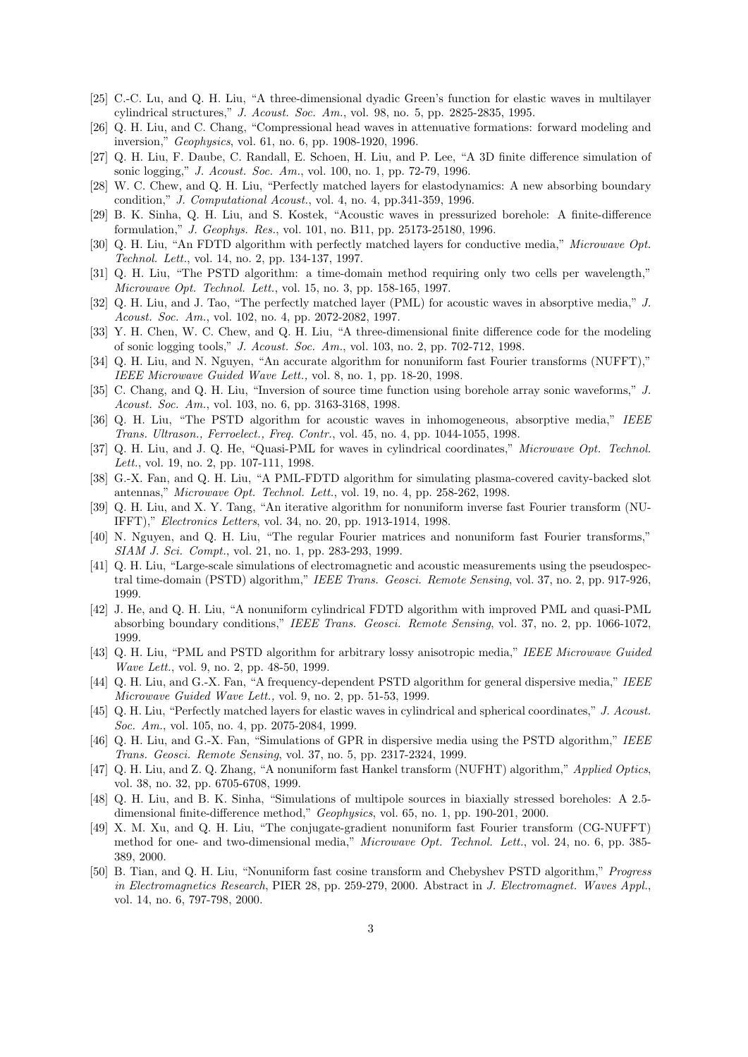[25] C.-C. Lu, and Q. H. Liu, "A three-dimensional dyadic Green's function for elastic waves in multilayer cylindrical structures," *J. Acoust. Soc. Am.*, vol. 98, no. 5, pp. 2825-2835, 1995.

[26] Q. H. Liu, and C. Chang, "Compressional head waves in attenuative formations: forward modeling and inversion," *Geophysics*, vol. 61, no. 6, pp. 1908-1920, 1996.

[27] Q. H. Liu, F. Daube, C. Randall, E. Schoen, H. Liu, and P. Lee, "A 3D finite difference simulation of sonic logging," *J. Acoust. Soc. Am.*, vol. 100, no. 1, pp. 72-79, 1996.

[28] W. C. Chew, and Q. H. Liu, "Perfectly matched layers for elastodynamics: A new absorbing boundary condition," *J. Computational Acoust.*, vol. 4, no. 4, pp.341-359, 1996.

[29] B. K. Sinha, Q. H. Liu, and S. Kostek, "Acoustic waves in pressurized borehole: A finite-difference formulation," *J. Geophys. Res.*, vol. 101, no. B11, pp. 25173-25180, 1996.

[30] Q. H. Liu, "An FDTD algorithm with perfectly matched layers for conductive media," *Microwave Opt. Technol. Lett.*, vol. 14, no. 2, pp. 134-137, 1997.

[31] Q. H. Liu, "The PSTD algorithm: a time-domain method requiring only two cells per wavelength," *Microwave Opt. Technol. Lett.*, vol. 15, no. 3, pp. 158-165, 1997.

[32] Q. H. Liu, and J. Tao, "The perfectly matched layer (PML) for acoustic waves in absorptive media," *J. Acoust. Soc. Am.*, vol. 102, no. 4, pp. 2072-2082, 1997.

[33] Y. H. Chen, W. C. Chew, and Q. H. Liu, "A three-dimensional finite difference code for the modeling of sonic logging tools," *J. Acoust. Soc. Am.*, vol. 103, no. 2, pp. 702-712, 1998.

[34] Q. H. Liu, and N. Nguyen, "An accurate algorithm for nonuniform fast Fourier transforms (NUFFT)," *IEEE Microwave Guided Wave Lett.,* vol. 8, no. 1, pp. 18-20, 1998.

[35] C. Chang, and Q. H. Liu, "Inversion of source time function using borehole array sonic waveforms," *J. Acoust. Soc. Am.*, vol. 103, no. 6, pp. 3163-3168, 1998.

[36] Q. H. Liu, "The PSTD algorithm for acoustic waves in inhomogeneous, absorptive media," *IEEE Trans. Ultrason., Ferroelect., Freq. Contr.*, vol. 45, no. 4, pp. 1044-1055, 1998.

[37] Q. H. Liu, and J. Q. He, "Quasi-PML for waves in cylindrical coordinates," *Microwave Opt. Technol. Lett.*, vol. 19, no. 2, pp. 107-111, 1998.

[38] G.-X. Fan, and Q. H. Liu, "A PML-FDTD algorithm for simulating plasma-covered cavity-backed slot antennas," *Microwave Opt. Technol. Lett.*, vol. 19, no. 4, pp. 258-262, 1998.

[39] Q. H. Liu, and X. Y. Tang, "An iterative algorithm for nonuniform inverse fast Fourier transform (NU-IFFT)," *Electronics Letters*, vol. 34, no. 20, pp. 1913-1914, 1998.

[40] N. Nguyen, and Q. H. Liu, "The regular Fourier matrices and nonuniform fast Fourier transforms," *SIAM J. Sci. Compt.*, vol. 21, no. 1, pp. 283-293, 1999.

[41] Q. H. Liu, "Large-scale simulations of electromagnetic and acoustic measurements using the pseudospectral time-domain (PSTD) algorithm," *IEEE Trans. Geosci. Remote Sensing*, vol. 37, no. 2, pp. 917-926, 1999.

[42] J. He, and Q. H. Liu, "A nonuniform cylindrical FDTD algorithm with improved PML and quasi-PML absorbing boundary conditions," *IEEE Trans. Geosci. Remote Sensing*, vol. 37, no. 2, pp. 1066-1072, 1999.

[43] Q. H. Liu, "PML and PSTD algorithm for arbitrary lossy anisotropic media," *IEEE Microwave Guided Wave Lett.*, vol. 9, no. 2, pp. 48-50, 1999.

[44] Q. H. Liu, and G.-X. Fan, "A frequency-dependent PSTD algorithm for general dispersive media," *IEEE Microwave Guided Wave Lett.,* vol. 9, no. 2, pp. 51-53, 1999.

[45] Q. H. Liu, "Perfectly matched layers for elastic waves in cylindrical and spherical coordinates," *J. Acoust. Soc. Am.*, vol. 105, no. 4, pp. 2075-2084, 1999.

[46] Q. H. Liu, and G.-X. Fan, "Simulations of GPR in dispersive media using the PSTD algorithm," *IEEE Trans. Geosci. Remote Sensing*, vol. 37, no. 5, pp. 2317-2324, 1999.

[47] Q. H. Liu, and Z. Q. Zhang, "A nonuniform fast Hankel transform (NUFHT) algorithm," *Applied Optics*, vol. 38, no. 32, pp. 6705-6708, 1999.

[48] Q. H. Liu, and B. K. Sinha, "Simulations of multipole sources in biaxially stressed boreholes: A 2.5-dimensional finite-difference method," *Geophysics*, vol. 65, no. 1, pp. 190-201, 2000.

[49] X. M. Xu, and Q. H. Liu, "The conjugate-gradient nonuniform fast Fourier transform (CG-NUFFT) method for one- and two-dimensional media," *Microwave Opt. Technol. Lett.*, vol. 24, no. 6, pp. 385-389, 2000.

[50] B. Tian, and Q. H. Liu, "Nonuniform fast cosine transform and Chebyshev PSTD algorithm," *Progress in Electromagnetics Research*, PIER 28, pp. 259-279, 2000. Abstract in *J. Electromagnet. Waves Appl.*, vol. 14, no. 6, 797-798, 2000.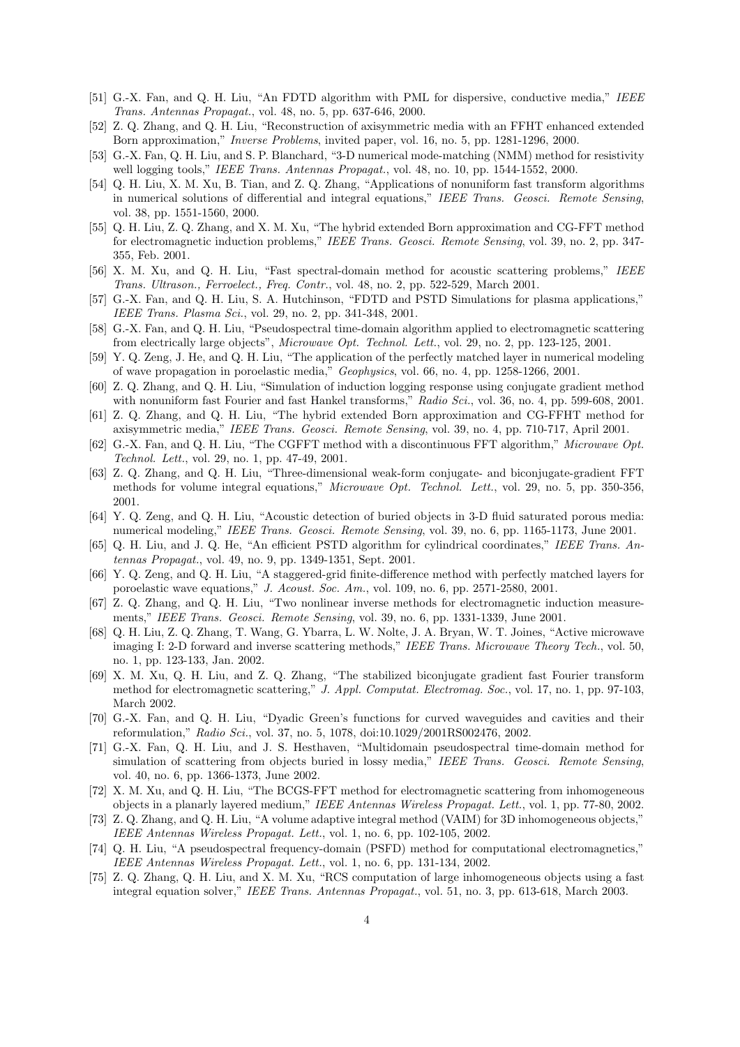[51] G.-X. Fan, and Q. H. Liu, "An FDTD algorithm with PML for dispersive, conductive media," *IEEE Trans. Antennas Propagat.*, vol. 48, no. 5, pp. 637-646, 2000.

[52] Z. Q. Zhang, and Q. H. Liu, "Reconstruction of axisymmetric media with an FFHT enhanced extended Born approximation," *Inverse Problems*, invited paper, vol. 16, no. 5, pp. 1281-1296, 2000.

[53] G.-X. Fan, Q. H. Liu, and S. P. Blanchard, "3-D numerical mode-matching (NMM) method for resistivity well logging tools," *IEEE Trans. Antennas Propagat.*, vol. 48, no. 10, pp. 1544-1552, 2000.

[54] Q. H. Liu, X. M. Xu, B. Tian, and Z. Q. Zhang, "Applications of nonuniform fast transform algorithms in numerical solutions of differential and integral equations," *IEEE Trans. Geosci. Remote Sensing*, vol. 38, pp. 1551-1560, 2000.

[55] Q. H. Liu, Z. Q. Zhang, and X. M. Xu, "The hybrid extended Born approximation and CG-FFT method for electromagnetic induction problems," *IEEE Trans. Geosci. Remote Sensing*, vol. 39, no. 2, pp. 347-355, Feb. 2001.

[56] X. M. Xu, and Q. H. Liu, "Fast spectral-domain method for acoustic scattering problems," *IEEE Trans. Ultrason., Ferroelect., Freq. Contr.*, vol. 48, no. 2, pp. 522-529, March 2001.

[57] G.-X. Fan, and Q. H. Liu, S. A. Hutchinson, "FDTD and PSTD Simulations for plasma applications," *IEEE Trans. Plasma Sci.*, vol. 29, no. 2, pp. 341-348, 2001.

[58] G.-X. Fan, and Q. H. Liu, "Pseudospectral time-domain algorithm applied to electromagnetic scattering from electrically large objects", *Microwave Opt. Technol. Lett.*, vol. 29, no. 2, pp. 123-125, 2001.

[59] Y. Q. Zeng, J. He, and Q. H. Liu, "The application of the perfectly matched layer in numerical modeling of wave propagation in poroelastic media," *Geophysics*, vol. 66, no. 4, pp. 1258-1266, 2001.

[60] Z. Q. Zhang, and Q. H. Liu, "Simulation of induction logging response using conjugate gradient method with nonuniform fast Fourier and fast Hankel transforms," *Radio Sci.*, vol. 36, no. 4, pp. 599-608, 2001.

[61] Z. Q. Zhang, and Q. H. Liu, "The hybrid extended Born approximation and CG-FFHT method for axisymmetric media," *IEEE Trans. Geosci. Remote Sensing*, vol. 39, no. 4, pp. 710-717, April 2001.

[62] G.-X. Fan, and Q. H. Liu, "The CGFFT method with a discontinuous FFT algorithm," *Microwave Opt. Technol. Lett.*, vol. 29, no. 1, pp. 47-49, 2001.

[63] Z. Q. Zhang, and Q. H. Liu, "Three-dimensional weak-form conjugate- and biconjugate-gradient FFT methods for volume integral equations," *Microwave Opt. Technol. Lett.*, vol. 29, no. 5, pp. 350-356, 2001.

[64] Y. Q. Zeng, and Q. H. Liu, "Acoustic detection of buried objects in 3-D fluid saturated porous media: numerical modeling," *IEEE Trans. Geosci. Remote Sensing*, vol. 39, no. 6, pp. 1165-1173, June 2001.

[65] Q. H. Liu, and J. Q. He, "An efficient PSTD algorithm for cylindrical coordinates," *IEEE Trans. Antennas Propagat.*, vol. 49, no. 9, pp. 1349-1351, Sept. 2001.

[66] Y. Q. Zeng, and Q. H. Liu, "A staggered-grid finite-difference method with perfectly matched layers for poroelastic wave equations," *J. Acoust. Soc. Am.*, vol. 109, no. 6, pp. 2571-2580, 2001.

[67] Z. Q. Zhang, and Q. H. Liu, "Two nonlinear inverse methods for electromagnetic induction measurements," *IEEE Trans. Geosci. Remote Sensing*, vol. 39, no. 6, pp. 1331-1339, June 2001.

[68] Q. H. Liu, Z. Q. Zhang, T. Wang, G. Ybarra, L. W. Nolte, J. A. Bryan, W. T. Joines, "Active microwave imaging I: 2-D forward and inverse scattering methods," *IEEE Trans. Microwave Theory Tech.*, vol. 50, no. 1, pp. 123-133, Jan. 2002.

[69] X. M. Xu, Q. H. Liu, and Z. Q. Zhang, "The stabilized biconjugate gradient fast Fourier transform method for electromagnetic scattering," *J. Appl. Computat. Electromag. Soc.*, vol. 17, no. 1, pp. 97-103, March 2002.

[70] G.-X. Fan, and Q. H. Liu, "Dyadic Green's functions for curved waveguides and cavities and their reformulation," *Radio Sci.*, vol. 37, no. 5, 1078, doi:10.1029/2001RS002476, 2002.

[71] G.-X. Fan, Q. H. Liu, and J. S. Hesthaven, "Multidomain pseudospectral time-domain method for simulation of scattering from objects buried in lossy media," *IEEE Trans. Geosci. Remote Sensing*, vol. 40, no. 6, pp. 1366-1373, June 2002.

[72] X. M. Xu, and Q. H. Liu, "The BCGS-FFT method for electromagnetic scattering from inhomogeneous objects in a planarly layered medium," *IEEE Antennas Wireless Propagat. Lett.*, vol. 1, pp. 77-80, 2002.

[73] Z. Q. Zhang, and Q. H. Liu, "A volume adaptive integral method (VAIM) for 3D inhomogeneous objects," *IEEE Antennas Wireless Propagat. Lett.*, vol. 1, no. 6, pp. 102-105, 2002.

[74] Q. H. Liu, "A pseudospectral frequency-domain (PSFD) method for computational electromagnetics," *IEEE Antennas Wireless Propagat. Lett.*, vol. 1, no. 6, pp. 131-134, 2002.

[75] Z. Q. Zhang, Q. H. Liu, and X. M. Xu, "RCS computation of large inhomogeneous objects using a fast integral equation solver," *IEEE Trans. Antennas Propagat.*, vol. 51, no. 3, pp. 613-618, March 2003.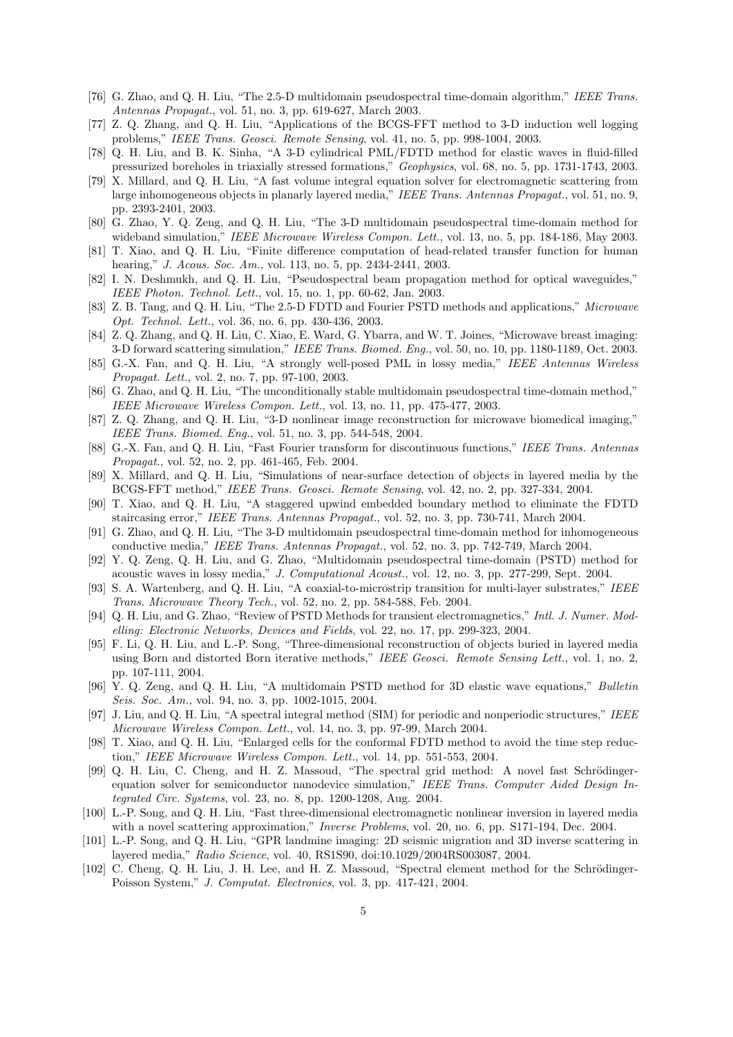[76] G. Zhao, and Q. H. Liu, "The 2.5-D multidomain pseudospectral time-domain algorithm," *IEEE Trans. Antennas Propagat.*, vol. 51, no. 3, pp. 619-627, March 2003.

[77] Z. Q. Zhang, and Q. H. Liu, "Applications of the BCGS-FFT method to 3-D induction well logging problems," *IEEE Trans. Geosci. Remote Sensing*, vol. 41, no. 5, pp. 998-1004, 2003.

[78] Q. H. Liu, and B. K. Sinha, "A 3-D cylindrical PML/FDTD method for elastic waves in fluid-filled pressurized boreholes in triaxially stressed formations," *Geophysics*, vol. 68, no. 5, pp. 1731-1743, 2003.

[79] X. Millard, and Q. H. Liu, "A fast volume integral equation solver for electromagnetic scattering from large inhomogeneous objects in planarly layered media," *IEEE Trans. Antennas Propagat.*, vol. 51, no. 9, pp. 2393-2401, 2003.

[80] G. Zhao, Y. Q. Zeng, and Q. H. Liu, "The 3-D multidomain pseudospectral time-domain method for wideband simulation," *IEEE Microwave Wireless Compon. Lett.*, vol. 13, no. 5, pp. 184-186, May 2003.

[81] T. Xiao, and Q. H. Liu, "Finite difference computation of head-related transfer function for human hearing," *J. Acous. Soc. Am.*, vol. 113, no. 5, pp. 2434-2441, 2003.

[82] I. N. Deshmukh, and Q. H. Liu, "Pseudospectral beam propagation method for optical waveguides," *IEEE Photon. Technol. Lett.*, vol. 15, no. 1, pp. 60-62, Jan. 2003.

[83] Z. B. Tang, and Q. H. Liu, "The 2.5-D FDTD and Fourier PSTD methods and applications," *Microwave Opt. Technol. Lett.*, vol. 36, no. 6, pp. 430-436, 2003.

[84] Z. Q. Zhang, and Q. H. Liu, C. Xiao, E. Ward, G. Ybarra, and W. T. Joines, "Microwave breast imaging: 3-D forward scattering simulation," *IEEE Trans. Biomed. Eng.*, vol. 50, no. 10, pp. 1180-1189, Oct. 2003.

[85] G.-X. Fan, and Q. H. Liu, "A strongly well-posed PML in lossy media," *IEEE Antennas Wireless Propagat. Lett.*, vol. 2, no. 7, pp. 97-100, 2003.

[86] G. Zhao, and Q. H. Liu, "The unconditionally stable multidomain pseudospectral time-domain method," *IEEE Microwave Wireless Compon. Lett.*, vol. 13, no. 11, pp. 475-477, 2003.

[87] Z. Q. Zhang, and Q. H. Liu, "3-D nonlinear image reconstruction for microwave biomedical imaging," *IEEE Trans. Biomed. Eng.*, vol. 51, no. 3, pp. 544-548, 2004.

[88] G.-X. Fan, and Q. H. Liu, "Fast Fourier transform for discontinuous functions," *IEEE Trans. Antennas Propagat.*, vol. 52, no. 2, pp. 461-465, Feb. 2004.

[89] X. Millard, and Q. H. Liu, "Simulations of near-surface detection of objects in layered media by the BCGS-FFT method," *IEEE Trans. Geosci. Remote Sensing*, vol. 42, no. 2, pp. 327-334, 2004.

[90] T. Xiao, and Q. H. Liu, "A staggered upwind embedded boundary method to eliminate the FDTD staircasing error," *IEEE Trans. Antennas Propagat.*, vol. 52, no. 3, pp. 730-741, March 2004.

[91] G. Zhao, and Q. H. Liu, "The 3-D multidomain pseudospectral time-domain method for inhomogeneous conductive media," *IEEE Trans. Antennas Propagat.*, vol. 52, no. 3, pp. 742-749, March 2004.

[92] Y. Q. Zeng, Q. H. Liu, and G. Zhao, "Multidomain pseudospectral time-domain (PSTD) method for acoustic waves in lossy media," *J. Computational Acoust.*, vol. 12, no. 3, pp. 277-299, Sept. 2004.

[93] S. A. Wartenberg, and Q. H. Liu, "A coaxial-to-microstrip transition for multi-layer substrates," *IEEE Trans. Microwave Theory Tech.*, vol. 52, no. 2, pp. 584-588, Feb. 2004.

[94] Q. H. Liu, and G. Zhao, "Review of PSTD Methods for transient electromagnetics," *Intl. J. Numer. Modelling: Electronic Networks, Devices and Fields*, vol. 22, no. 17, pp. 299-323, 2004.

[95] F. Li, Q. H. Liu, and L.-P. Song, "Three-dimensional reconstruction of objects buried in layered media using Born and distorted Born iterative methods," *IEEE Geosci. Remote Sensing Lett.*, vol. 1, no. 2, pp. 107-111, 2004.

[96] Y. Q. Zeng, and Q. H. Liu, "A multidomain PSTD method for 3D elastic wave equations," *Bulletin Seis. Soc. Am.*, vol. 94, no. 3, pp. 1002-1015, 2004.

[97] J. Liu, and Q. H. Liu, "A spectral integral method (SIM) for periodic and nonperiodic structures," *IEEE Microwave Wireless Compon. Lett.*, vol. 14, no. 3, pp. 97-99, March 2004.

[98] T. Xiao, and Q. H. Liu, "Enlarged cells for the conformal FDTD method to avoid the time step reduction," *IEEE Microwave Wireless Compon. Lett.*, vol. 14, pp. 551-553, 2004.

[99] Q. H. Liu, C. Cheng, and H. Z. Massoud, "The spectral grid method: A novel fast Schrödinger-equation solver for semiconductor nanodevice simulation," *IEEE Trans. Computer Aided Design Integrated Circ. Systems*, vol. 23, no. 8, pp. 1200-1208, Aug. 2004.

[100] L.-P. Song, and Q. H. Liu, "Fast three-dimensional electromagnetic nonlinear inversion in layered media with a novel scattering approximation," *Inverse Problems*, vol. 20, no. 6, pp. S171-194, Dec. 2004.

[101] L.-P. Song, and Q. H. Liu, "GPR landmine imaging: 2D seismic migration and 3D inverse scattering in layered media," *Radio Science*, vol. 40, RS1S90, doi:10.1029/2004RS003087, 2004.

[102] C. Cheng, Q. H. Liu, J. H. Lee, and H. Z. Massoud, "Spectral element method for the Schrödinger-Poisson System," *J. Computat. Electronics*, vol. 3, pp. 417-421, 2004.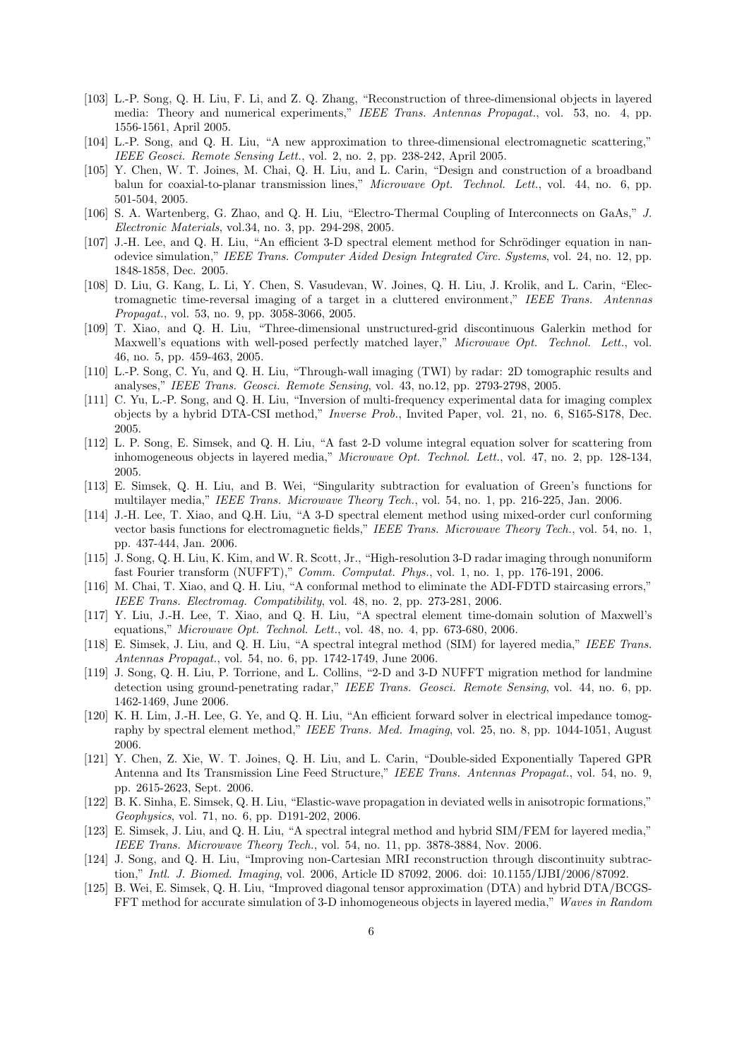[103] L.-P. Song, Q. H. Liu, F. Li, and Z. Q. Zhang, "Reconstruction of three-dimensional objects in layered media: Theory and numerical experiments," *IEEE Trans. Antennas Propagat.*, vol. 53, no. 4, pp. 1556-1561, April 2005.

[104] L.-P. Song, and Q. H. Liu, "A new approximation to three-dimensional electromagnetic scattering," *IEEE Geosci. Remote Sensing Lett.*, vol. 2, no. 2, pp. 238-242, April 2005.

[105] Y. Chen, W. T. Joines, M. Chai, Q. H. Liu, and L. Carin, "Design and construction of a broadband balun for coaxial-to-planar transmission lines," *Microwave Opt. Technol. Lett.*, vol. 44, no. 6, pp. 501-504, 2005.

[106] S. A. Wartenberg, G. Zhao, and Q. H. Liu, "Electro-Thermal Coupling of Interconnects on GaAs," *J. Electronic Materials*, vol.34, no. 3, pp. 294-298, 2005.

[107] J.-H. Lee, and Q. H. Liu, "An efficient 3-D spectral element method for Schrödinger equation in nanodevice simulation," *IEEE Trans. Computer Aided Design Integrated Circ. Systems*, vol. 24, no. 12, pp. 1848-1858, Dec. 2005.

[108] D. Liu, G. Kang, L. Li, Y. Chen, S. Vasudevan, W. Joines, Q. H. Liu, J. Krolik, and L. Carin, "Electromagnetic time-reversal imaging of a target in a cluttered environment," *IEEE Trans. Antennas Propagat.*, vol. 53, no. 9, pp. 3058-3066, 2005.

[109] T. Xiao, and Q. H. Liu, "Three-dimensional unstructured-grid discontinuous Galerkin method for Maxwell's equations with well-posed perfectly matched layer," *Microwave Opt. Technol. Lett.*, vol. 46, no. 5, pp. 459-463, 2005.

[110] L.-P. Song, C. Yu, and Q. H. Liu, "Through-wall imaging (TWI) by radar: 2D tomographic results and analyses," *IEEE Trans. Geosci. Remote Sensing*, vol. 43, no.12, pp. 2793-2798, 2005.

[111] C. Yu, L.-P. Song, and Q. H. Liu, "Inversion of multi-frequency experimental data for imaging complex objects by a hybrid DTA-CSI method," *Inverse Prob.*, Invited Paper, vol. 21, no. 6, S165-S178, Dec. 2005.

[112] L. P. Song, E. Simsek, and Q. H. Liu, "A fast 2-D volume integral equation solver for scattering from inhomogeneous objects in layered media," *Microwave Opt. Technol. Lett.*, vol. 47, no. 2, pp. 128-134, 2005.

[113] E. Simsek, Q. H. Liu, and B. Wei, "Singularity subtraction for evaluation of Green's functions for multilayer media," *IEEE Trans. Microwave Theory Tech.*, vol. 54, no. 1, pp. 216-225, Jan. 2006.

[114] J.-H. Lee, T. Xiao, and Q.H. Liu, "A 3-D spectral element method using mixed-order curl conforming vector basis functions for electromagnetic fields," *IEEE Trans. Microwave Theory Tech.*, vol. 54, no. 1, pp. 437-444, Jan. 2006.

[115] J. Song, Q. H. Liu, K. Kim, and W. R. Scott, Jr., "High-resolution 3-D radar imaging through nonuniform fast Fourier transform (NUFFT)," *Comm. Computat. Phys.*, vol. 1, no. 1, pp. 176-191, 2006.

[116] M. Chai, T. Xiao, and Q. H. Liu, "A conformal method to eliminate the ADI-FDTD staircasing errors," *IEEE Trans. Electromag. Compatibility*, vol. 48, no. 2, pp. 273-281, 2006.

[117] Y. Liu, J.-H. Lee, T. Xiao, and Q. H. Liu, "A spectral element time-domain solution of Maxwell's equations," *Microwave Opt. Technol. Lett.*, vol. 48, no. 4, pp. 673-680, 2006.

[118] E. Simsek, J. Liu, and Q. H. Liu, "A spectral integral method (SIM) for layered media," *IEEE Trans. Antennas Propagat.*, vol. 54, no. 6, pp. 1742-1749, June 2006.

[119] J. Song, Q. H. Liu, P. Torrione, and L. Collins, "2-D and 3-D NUFFT migration method for landmine detection using ground-penetrating radar," *IEEE Trans. Geosci. Remote Sensing*, vol. 44, no. 6, pp. 1462-1469, June 2006.

[120] K. H. Lim, J.-H. Lee, G. Ye, and Q. H. Liu, "An efficient forward solver in electrical impedance tomography by spectral element method," *IEEE Trans. Med. Imaging*, vol. 25, no. 8, pp. 1044-1051, August 2006.

[121] Y. Chen, Z. Xie, W. T. Joines, Q. H. Liu, and L. Carin, "Double-sided Exponentially Tapered GPR Antenna and Its Transmission Line Feed Structure," *IEEE Trans. Antennas Propagat.*, vol. 54, no. 9, pp. 2615-2623, Sept. 2006.

[122] B. K. Sinha, E. Simsek, Q. H. Liu, "Elastic-wave propagation in deviated wells in anisotropic formations," *Geophysics*, vol. 71, no. 6, pp. D191-202, 2006.

[123] E. Simsek, J. Liu, and Q. H. Liu, "A spectral integral method and hybrid SIM/FEM for layered media," *IEEE Trans. Microwave Theory Tech.*, vol. 54, no. 11, pp. 3878-3884, Nov. 2006.

[124] J. Song, and Q. H. Liu, "Improving non-Cartesian MRI reconstruction through discontinuity subtraction," *Intl. J. Biomed. Imaging*, vol. 2006, Article ID 87092, 2006. doi: 10.1155/IJBI/2006/87092.

[125] B. Wei, E. Simsek, Q. H. Liu, "Improved diagonal tensor approximation (DTA) and hybrid DTA/BCGS-FFT method for accurate simulation of 3-D inhomogeneous objects in layered media," *Waves in Random*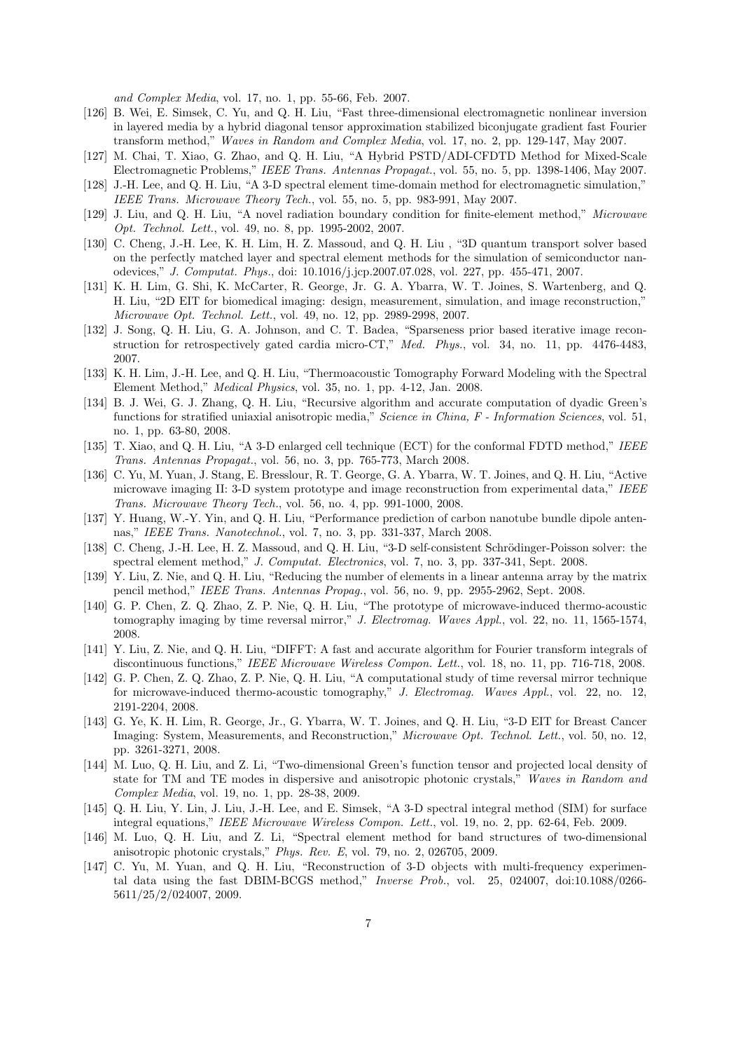*and Complex Media*, vol. 17, no. 1, pp. 55-66, Feb. 2007.

[126] B. Wei, E. Simsek, C. Yu, and Q. H. Liu, "Fast three-dimensional electromagnetic nonlinear inversion in layered media by a hybrid diagonal tensor approximation stabilized biconjugate gradient fast Fourier transform method," *Waves in Random and Complex Media*, vol. 17, no. 2, pp. 129-147, May 2007.

[127] M. Chai, T. Xiao, G. Zhao, and Q. H. Liu, "A Hybrid PSTD/ADI-CFDTD Method for Mixed-Scale Electromagnetic Problems," *IEEE Trans. Antennas Propagat.*, vol. 55, no. 5, pp. 1398-1406, May 2007.

[128] J.-H. Lee, and Q. H. Liu, "A 3-D spectral element time-domain method for electromagnetic simulation," *IEEE Trans. Microwave Theory Tech.*, vol. 55, no. 5, pp. 983-991, May 2007.

[129] J. Liu, and Q. H. Liu, "A novel radiation boundary condition for finite-element method," *Microwave Opt. Technol. Lett.*, vol. 49, no. 8, pp. 1995-2002, 2007.

[130] C. Cheng, J.-H. Lee, K. H. Lim, H. Z. Massoud, and Q. H. Liu , "3D quantum transport solver based on the perfectly matched layer and spectral element methods for the simulation of semiconductor nanodevices," *J. Computat. Phys.*, doi: 10.1016/j.jcp.2007.07.028, vol. 227, pp. 455-471, 2007.

[131] K. H. Lim, G. Shi, K. McCarter, R. George, Jr. G. A. Ybarra, W. T. Joines, S. Wartenberg, and Q. H. Liu, "2D EIT for biomedical imaging: design, measurement, simulation, and image reconstruction," *Microwave Opt. Technol. Lett.*, vol. 49, no. 12, pp. 2989-2998, 2007.

[132] J. Song, Q. H. Liu, G. A. Johnson, and C. T. Badea, "Sparseness prior based iterative image reconstruction for retrospectively gated cardia micro-CT," *Med. Phys.*, vol. 34, no. 11, pp. 4476-4483, 2007.

[133] K. H. Lim, J.-H. Lee, and Q. H. Liu, "Thermoacoustic Tomography Forward Modeling with the Spectral Element Method," *Medical Physics*, vol. 35, no. 1, pp. 4-12, Jan. 2008.

[134] B. J. Wei, G. J. Zhang, Q. H. Liu, "Recursive algorithm and accurate computation of dyadic Green's functions for stratified uniaxial anisotropic media," *Science in China, F - Information Sciences*, vol. 51, no. 1, pp. 63-80, 2008.

[135] T. Xiao, and Q. H. Liu, "A 3-D enlarged cell technique (ECT) for the conformal FDTD method," *IEEE Trans. Antennas Propagat.*, vol. 56, no. 3, pp. 765-773, March 2008.

[136] C. Yu, M. Yuan, J. Stang, E. Bresslour, R. T. George, G. A. Ybarra, W. T. Joines, and Q. H. Liu, "Active microwave imaging II: 3-D system prototype and image reconstruction from experimental data," *IEEE Trans. Microwave Theory Tech.*, vol. 56, no. 4, pp. 991-1000, 2008.

[137] Y. Huang, W.-Y. Yin, and Q. H. Liu, "Performance prediction of carbon nanotube bundle dipole antennas," *IEEE Trans. Nanotechnol.*, vol. 7, no. 3, pp. 331-337, March 2008.

[138] C. Cheng, J.-H. Lee, H. Z. Massoud, and Q. H. Liu, "3-D self-consistent Schrödinger-Poisson solver: the spectral element method," *J. Computat. Electronics*, vol. 7, no. 3, pp. 337-341, Sept. 2008.

[139] Y. Liu, Z. Nie, and Q. H. Liu, "Reducing the number of elements in a linear antenna array by the matrix pencil method," *IEEE Trans. Antennas Propag.*, vol. 56, no. 9, pp. 2955-2962, Sept. 2008.

[140] G. P. Chen, Z. Q. Zhao, Z. P. Nie, Q. H. Liu, "The prototype of microwave-induced thermo-acoustic tomography imaging by time reversal mirror," *J. Electromag. Waves Appl.*, vol. 22, no. 11, 1565-1574, 2008.

[141] Y. Liu, Z. Nie, and Q. H. Liu, "DIFFT: A fast and accurate algorithm for Fourier transform integrals of discontinuous functions," *IEEE Microwave Wireless Compon. Lett.*, vol. 18, no. 11, pp. 716-718, 2008.

[142] G. P. Chen, Z. Q. Zhao, Z. P. Nie, Q. H. Liu, "A computational study of time reversal mirror technique for microwave-induced thermo-acoustic tomography," *J. Electromag. Waves Appl.*, vol. 22, no. 12, 2191-2204, 2008.

[143] G. Ye, K. H. Lim, R. George, Jr., G. Ybarra, W. T. Joines, and Q. H. Liu, "3-D EIT for Breast Cancer Imaging: System, Measurements, and Reconstruction," *Microwave Opt. Technol. Lett.*, vol. 50, no. 12, pp. 3261-3271, 2008.

[144] M. Luo, Q. H. Liu, and Z. Li, "Two-dimensional Green's function tensor and projected local density of state for TM and TE modes in dispersive and anisotropic photonic crystals," *Waves in Random and Complex Media*, vol. 19, no. 1, pp. 28-38, 2009.

[145] Q. H. Liu, Y. Lin, J. Liu, J.-H. Lee, and E. Simsek, "A 3-D spectral integral method (SIM) for surface integral equations," *IEEE Microwave Wireless Compon. Lett.*, vol. 19, no. 2, pp. 62-64, Feb. 2009.

[146] M. Luo, Q. H. Liu, and Z. Li, "Spectral element method for band structures of two-dimensional anisotropic photonic crystals," *Phys. Rev. E*, vol. 79, no. 2, 026705, 2009.

[147] C. Yu, M. Yuan, and Q. H. Liu, "Reconstruction of 3-D objects with multi-frequency experimental data using the fast DBIM-BCGS method," *Inverse Prob.*, vol. 25, 024007, doi:10.1088/0266-5611/25/2/024007, 2009.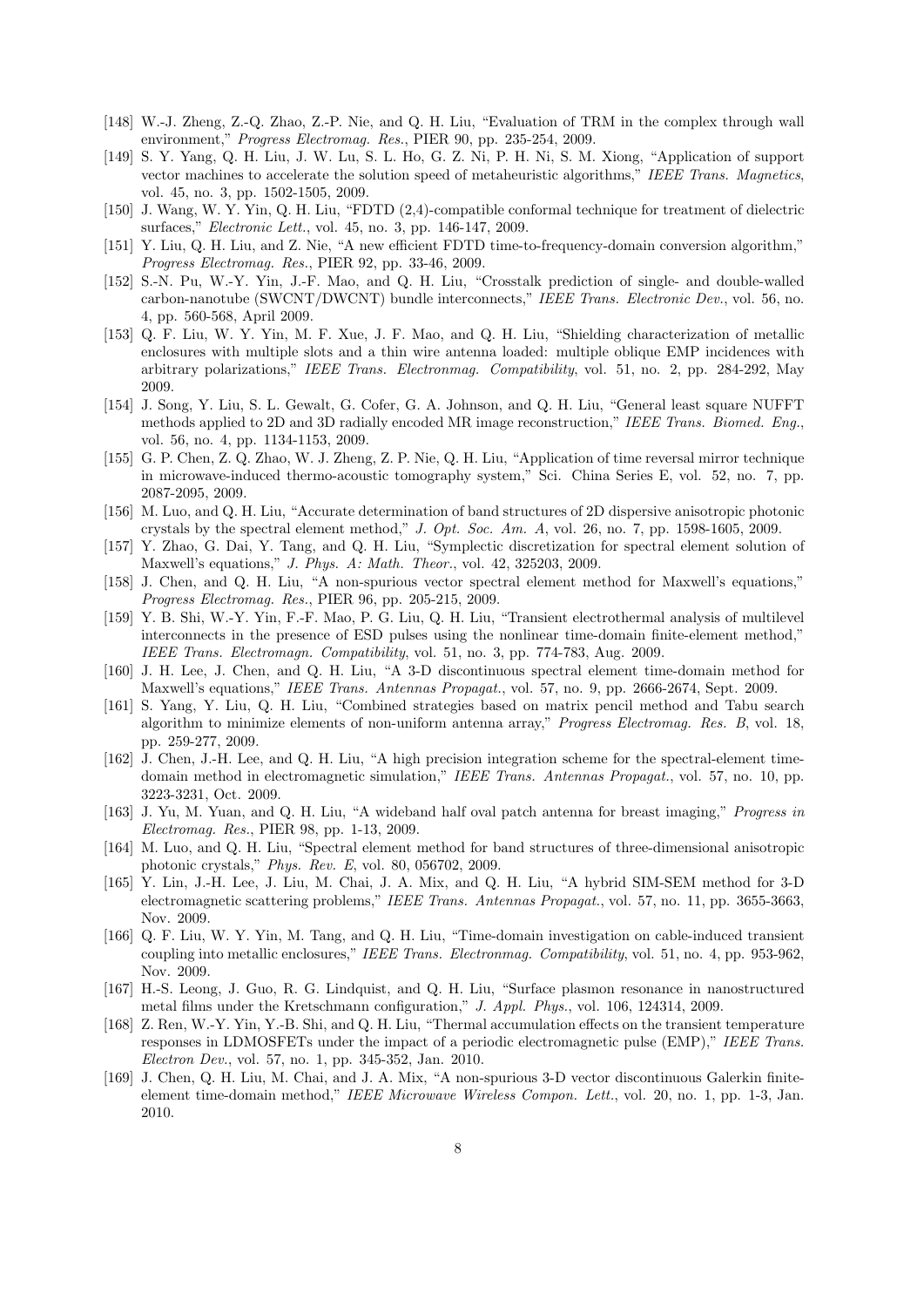[148] W.-J. Zheng, Z.-Q. Zhao, Z.-P. Nie, and Q. H. Liu, "Evaluation of TRM in the complex through wall environment," *Progress Electromag. Res.*, PIER 90, pp. 235-254, 2009.

[149] S. Y. Yang, Q. H. Liu, J. W. Lu, S. L. Ho, G. Z. Ni, P. H. Ni, S. M. Xiong, "Application of support vector machines to accelerate the solution speed of metaheuristic algorithms," *IEEE Trans. Magnetics*, vol. 45, no. 3, pp. 1502-1505, 2009.

[150] J. Wang, W. Y. Yin, Q. H. Liu, "FDTD (2,4)-compatible conformal technique for treatment of dielectric surfaces," *Electronic Lett.*, vol. 45, no. 3, pp. 146-147, 2009.

[151] Y. Liu, Q. H. Liu, and Z. Nie, "A new efficient FDTD time-to-frequency-domain conversion algorithm," *Progress Electromag. Res.*, PIER 92, pp. 33-46, 2009.

[152] S.-N. Pu, W.-Y. Yin, J.-F. Mao, and Q. H. Liu, "Crosstalk prediction of single- and double-walled carbon-nanotube (SWCNT/DWCNT) bundle interconnects," *IEEE Trans. Electronic Dev.*, vol. 56, no. 4, pp. 560-568, April 2009.

[153] Q. F. Liu, W. Y. Yin, M. F. Xue, J. F. Mao, and Q. H. Liu, "Shielding characterization of metallic enclosures with multiple slots and a thin wire antenna loaded: multiple oblique EMP incidences with arbitrary polarizations," *IEEE Trans. Electronmag. Compatibility*, vol. 51, no. 2, pp. 284-292, May 2009.

[154] J. Song, Y. Liu, S. L. Gewalt, G. Cofer, G. A. Johnson, and Q. H. Liu, "General least square NUFFT methods applied to 2D and 3D radially encoded MR image reconstruction," *IEEE Trans. Biomed. Eng.*, vol. 56, no. 4, pp. 1134-1153, 2009.

[155] G. P. Chen, Z. Q. Zhao, W. J. Zheng, Z. P. Nie, Q. H. Liu, "Application of time reversal mirror technique in microwave-induced thermo-acoustic tomography system," Sci. China Series E, vol. 52, no. 7, pp. 2087-2095, 2009.

[156] M. Luo, and Q. H. Liu, "Accurate determination of band structures of 2D dispersive anisotropic photonic crystals by the spectral element method," *J. Opt. Soc. Am. A*, vol. 26, no. 7, pp. 1598-1605, 2009.

[157] Y. Zhao, G. Dai, Y. Tang, and Q. H. Liu, "Symplectic discretization for spectral element solution of Maxwell's equations," *J. Phys. A: Math. Theor.*, vol. 42, 325203, 2009.

[158] J. Chen, and Q. H. Liu, "A non-spurious vector spectral element method for Maxwell's equations," *Progress Electromag. Res.*, PIER 96, pp. 205-215, 2009.

[159] Y. B. Shi, W.-Y. Yin, F.-F. Mao, P. G. Liu, Q. H. Liu, "Transient electrothermal analysis of multilevel interconnects in the presence of ESD pulses using the nonlinear time-domain finite-element method," *IEEE Trans. Electromagn. Compatibility*, vol. 51, no. 3, pp. 774-783, Aug. 2009.

[160] J. H. Lee, J. Chen, and Q. H. Liu, "A 3-D discontinuous spectral element time-domain method for Maxwell's equations," *IEEE Trans. Antennas Propagat.*, vol. 57, no. 9, pp. 2666-2674, Sept. 2009.

[161] S. Yang, Y. Liu, Q. H. Liu, "Combined strategies based on matrix pencil method and Tabu search algorithm to minimize elements of non-uniform antenna array," *Progress Electromag. Res. B*, vol. 18, pp. 259-277, 2009.

[162] J. Chen, J.-H. Lee, and Q. H. Liu, "A high precision integration scheme for the spectral-element time-domain method in electromagnetic simulation," *IEEE Trans. Antennas Propagat.*, vol. 57, no. 10, pp. 3223-3231, Oct. 2009.

[163] J. Yu, M. Yuan, and Q. H. Liu, "A wideband half oval patch antenna for breast imaging," *Progress in Electromag. Res.*, PIER 98, pp. 1-13, 2009.

[164] M. Luo, and Q. H. Liu, "Spectral element method for band structures of three-dimensional anisotropic photonic crystals," *Phys. Rev. E*, vol. 80, 056702, 2009.

[165] Y. Lin, J.-H. Lee, J. Liu, M. Chai, J. A. Mix, and Q. H. Liu, "A hybrid SIM-SEM method for 3-D electromagnetic scattering problems," *IEEE Trans. Antennas Propagat.*, vol. 57, no. 11, pp. 3655-3663, Nov. 2009.

[166] Q. F. Liu, W. Y. Yin, M. Tang, and Q. H. Liu, "Time-domain investigation on cable-induced transient coupling into metallic enclosures," *IEEE Trans. Electronmag. Compatibility*, vol. 51, no. 4, pp. 953-962, Nov. 2009.

[167] H.-S. Leong, J. Guo, R. G. Lindquist, and Q. H. Liu, "Surface plasmon resonance in nanostructured metal films under the Kretschmann configuration," *J. Appl. Phys.*, vol. 106, 124314, 2009.

[168] Z. Ren, W.-Y. Yin, Y.-B. Shi, and Q. H. Liu, "Thermal accumulation effects on the transient temperature responses in LDMOSFETs under the impact of a periodic electromagnetic pulse (EMP)," *IEEE Trans. Electron Dev.*, vol. 57, no. 1, pp. 345-352, Jan. 2010.

[169] J. Chen, Q. H. Liu, M. Chai, and J. A. Mix, "A non-spurious 3-D vector discontinuous Galerkin finite-element time-domain method," *IEEE Microwave Wireless Compon. Lett.*, vol. 20, no. 1, pp. 1-3, Jan. 2010.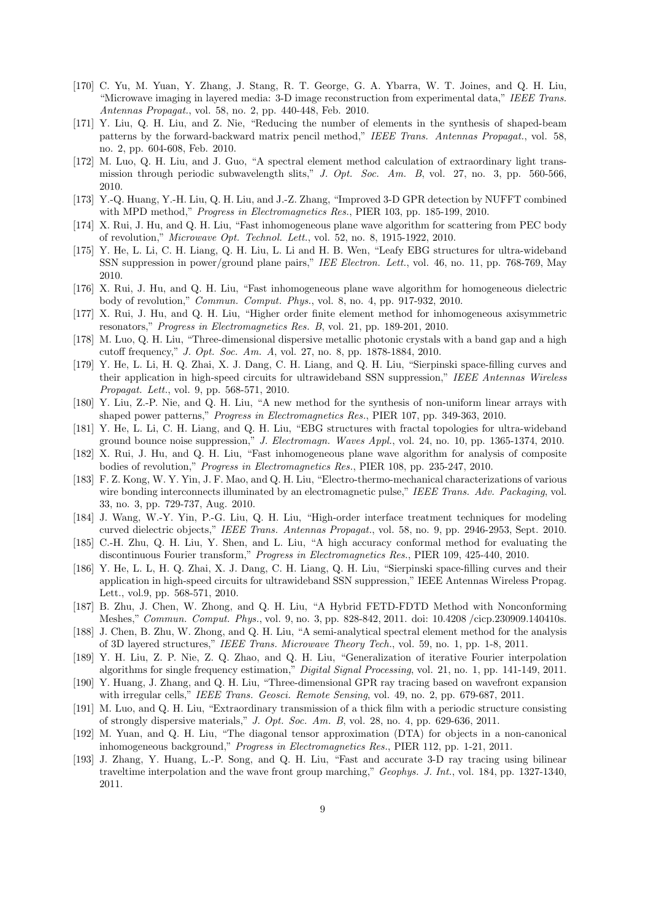[170] C. Yu, M. Yuan, Y. Zhang, J. Stang, R. T. George, G. A. Ybarra, W. T. Joines, and Q. H. Liu, "Microwave imaging in layered media: 3-D image reconstruction from experimental data," *IEEE Trans. Antennas Propagat.*, vol. 58, no. 2, pp. 440-448, Feb. 2010.

[171] Y. Liu, Q. H. Liu, and Z. Nie, "Reducing the number of elements in the synthesis of shaped-beam patterns by the forward-backward matrix pencil method," *IEEE Trans. Antennas Propagat.*, vol. 58, no. 2, pp. 604-608, Feb. 2010.

[172] M. Luo, Q. H. Liu, and J. Guo, "A spectral element method calculation of extraordinary light transmission through periodic subwavelength slits," *J. Opt. Soc. Am. B*, vol. 27, no. 3, pp. 560-566, 2010.

[173] Y.-Q. Huang, Y.-H. Liu, Q. H. Liu, and J.-Z. Zhang, "Improved 3-D GPR detection by NUFFT combined with MPD method," *Progress in Electromagnetics Res.*, PIER 103, pp. 185-199, 2010.

[174] X. Rui, J. Hu, and Q. H. Liu, "Fast inhomogeneous plane wave algorithm for scattering from PEC body of revolution," *Microwave Opt. Technol. Lett.*, vol. 52, no. 8, 1915-1922, 2010.

[175] Y. He, L. Li, C. H. Liang, Q. H. Liu, L. Li and H. B. Wen, "Leafy EBG structures for ultra-wideband SSN suppression in power/ground plane pairs," *IEE Electron. Lett.*, vol. 46, no. 11, pp. 768-769, May 2010.

[176] X. Rui, J. Hu, and Q. H. Liu, "Fast inhomogeneous plane wave algorithm for homogeneous dielectric body of revolution," *Commun. Comput. Phys.*, vol. 8, no. 4, pp. 917-932, 2010.

[177] X. Rui, J. Hu, and Q. H. Liu, "Higher order finite element method for inhomogeneous axisymmetric resonators," *Progress in Electromagnetics Res. B*, vol. 21, pp. 189-201, 2010.

[178] M. Luo, Q. H. Liu, "Three-dimensional dispersive metallic photonic crystals with a band gap and a high cutoff frequency," *J. Opt. Soc. Am. A*, vol. 27, no. 8, pp. 1878-1884, 2010.

[179] Y. He, L. Li, H. Q. Zhai, X. J. Dang, C. H. Liang, and Q. H. Liu, "Sierpinski space-filling curves and their application in high-speed circuits for ultrawideband SSN suppression," *IEEE Antennas Wireless Propagat. Lett.*, vol. 9, pp. 568-571, 2010.

[180] Y. Liu, Z.-P. Nie, and Q. H. Liu, "A new method for the synthesis of non-uniform linear arrays with shaped power patterns," *Progress in Electromagnetics Res.*, PIER 107, pp. 349-363, 2010.

[181] Y. He, L. Li, C. H. Liang, and Q. H. Liu, "EBG structures with fractal topologies for ultra-wideband ground bounce noise suppression," *J. Electromagn. Waves Appl.*, vol. 24, no. 10, pp. 1365-1374, 2010.

[182] X. Rui, J. Hu, and Q. H. Liu, "Fast inhomogeneous plane wave algorithm for analysis of composite bodies of revolution," *Progress in Electromagnetics Res.*, PIER 108, pp. 235-247, 2010.

[183] F. Z. Kong, W. Y. Yin, J. F. Mao, and Q. H. Liu, "Electro-thermo-mechanical characterizations of various wire bonding interconnects illuminated by an electromagnetic pulse," *IEEE Trans. Adv. Packaging*, vol. 33, no. 3, pp. 729-737, Aug. 2010.

[184] J. Wang, W.-Y. Yin, P.-G. Liu, Q. H. Liu, "High-order interface treatment techniques for modeling curved dielectric objects," *IEEE Trans. Antennas Propagat.*, vol. 58, no. 9, pp. 2946-2953, Sept. 2010.

[185] C.-H. Zhu, Q. H. Liu, Y. Shen, and L. Liu, "A high accuracy conformal method for evaluating the discontinuous Fourier transform," *Progress in Electromagnetics Res.*, PIER 109, 425-440, 2010.

[186] Y. He, L. L, H. Q. Zhai, X. J. Dang, C. H. Liang, Q. H. Liu, "Sierpinski space-filling curves and their application in high-speed circuits for ultrawideband SSN suppression," IEEE Antennas Wireless Propag. Lett., vol.9, pp. 568-571, 2010.

[187] B. Zhu, J. Chen, W. Zhong, and Q. H. Liu, "A Hybrid FETD-FDTD Method with Nonconforming Meshes," *Commun. Comput. Phys.*, vol. 9, no. 3, pp. 828-842, 2011. doi: 10.4208 /cicp.230909.140410s.

[188] J. Chen, B. Zhu, W. Zhong, and Q. H. Liu, "A semi-analytical spectral element method for the analysis of 3D layered structures," *IEEE Trans. Microwave Theory Tech.*, vol. 59, no. 1, pp. 1-8, 2011.

[189] Y. H. Liu, Z. P. Nie, Z. Q. Zhao, and Q. H. Liu, "Generalization of iterative Fourier interpolation algorithms for single frequency estimation," *Digital Signal Processing*, vol. 21, no. 1, pp. 141-149, 2011.

[190] Y. Huang, J. Zhang, and Q. H. Liu, "Three-dimensional GPR ray tracing based on wavefront expansion with irregular cells," *IEEE Trans. Geosci. Remote Sensing*, vol. 49, no. 2, pp. 679-687, 2011.

[191] M. Luo, and Q. H. Liu, "Extraordinary transmission of a thick film with a periodic structure consisting of strongly dispersive materials," *J. Opt. Soc. Am. B*, vol. 28, no. 4, pp. 629-636, 2011.

[192] M. Yuan, and Q. H. Liu, "The diagonal tensor approximation (DTA) for objects in a non-canonical inhomogeneous background," *Progress in Electromagnetics Res.*, PIER 112, pp. 1-21, 2011.

[193] J. Zhang, Y. Huang, L.-P. Song, and Q. H. Liu, "Fast and accurate 3-D ray tracing using bilinear traveltime interpolation and the wave front group marching," *Geophys. J. Int.*, vol. 184, pp. 1327-1340, 2011.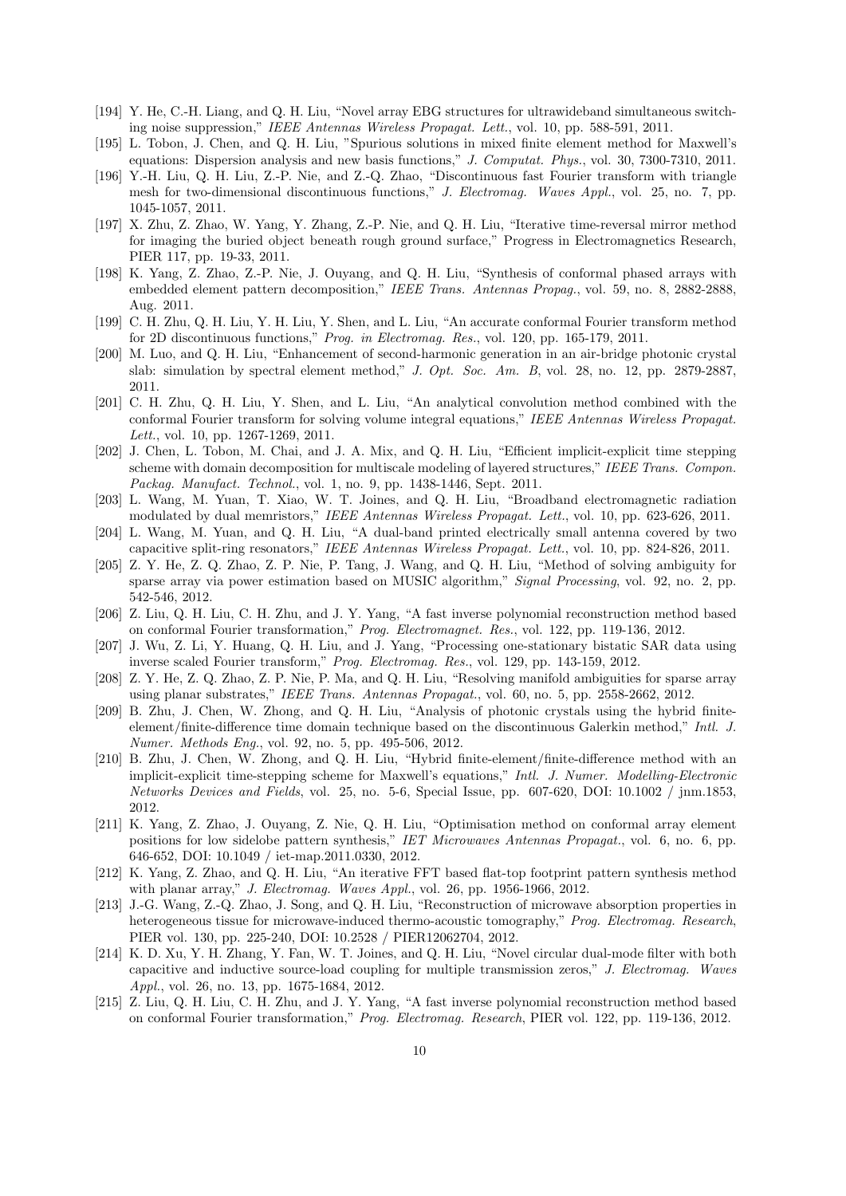[194] Y. He, C.-H. Liang, and Q. H. Liu, "Novel array EBG structures for ultrawideband simultaneous switching noise suppression," *IEEE Antennas Wireless Propagat. Lett.*, vol. 10, pp. 588-591, 2011.

[195] L. Tobon, J. Chen, and Q. H. Liu, "Spurious solutions in mixed finite element method for Maxwell's equations: Dispersion analysis and new basis functions," *J. Computat. Phys.*, vol. 30, 7300-7310, 2011.

[196] Y.-H. Liu, Q. H. Liu, Z.-P. Nie, and Z.-Q. Zhao, "Discontinuous fast Fourier transform with triangle mesh for two-dimensional discontinuous functions," *J. Electromag. Waves Appl.*, vol. 25, no. 7, pp. 1045-1057, 2011.

[197] X. Zhu, Z. Zhao, W. Yang, Y. Zhang, Z.-P. Nie, and Q. H. Liu, "Iterative time-reversal mirror method for imaging the buried object beneath rough ground surface," Progress in Electromagnetics Research, PIER 117, pp. 19-33, 2011.

[198] K. Yang, Z. Zhao, Z.-P. Nie, J. Ouyang, and Q. H. Liu, "Synthesis of conformal phased arrays with embedded element pattern decomposition," *IEEE Trans. Antennas Propag.*, vol. 59, no. 8, 2882-2888, Aug. 2011.

[199] C. H. Zhu, Q. H. Liu, Y. H. Liu, Y. Shen, and L. Liu, "An accurate conformal Fourier transform method for 2D discontinuous functions," *Prog. in Electromag. Res.*, vol. 120, pp. 165-179, 2011.

[200] M. Luo, and Q. H. Liu, "Enhancement of second-harmonic generation in an air-bridge photonic crystal slab: simulation by spectral element method," *J. Opt. Soc. Am. B*, vol. 28, no. 12, pp. 2879-2887, 2011.

[201] C. H. Zhu, Q. H. Liu, Y. Shen, and L. Liu, "An analytical convolution method combined with the conformal Fourier transform for solving volume integral equations," *IEEE Antennas Wireless Propagat. Lett.*, vol. 10, pp. 1267-1269, 2011.

[202] J. Chen, L. Tobon, M. Chai, and J. A. Mix, and Q. H. Liu, "Efficient implicit-explicit time stepping scheme with domain decomposition for multiscale modeling of layered structures," *IEEE Trans. Compon. Packag. Manufact. Technol.*, vol. 1, no. 9, pp. 1438-1446, Sept. 2011.

[203] L. Wang, M. Yuan, T. Xiao, W. T. Joines, and Q. H. Liu, "Broadband electromagnetic radiation modulated by dual memristors," *IEEE Antennas Wireless Propagat. Lett.*, vol. 10, pp. 623-626, 2011.

[204] L. Wang, M. Yuan, and Q. H. Liu, "A dual-band printed electrically small antenna covered by two capacitive split-ring resonators," *IEEE Antennas Wireless Propagat. Lett.*, vol. 10, pp. 824-826, 2011.

[205] Z. Y. He, Z. Q. Zhao, Z. P. Nie, P. Tang, J. Wang, and Q. H. Liu, "Method of solving ambiguity for sparse array via power estimation based on MUSIC algorithm," *Signal Processing*, vol. 92, no. 2, pp. 542-546, 2012.

[206] Z. Liu, Q. H. Liu, C. H. Zhu, and J. Y. Yang, "A fast inverse polynomial reconstruction method based on conformal Fourier transformation," *Prog. Electromagnet. Res.*, vol. 122, pp. 119-136, 2012.

[207] J. Wu, Z. Li, Y. Huang, Q. H. Liu, and J. Yang, "Processing one-stationary bistatic SAR data using inverse scaled Fourier transform," *Prog. Electromag. Res.*, vol. 129, pp. 143-159, 2012.

[208] Z. Y. He, Z. Q. Zhao, Z. P. Nie, P. Ma, and Q. H. Liu, "Resolving manifold ambiguities for sparse array using planar substrates," *IEEE Trans. Antennas Propagat.*, vol. 60, no. 5, pp. 2558-2662, 2012.

[209] B. Zhu, J. Chen, W. Zhong, and Q. H. Liu, "Analysis of photonic crystals using the hybrid finite-element/finite-difference time domain technique based on the discontinuous Galerkin method," *Intl. J. Numer. Methods Eng.*, vol. 92, no. 5, pp. 495-506, 2012.

[210] B. Zhu, J. Chen, W. Zhong, and Q. H. Liu, "Hybrid finite-element/finite-difference method with an implicit-explicit time-stepping scheme for Maxwell's equations," *Intl. J. Numer. Modelling-Electronic Networks Devices and Fields*, vol. 25, no. 5-6, Special Issue, pp. 607-620, DOI: 10.1002 / jnm.1853, 2012.

[211] K. Yang, Z. Zhao, J. Ouyang, Z. Nie, Q. H. Liu, "Optimisation method on conformal array element positions for low sidelobe pattern synthesis," *IET Microwaves Antennas Propagat.*, vol. 6, no. 6, pp. 646-652, DOI: 10.1049 / iet-map.2011.0330, 2012.

[212] K. Yang, Z. Zhao, and Q. H. Liu, "An iterative FFT based flat-top footprint pattern synthesis method with planar array," *J. Electromag. Waves Appl.*, vol. 26, pp. 1956-1966, 2012.

[213] J.-G. Wang, Z.-Q. Zhao, J. Song, and Q. H. Liu, "Reconstruction of microwave absorption properties in heterogeneous tissue for microwave-induced thermo-acoustic tomography," *Prog. Electromag. Research*, PIER vol. 130, pp. 225-240, DOI: 10.2528 / PIER12062704, 2012.

[214] K. D. Xu, Y. H. Zhang, Y. Fan, W. T. Joines, and Q. H. Liu, "Novel circular dual-mode filter with both capacitive and inductive source-load coupling for multiple transmission zeros," *J. Electromag. Waves Appl.*, vol. 26, no. 13, pp. 1675-1684, 2012.

[215] Z. Liu, Q. H. Liu, C. H. Zhu, and J. Y. Yang, "A fast inverse polynomial reconstruction method based on conformal Fourier transformation," *Prog. Electromag. Research*, PIER vol. 122, pp. 119-136, 2012.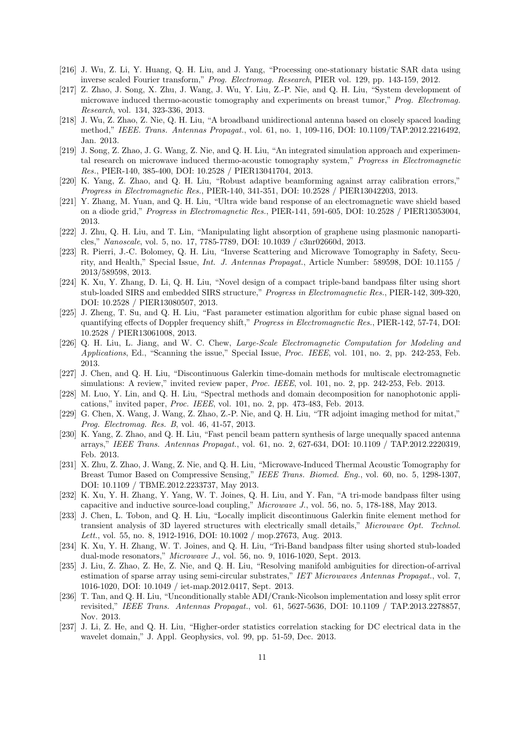[216] J. Wu, Z. Li, Y. Huang, Q. H. Liu, and J. Yang, "Processing one-stationary bistatic SAR data using inverse scaled Fourier transform," *Prog. Electromag. Research*, PIER vol. 129, pp. 143-159, 2012.

[217] Z. Zhao, J. Song, X. Zhu, J. Wang, J. Wu, Y. Liu, Z.-P. Nie, and Q. H. Liu, "System development of microwave induced thermo-acoustic tomography and experiments on breast tumor," *Prog. Electromag. Research*, vol. 134, 323-336, 2013.

[218] J. Wu, Z. Zhao, Z. Nie, Q. H. Liu, "A broadband unidirectional antenna based on closely spaced loading method," *IEEE. Trans. Antennas Propagat.*, vol. 61, no. 1, 109-116, DOI: 10.1109/TAP.2012.2216492, Jan. 2013.

[219] J. Song, Z. Zhao, J. G. Wang, Z. Nie, and Q. H. Liu, "An integrated simulation approach and experimental research on microwave induced thermo-acoustic tomography system," *Progress in Electromagnetic Res.*, PIER-140, 385-400, DOI: 10.2528 / PIER13041704, 2013.

[220] K. Yang, Z. Zhao, and Q. H. Liu, "Robust adaptive beamforming against array calibration errors," *Progress in Electromagnetic Res.*, PIER-140, 341-351, DOI: 10.2528 / PIER13042203, 2013.

[221] Y. Zhang, M. Yuan, and Q. H. Liu, "Ultra wide band response of an electromagnetic wave shield based on a diode grid," *Progress in Electromagnetic Res.*, PIER-141, 591-605, DOI: 10.2528 / PIER13053004, 2013.

[222] J. Zhu, Q. H. Liu, and T. Lin, "Manipulating light absorption of graphene using plasmonic nanoparticles," *Nanoscale*, vol. 5, no. 17, 7785-7789, DOI: 10.1039 / c3nr02660d, 2013.

[223] R. Pierri, J.-C. Bolomey, Q. H. Liu, "Inverse Scattering and Microwave Tomography in Safety, Security, and Health," Special Issue, *Int. J. Antennas Propagat.*, Article Number: 589598, DOI: 10.1155 / 2013/589598, 2013.

[224] K. Xu, Y. Zhang, D. Li, Q. H. Liu, "Novel design of a compact triple-band bandpass filter using short stub-loaded SIRS and embedded SIRS structure," *Progress in Electromagnetic Res.*, PIER-142, 309-320, DOI: 10.2528 / PIER13080507, 2013.

[225] J. Zheng, T. Su, and Q. H. Liu, "Fast parameter estimation algorithm for cubic phase signal based on quantifying effects of Doppler frequency shift," *Progress in Electromagnetic Res.*, PIER-142, 57-74, DOI: 10.2528 / PIER13061008, 2013.

[226] Q. H. Liu, L. Jiang, and W. C. Chew, *Large-Scale Electromagnetic Computation for Modeling and Applications*, Ed., "Scanning the issue," Special Issue, *Proc. IEEE*, vol. 101, no. 2, pp. 242-253, Feb. 2013.

[227] J. Chen, and Q. H. Liu, "Discontinuous Galerkin time-domain methods for multiscale electromagnetic simulations: A review," invited review paper, *Proc. IEEE*, vol. 101, no. 2, pp. 242-253, Feb. 2013.

[228] M. Luo, Y. Lin, and Q. H. Liu, "Spectral methods and domain decomposition for nanophotonic applications," invited paper, *Proc. IEEE*, vol. 101, no. 2, pp. 473-483, Feb. 2013.

[229] G. Chen, X. Wang, J. Wang, Z. Zhao, Z.-P. Nie, and Q. H. Liu, "TR adjoint imaging method for mitat," *Prog. Electromag. Res. B*, vol. 46, 41-57, 2013.

[230] K. Yang, Z. Zhao, and Q. H. Liu, "Fast pencil beam pattern synthesis of large unequally spaced antenna arrays," *IEEE Trans. Antennas Propagat.*, vol. 61, no. 2, 627-634, DOI: 10.1109 / TAP.2012.2220319, Feb. 2013.

[231] X. Zhu, Z. Zhao, J. Wang, Z. Nie, and Q. H. Liu, "Microwave-Induced Thermal Acoustic Tomography for Breast Tumor Based on Compressive Sensing," *IEEE Trans. Biomed. Eng.*, vol. 60, no. 5, 1298-1307, DOI: 10.1109 / TBME.2012.2233737, May 2013.

[232] K. Xu, Y. H. Zhang, Y. Yang, W. T. Joines, Q. H. Liu, and Y. Fan, "A tri-mode bandpass filter using capacitive and inductive source-load coupling," *Microwave J.*, vol. 56, no. 5, 178-188, May 2013.

[233] J. Chen, L. Tobon, and Q. H. Liu, "Locally implicit discontinuous Galerkin finite element method for transient analysis of 3D layered structures with electrically small details," *Microwave Opt. Technol. Lett.*, vol. 55, no. 8, 1912-1916, DOI: 10.1002 / mop.27673, Aug. 2013.

[234] K. Xu, Y. H. Zhang, W. T. Joines, and Q. H. Liu, "Tri-Band bandpass filter using shorted stub-loaded dual-mode resonators," *Microwave J.*, vol. 56, no. 9, 1016-1020, Sept. 2013.

[235] J. Liu, Z. Zhao, Z. He, Z. Nie, and Q. H. Liu, "Resolving manifold ambiguities for direction-of-arrival estimation of sparse array using semi-circular substrates," *IET Microwaves Antennas Propagat.*, vol. 7, 1016-1020, DOI: 10.1049 / iet-map.2012.0417, Sept. 2013.

[236] T. Tan, and Q. H. Liu, "Unconditionally stable ADI/Crank-Nicolson implementation and lossy split error revisited," *IEEE Trans. Antennas Propagat.*, vol. 61, 5627-5636, DOI: 10.1109 / TAP.2013.2278857, Nov. 2013.

[237] J. Li, Z. He, and Q. H. Liu, "Higher-order statistics correlation stacking for DC electrical data in the wavelet domain," J. Appl. Geophysics, vol. 99, pp. 51-59, Dec. 2013.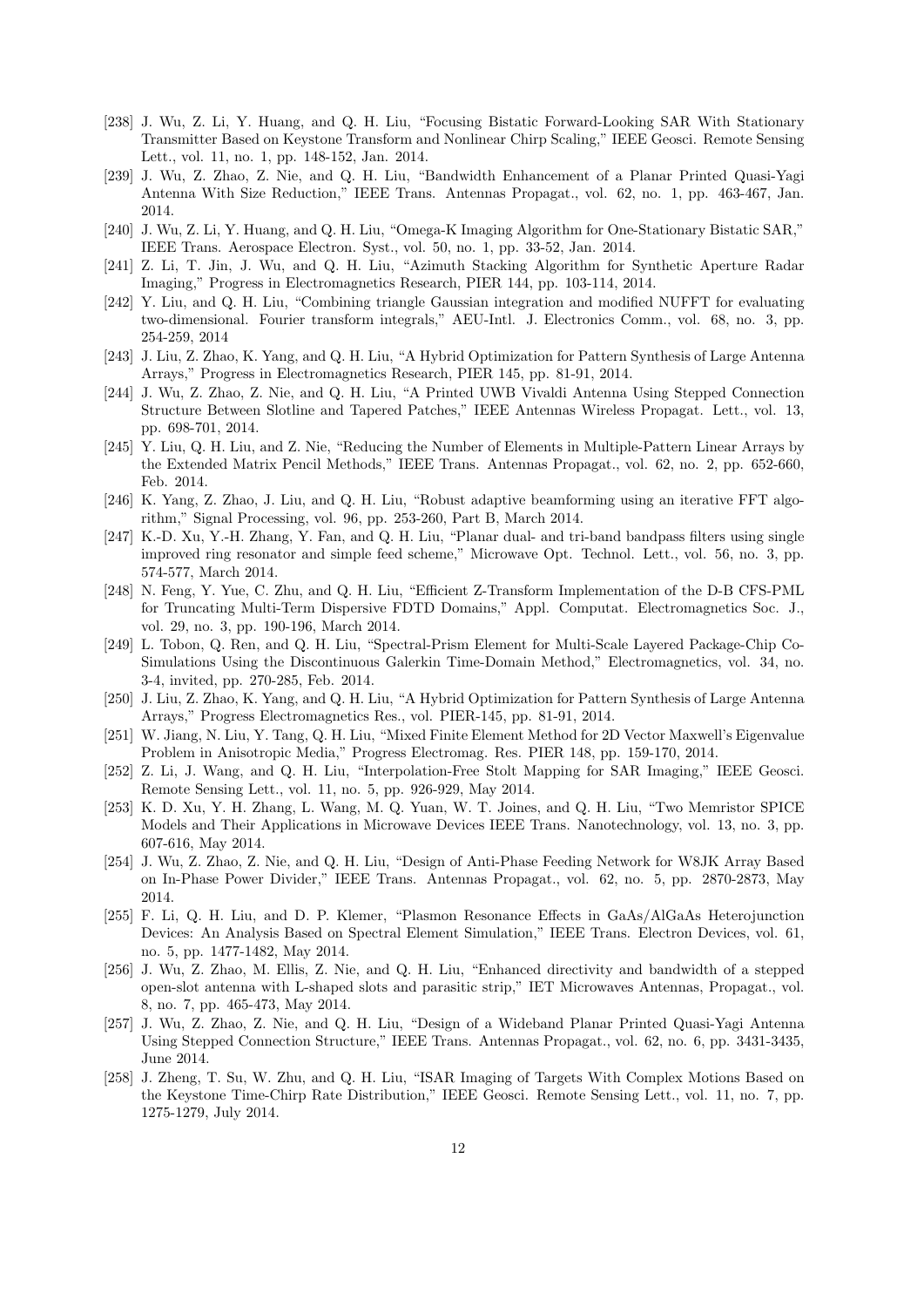[238] J. Wu, Z. Li, Y. Huang, and Q. H. Liu, "Focusing Bistatic Forward-Looking SAR With Stationary Transmitter Based on Keystone Transform and Nonlinear Chirp Scaling," IEEE Geosci. Remote Sensing Lett., vol. 11, no. 1, pp. 148-152, Jan. 2014.

[239] J. Wu, Z. Zhao, Z. Nie, and Q. H. Liu, "Bandwidth Enhancement of a Planar Printed Quasi-Yagi Antenna With Size Reduction," IEEE Trans. Antennas Propagat., vol. 62, no. 1, pp. 463-467, Jan. 2014.

[240] J. Wu, Z. Li, Y. Huang, and Q. H. Liu, "Omega-K Imaging Algorithm for One-Stationary Bistatic SAR," IEEE Trans. Aerospace Electron. Syst., vol. 50, no. 1, pp. 33-52, Jan. 2014.

[241] Z. Li, T. Jin, J. Wu, and Q. H. Liu, "Azimuth Stacking Algorithm for Synthetic Aperture Radar Imaging," Progress in Electromagnetics Research, PIER 144, pp. 103-114, 2014.

[242] Y. Liu, and Q. H. Liu, "Combining triangle Gaussian integration and modified NUFFT for evaluating two-dimensional. Fourier transform integrals," AEU-Intl. J. Electronics Comm., vol. 68, no. 3, pp. 254-259, 2014

[243] J. Liu, Z. Zhao, K. Yang, and Q. H. Liu, "A Hybrid Optimization for Pattern Synthesis of Large Antenna Arrays," Progress in Electromagnetics Research, PIER 145, pp. 81-91, 2014.

[244] J. Wu, Z. Zhao, Z. Nie, and Q. H. Liu, "A Printed UWB Vivaldi Antenna Using Stepped Connection Structure Between Slotline and Tapered Patches," IEEE Antennas Wireless Propagat. Lett., vol. 13, pp. 698-701, 2014.

[245] Y. Liu, Q. H. Liu, and Z. Nie, "Reducing the Number of Elements in Multiple-Pattern Linear Arrays by the Extended Matrix Pencil Methods," IEEE Trans. Antennas Propagat., vol. 62, no. 2, pp. 652-660, Feb. 2014.

[246] K. Yang, Z. Zhao, J. Liu, and Q. H. Liu, "Robust adaptive beamforming using an iterative FFT algorithm," Signal Processing, vol. 96, pp. 253-260, Part B, March 2014.

[247] K.-D. Xu, Y.-H. Zhang, Y. Fan, and Q. H. Liu, "Planar dual- and tri-band bandpass filters using single improved ring resonator and simple feed scheme," Microwave Opt. Technol. Lett., vol. 56, no. 3, pp. 574-577, March 2014.

[248] N. Feng, Y. Yue, C. Zhu, and Q. H. Liu, "Efficient Z-Transform Implementation of the D-B CFS-PML for Truncating Multi-Term Dispersive FDTD Domains," Appl. Computat. Electromagnetics Soc. J., vol. 29, no. 3, pp. 190-196, March 2014.

[249] L. Tobon, Q. Ren, and Q. H. Liu, "Spectral-Prism Element for Multi-Scale Layered Package-Chip Co-Simulations Using the Discontinuous Galerkin Time-Domain Method," Electromagnetics, vol. 34, no. 3-4, invited, pp. 270-285, Feb. 2014.

[250] J. Liu, Z. Zhao, K. Yang, and Q. H. Liu, "A Hybrid Optimization for Pattern Synthesis of Large Antenna Arrays," Progress Electromagnetics Res., vol. PIER-145, pp. 81-91, 2014.

[251] W. Jiang, N. Liu, Y. Tang, Q. H. Liu, "Mixed Finite Element Method for 2D Vector Maxwell's Eigenvalue Problem in Anisotropic Media," Progress Electromag. Res. PIER 148, pp. 159-170, 2014.

[252] Z. Li, J. Wang, and Q. H. Liu, "Interpolation-Free Stolt Mapping for SAR Imaging," IEEE Geosci. Remote Sensing Lett., vol. 11, no. 5, pp. 926-929, May 2014.

[253] K. D. Xu, Y. H. Zhang, L. Wang, M. Q. Yuan, W. T. Joines, and Q. H. Liu, "Two Memristor SPICE Models and Their Applications in Microwave Devices IEEE Trans. Nanotechnology, vol. 13, no. 3, pp. 607-616, May 2014.

[254] J. Wu, Z. Zhao, Z. Nie, and Q. H. Liu, "Design of Anti-Phase Feeding Network for W8JK Array Based on In-Phase Power Divider," IEEE Trans. Antennas Propagat., vol. 62, no. 5, pp. 2870-2873, May 2014.

[255] F. Li, Q. H. Liu, and D. P. Klemer, "Plasmon Resonance Effects in GaAs/AlGaAs Heterojunction Devices: An Analysis Based on Spectral Element Simulation," IEEE Trans. Electron Devices, vol. 61, no. 5, pp. 1477-1482, May 2014.

[256] J. Wu, Z. Zhao, M. Ellis, Z. Nie, and Q. H. Liu, "Enhanced directivity and bandwidth of a stepped open-slot antenna with L-shaped slots and parasitic strip," IET Microwaves Antennas, Propagat., vol. 8, no. 7, pp. 465-473, May 2014.

[257] J. Wu, Z. Zhao, Z. Nie, and Q. H. Liu, "Design of a Wideband Planar Printed Quasi-Yagi Antenna Using Stepped Connection Structure," IEEE Trans. Antennas Propagat., vol. 62, no. 6, pp. 3431-3435, June 2014.

[258] J. Zheng, T. Su, W. Zhu, and Q. H. Liu, "ISAR Imaging of Targets With Complex Motions Based on the Keystone Time-Chirp Rate Distribution," IEEE Geosci. Remote Sensing Lett., vol. 11, no. 7, pp. 1275-1279, July 2014.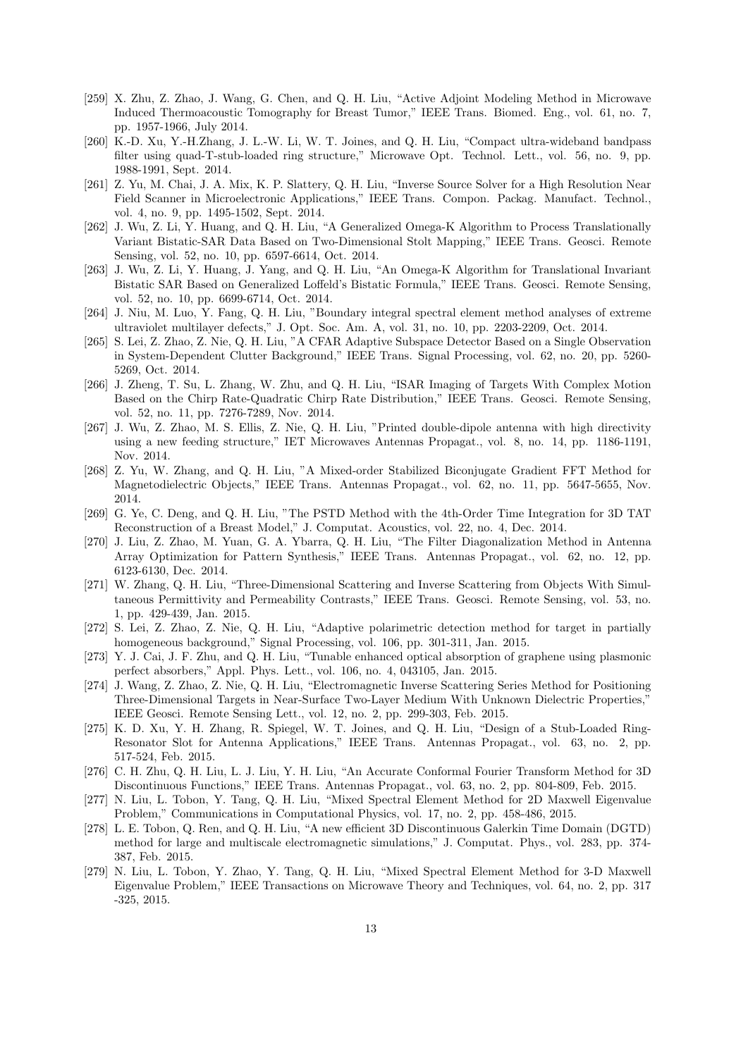[259] X. Zhu, Z. Zhao, J. Wang, G. Chen, and Q. H. Liu, "Active Adjoint Modeling Method in Microwave Induced Thermoacoustic Tomography for Breast Tumor," IEEE Trans. Biomed. Eng., vol. 61, no. 7, pp. 1957-1966, July 2014.

[260] K.-D. Xu, Y.-H.Zhang, J. L.-W. Li, W. T. Joines, and Q. H. Liu, "Compact ultra-wideband bandpass filter using quad-T-stub-loaded ring structure," Microwave Opt. Technol. Lett., vol. 56, no. 9, pp. 1988-1991, Sept. 2014.

[261] Z. Yu, M. Chai, J. A. Mix, K. P. Slattery, Q. H. Liu, "Inverse Source Solver for a High Resolution Near Field Scanner in Microelectronic Applications," IEEE Trans. Compon. Packag. Manufact. Technol., vol. 4, no. 9, pp. 1495-1502, Sept. 2014.

[262] J. Wu, Z. Li, Y. Huang, and Q. H. Liu, "A Generalized Omega-K Algorithm to Process Translationally Variant Bistatic-SAR Data Based on Two-Dimensional Stolt Mapping," IEEE Trans. Geosci. Remote Sensing, vol. 52, no. 10, pp. 6597-6614, Oct. 2014.

[263] J. Wu, Z. Li, Y. Huang, J. Yang, and Q. H. Liu, "An Omega-K Algorithm for Translational Invariant Bistatic SAR Based on Generalized Loffeld's Bistatic Formula," IEEE Trans. Geosci. Remote Sensing, vol. 52, no. 10, pp. 6699-6714, Oct. 2014.

[264] J. Niu, M. Luo, Y. Fang, Q. H. Liu, "Boundary integral spectral element method analyses of extreme ultraviolet multilayer defects," J. Opt. Soc. Am. A, vol. 31, no. 10, pp. 2203-2209, Oct. 2014.

[265] S. Lei, Z. Zhao, Z. Nie, Q. H. Liu, "A CFAR Adaptive Subspace Detector Based on a Single Observation in System-Dependent Clutter Background," IEEE Trans. Signal Processing, vol. 62, no. 20, pp. 5260-5269, Oct. 2014.

[266] J. Zheng, T. Su, L. Zhang, W. Zhu, and Q. H. Liu, "ISAR Imaging of Targets With Complex Motion Based on the Chirp Rate-Quadratic Chirp Rate Distribution," IEEE Trans. Geosci. Remote Sensing, vol. 52, no. 11, pp. 7276-7289, Nov. 2014.

[267] J. Wu, Z. Zhao, M. S. Ellis, Z. Nie, Q. H. Liu, "Printed double-dipole antenna with high directivity using a new feeding structure," IET Microwaves Antennas Propagat., vol. 8, no. 14, pp. 1186-1191, Nov. 2014.

[268] Z. Yu, W. Zhang, and Q. H. Liu, "A Mixed-order Stabilized Biconjugate Gradient FFT Method for Magnetodielectric Objects," IEEE Trans. Antennas Propagat., vol. 62, no. 11, pp. 5647-5655, Nov. 2014.

[269] G. Ye, C. Deng, and Q. H. Liu, "The PSTD Method with the 4th-Order Time Integration for 3D TAT Reconstruction of a Breast Model," J. Computat. Acoustics, vol. 22, no. 4, Dec. 2014.

[270] J. Liu, Z. Zhao, M. Yuan, G. A. Ybarra, Q. H. Liu, "The Filter Diagonalization Method in Antenna Array Optimization for Pattern Synthesis," IEEE Trans. Antennas Propagat., vol. 62, no. 12, pp. 6123-6130, Dec. 2014.

[271] W. Zhang, Q. H. Liu, "Three-Dimensional Scattering and Inverse Scattering from Objects With Simultaneous Permittivity and Permeability Contrasts," IEEE Trans. Geosci. Remote Sensing, vol. 53, no. 1, pp. 429-439, Jan. 2015.

[272] S. Lei, Z. Zhao, Z. Nie, Q. H. Liu, "Adaptive polarimetric detection method for target in partially homogeneous background," Signal Processing, vol. 106, pp. 301-311, Jan. 2015.

[273] Y. J. Cai, J. F. Zhu, and Q. H. Liu, "Tunable enhanced optical absorption of graphene using plasmonic perfect absorbers," Appl. Phys. Lett., vol. 106, no. 4, 043105, Jan. 2015.

[274] J. Wang, Z. Zhao, Z. Nie, Q. H. Liu, "Electromagnetic Inverse Scattering Series Method for Positioning Three-Dimensional Targets in Near-Surface Two-Layer Medium With Unknown Dielectric Properties," IEEE Geosci. Remote Sensing Lett., vol. 12, no. 2, pp. 299-303, Feb. 2015.

[275] K. D. Xu, Y. H. Zhang, R. Spiegel, W. T. Joines, and Q. H. Liu, "Design of a Stub-Loaded Ring-Resonator Slot for Antenna Applications," IEEE Trans. Antennas Propagat., vol. 63, no. 2, pp. 517-524, Feb. 2015.

[276] C. H. Zhu, Q. H. Liu, L. J. Liu, Y. H. Liu, "An Accurate Conformal Fourier Transform Method for 3D Discontinuous Functions," IEEE Trans. Antennas Propagat., vol. 63, no. 2, pp. 804-809, Feb. 2015.

[277] N. Liu, L. Tobon, Y. Tang, Q. H. Liu, "Mixed Spectral Element Method for 2D Maxwell Eigenvalue Problem," Communications in Computational Physics, vol. 17, no. 2, pp. 458-486, 2015.

[278] L. E. Tobon, Q. Ren, and Q. H. Liu, "A new efficient 3D Discontinuous Galerkin Time Domain (DGTD) method for large and multiscale electromagnetic simulations," J. Computat. Phys., vol. 283, pp. 374-387, Feb. 2015.

[279] N. Liu, L. Tobon, Y. Zhao, Y. Tang, Q. H. Liu, "Mixed Spectral Element Method for 3-D Maxwell Eigenvalue Problem," IEEE Transactions on Microwave Theory and Techniques, vol. 64, no. 2, pp. 317 -325, 2015.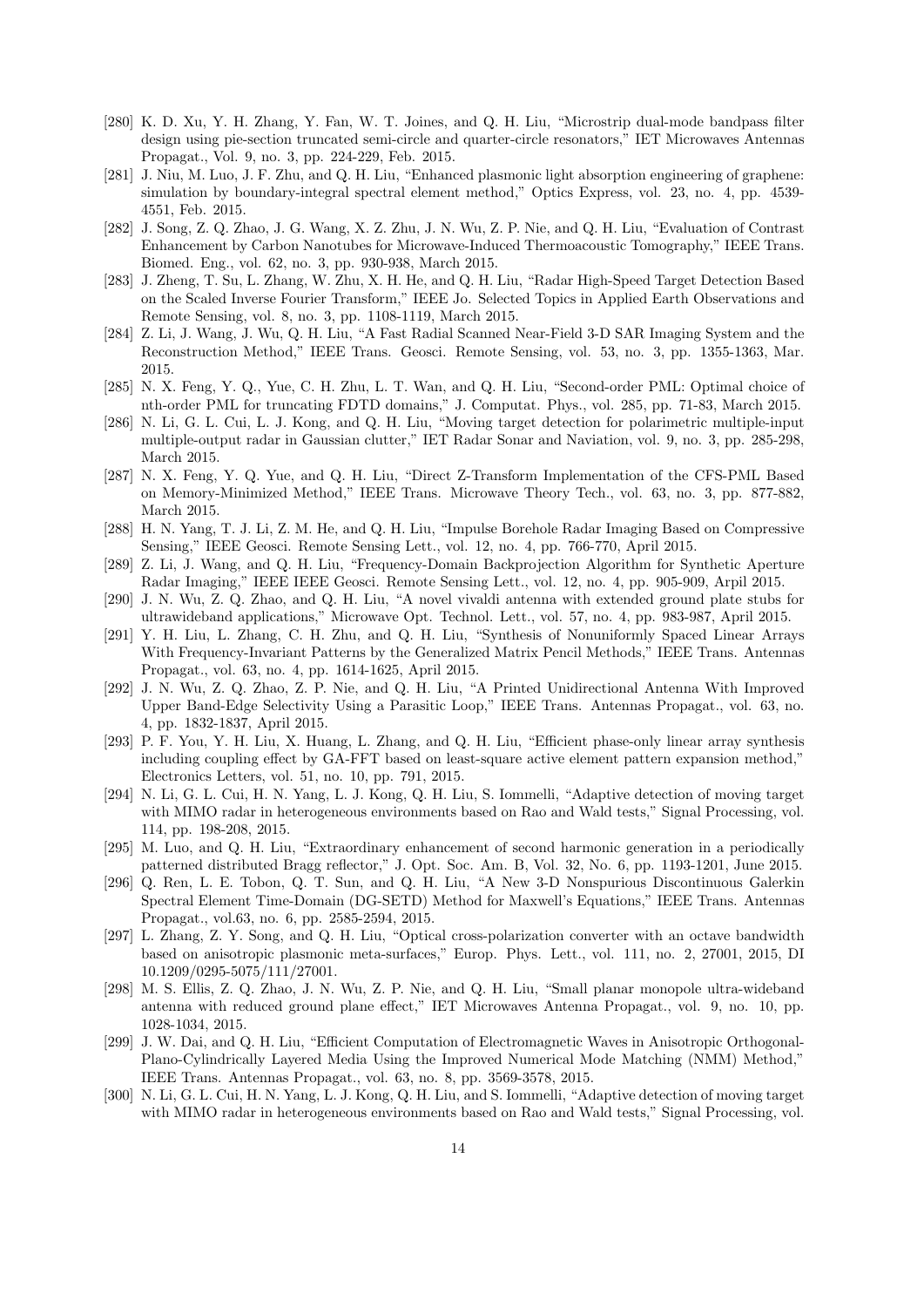[280] K. D. Xu, Y. H. Zhang, Y. Fan, W. T. Joines, and Q. H. Liu, "Microstrip dual-mode bandpass filter design using pie-section truncated semi-circle and quarter-circle resonators," IET Microwaves Antennas Propagat., Vol. 9, no. 3, pp. 224-229, Feb. 2015.

[281] J. Niu, M. Luo, J. F. Zhu, and Q. H. Liu, "Enhanced plasmonic light absorption engineering of graphene: simulation by boundary-integral spectral element method," Optics Express, vol. 23, no. 4, pp. 4539-4551, Feb. 2015.

[282] J. Song, Z. Q. Zhao, J. G. Wang, X. Z. Zhu, J. N. Wu, Z. P. Nie, and Q. H. Liu, "Evaluation of Contrast Enhancement by Carbon Nanotubes for Microwave-Induced Thermoacoustic Tomography," IEEE Trans. Biomed. Eng., vol. 62, no. 3, pp. 930-938, March 2015.

[283] J. Zheng, T. Su, L. Zhang, W. Zhu, X. H. He, and Q. H. Liu, "Radar High-Speed Target Detection Based on the Scaled Inverse Fourier Transform," IEEE Jo. Selected Topics in Applied Earth Observations and Remote Sensing, vol. 8, no. 3, pp. 1108-1119, March 2015.

[284] Z. Li, J. Wang, J. Wu, Q. H. Liu, "A Fast Radial Scanned Near-Field 3-D SAR Imaging System and the Reconstruction Method," IEEE Trans. Geosci. Remote Sensing, vol. 53, no. 3, pp. 1355-1363, Mar. 2015.

[285] N. X. Feng, Y. Q., Yue, C. H. Zhu, L. T. Wan, and Q. H. Liu, "Second-order PML: Optimal choice of nth-order PML for truncating FDTD domains," J. Computat. Phys., vol. 285, pp. 71-83, March 2015.

[286] N. Li, G. L. Cui, L. J. Kong, and Q. H. Liu, "Moving target detection for polarimetric multiple-input multiple-output radar in Gaussian clutter," IET Radar Sonar and Naviation, vol. 9, no. 3, pp. 285-298, March 2015.

[287] N. X. Feng, Y. Q. Yue, and Q. H. Liu, "Direct Z-Transform Implementation of the CFS-PML Based on Memory-Minimized Method," IEEE Trans. Microwave Theory Tech., vol. 63, no. 3, pp. 877-882, March 2015.

[288] H. N. Yang, T. J. Li, Z. M. He, and Q. H. Liu, "Impulse Borehole Radar Imaging Based on Compressive Sensing," IEEE Geosci. Remote Sensing Lett., vol. 12, no. 4, pp. 766-770, April 2015.

[289] Z. Li, J. Wang, and Q. H. Liu, "Frequency-Domain Backprojection Algorithm for Synthetic Aperture Radar Imaging," IEEE IEEE Geosci. Remote Sensing Lett., vol. 12, no. 4, pp. 905-909, Arpil 2015.

[290] J. N. Wu, Z. Q. Zhao, and Q. H. Liu, "A novel vivaldi antenna with extended ground plate stubs for ultrawideband applications," Microwave Opt. Technol. Lett., vol. 57, no. 4, pp. 983-987, April 2015.

[291] Y. H. Liu, L. Zhang, C. H. Zhu, and Q. H. Liu, "Synthesis of Nonuniformly Spaced Linear Arrays With Frequency-Invariant Patterns by the Generalized Matrix Pencil Methods," IEEE Trans. Antennas Propagat., vol. 63, no. 4, pp. 1614-1625, April 2015.

[292] J. N. Wu, Z. Q. Zhao, Z. P. Nie, and Q. H. Liu, "A Printed Unidirectional Antenna With Improved Upper Band-Edge Selectivity Using a Parasitic Loop," IEEE Trans. Antennas Propagat., vol. 63, no. 4, pp. 1832-1837, April 2015.

[293] P. F. You, Y. H. Liu, X. Huang, L. Zhang, and Q. H. Liu, "Efficient phase-only linear array synthesis including coupling effect by GA-FFT based on least-square active element pattern expansion method," Electronics Letters, vol. 51, no. 10, pp. 791, 2015.

[294] N. Li, G. L. Cui, H. N. Yang, L. J. Kong, Q. H. Liu, S. Iommelli, "Adaptive detection of moving target with MIMO radar in heterogeneous environments based on Rao and Wald tests," Signal Processing, vol. 114, pp. 198-208, 2015.

[295] M. Luo, and Q. H. Liu, "Extraordinary enhancement of second harmonic generation in a periodically patterned distributed Bragg reflector," J. Opt. Soc. Am. B, Vol. 32, No. 6, pp. 1193-1201, June 2015.

[296] Q. Ren, L. E. Tobon, Q. T. Sun, and Q. H. Liu, "A New 3-D Nonspurious Discontinuous Galerkin Spectral Element Time-Domain (DG-SETD) Method for Maxwell's Equations," IEEE Trans. Antennas Propagat., vol.63, no. 6, pp. 2585-2594, 2015.

[297] L. Zhang, Z. Y. Song, and Q. H. Liu, "Optical cross-polarization converter with an octave bandwidth based on anisotropic plasmonic meta-surfaces," Europ. Phys. Lett., vol. 111, no. 2, 27001, 2015, DI 10.1209/0295-5075/111/27001.

[298] M. S. Ellis, Z. Q. Zhao, J. N. Wu, Z. P. Nie, and Q. H. Liu, "Small planar monopole ultra-wideband antenna with reduced ground plane effect," IET Microwaves Antenna Propagat., vol. 9, no. 10, pp. 1028-1034, 2015.

[299] J. W. Dai, and Q. H. Liu, "Efficient Computation of Electromagnetic Waves in Anisotropic Orthogonal-Plano-Cylindrically Layered Media Using the Improved Numerical Mode Matching (NMM) Method," IEEE Trans. Antennas Propagat., vol. 63, no. 8, pp. 3569-3578, 2015.

[300] N. Li, G. L. Cui, H. N. Yang, L. J. Kong, Q. H. Liu, and S. Iommelli, "Adaptive detection of moving target with MIMO radar in heterogeneous environments based on Rao and Wald tests," Signal Processing, vol.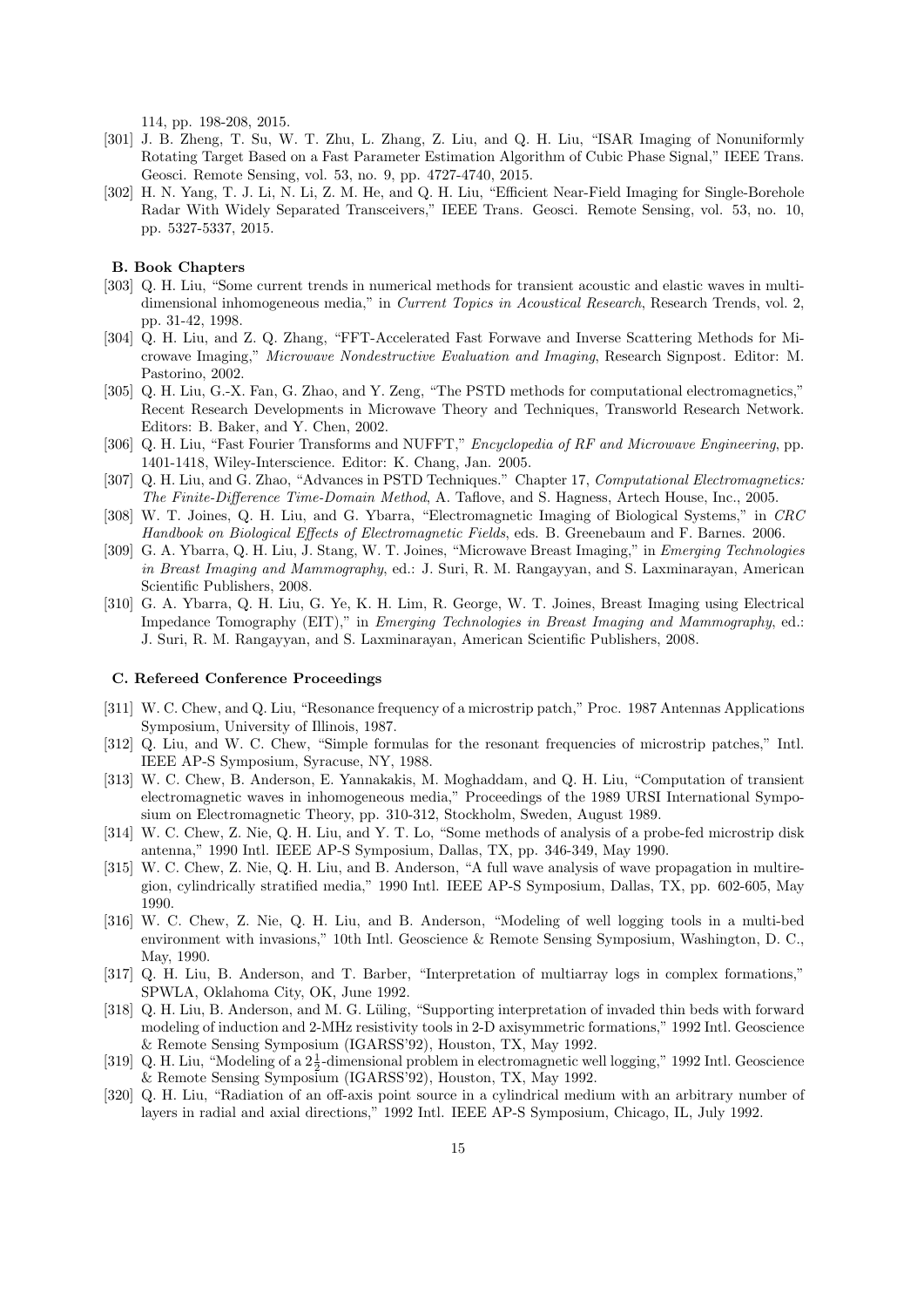114, pp. 198-208, 2015.

[301] J. B. Zheng, T. Su, W. T. Zhu, L. Zhang, Z. Liu, and Q. H. Liu, "ISAR Imaging of Nonuniformly Rotating Target Based on a Fast Parameter Estimation Algorithm of Cubic Phase Signal," IEEE Trans. Geosci. Remote Sensing, vol. 53, no. 9, pp. 4727-4740, 2015.

[302] H. N. Yang, T. J. Li, N. Li, Z. M. He, and Q. H. Liu, "Efficient Near-Field Imaging for Single-Borehole Radar With Widely Separated Transceivers," IEEE Trans. Geosci. Remote Sensing, vol. 53, no. 10, pp. 5327-5337, 2015.

#### B. Book Chapters

[303] Q. H. Liu, "Some current trends in numerical methods for transient acoustic and elastic waves in multidimensional inhomogeneous media," in *Current Topics in Acoustical Research*, Research Trends, vol. 2, pp. 31-42, 1998.

[304] Q. H. Liu, and Z. Q. Zhang, "FFT-Accelerated Fast Forwave and Inverse Scattering Methods for Microwave Imaging," *Microwave Nondestructive Evaluation and Imaging*, Research Signpost. Editor: M. Pastorino, 2002.

[305] Q. H. Liu, G.-X. Fan, G. Zhao, and Y. Zeng, "The PSTD methods for computational electromagnetics," Recent Research Developments in Microwave Theory and Techniques, Transworld Research Network. Editors: B. Baker, and Y. Chen, 2002.

[306] Q. H. Liu, "Fast Fourier Transforms and NUFFT," *Encyclopedia of RF and Microwave Engineering*, pp. 1401-1418, Wiley-Interscience. Editor: K. Chang, Jan. 2005.

[307] Q. H. Liu, and G. Zhao, "Advances in PSTD Techniques." Chapter 17, *Computational Electromagnetics: The Finite-Difference Time-Domain Method*, A. Taflove, and S. Hagness, Artech House, Inc., 2005.

[308] W. T. Joines, Q. H. Liu, and G. Ybarra, "Electromagnetic Imaging of Biological Systems," in *CRC Handbook on Biological Effects of Electromagnetic Fields*, eds. B. Greenebaum and F. Barnes. 2006.

[309] G. A. Ybarra, Q. H. Liu, J. Stang, W. T. Joines, "Microwave Breast Imaging," in *Emerging Technologies in Breast Imaging and Mammography*, ed.: J. Suri, R. M. Rangayyan, and S. Laxminarayan, American Scientific Publishers, 2008.

[310] G. A. Ybarra, Q. H. Liu, G. Ye, K. H. Lim, R. George, W. T. Joines, Breast Imaging using Electrical Impedance Tomography (EIT)," in *Emerging Technologies in Breast Imaging and Mammography*, ed.: J. Suri, R. M. Rangayyan, and S. Laxminarayan, American Scientific Publishers, 2008.

#### C. Refereed Conference Proceedings

[311] W. C. Chew, and Q. Liu, "Resonance frequency of a microstrip patch," Proc. 1987 Antennas Applications Symposium, University of Illinois, 1987.

[312] Q. Liu, and W. C. Chew, "Simple formulas for the resonant frequencies of microstrip patches," Intl. IEEE AP-S Symposium, Syracuse, NY, 1988.

[313] W. C. Chew, B. Anderson, E. Yannakakis, M. Moghaddam, and Q. H. Liu, "Computation of transient electromagnetic waves in inhomogeneous media," Proceedings of the 1989 URSI International Symposium on Electromagnetic Theory, pp. 310-312, Stockholm, Sweden, August 1989.

[314] W. C. Chew, Z. Nie, Q. H. Liu, and Y. T. Lo, "Some methods of analysis of a probe-fed microstrip disk antenna," 1990 Intl. IEEE AP-S Symposium, Dallas, TX, pp. 346-349, May 1990.

[315] W. C. Chew, Z. Nie, Q. H. Liu, and B. Anderson, "A full wave analysis of wave propagation in multiregion, cylindrically stratified media," 1990 Intl. IEEE AP-S Symposium, Dallas, TX, pp. 602-605, May 1990.

[316] W. C. Chew, Z. Nie, Q. H. Liu, and B. Anderson, "Modeling of well logging tools in a multi-bed environment with invasions," 10th Intl. Geoscience & Remote Sensing Symposium, Washington, D. C., May, 1990.

[317] Q. H. Liu, B. Anderson, and T. Barber, "Interpretation of multiarray logs in complex formations," SPWLA, Oklahoma City, OK, June 1992.

[318] Q. H. Liu, B. Anderson, and M. G. Lüling, "Supporting interpretation of invaded thin beds with forward modeling of induction and 2-MHz resistivity tools in 2-D axisymmetric formations," 1992 Intl. Geoscience & Remote Sensing Symposium (IGARSS'92), Houston, TX, May 1992.

[319] Q. H. Liu, "Modeling of a $2\frac{1}{2}$-dimensional problem in electromagnetic well logging," 1992 Intl. Geoscience & Remote Sensing Symposium (IGARSS'92), Houston, TX, May 1992.

[320] Q. H. Liu, "Radiation of an off-axis point source in a cylindrical medium with an arbitrary number of layers in radial and axial directions," 1992 Intl. IEEE AP-S Symposium, Chicago, IL, July 1992.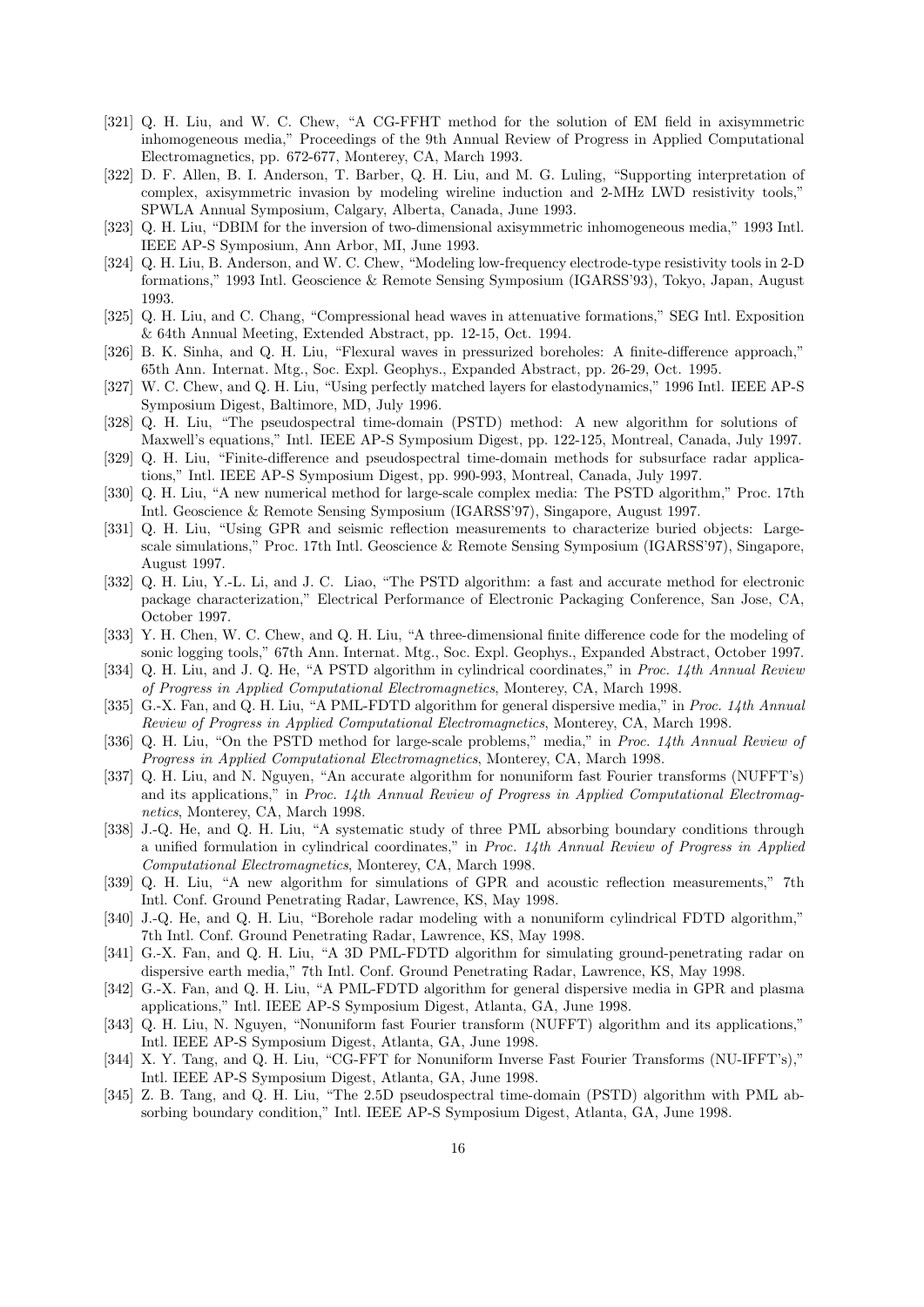[321] Q. H. Liu, and W. C. Chew, "A CG-FFHT method for the solution of EM field in axisymmetric inhomogeneous media," Proceedings of the 9th Annual Review of Progress in Applied Computational Electromagnetics, pp. 672-677, Monterey, CA, March 1993.

[322] D. F. Allen, B. I. Anderson, T. Barber, Q. H. Liu, and M. G. Luling, "Supporting interpretation of complex, axisymmetric invasion by modeling wireline induction and 2-MHz LWD resistivity tools," SPWLA Annual Symposium, Calgary, Alberta, Canada, June 1993.

[323] Q. H. Liu, "DBIM for the inversion of two-dimensional axisymmetric inhomogeneous media," 1993 Intl. IEEE AP-S Symposium, Ann Arbor, MI, June 1993.

[324] Q. H. Liu, B. Anderson, and W. C. Chew, "Modeling low-frequency electrode-type resistivity tools in 2-D formations," 1993 Intl. Geoscience & Remote Sensing Symposium (IGARSS'93), Tokyo, Japan, August 1993.

[325] Q. H. Liu, and C. Chang, "Compressional head waves in attenuative formations," SEG Intl. Exposition & 64th Annual Meeting, Extended Abstract, pp. 12-15, Oct. 1994.

[326] B. K. Sinha, and Q. H. Liu, "Flexural waves in pressurized boreholes: A finite-difference approach," 65th Ann. Internat. Mtg., Soc. Expl. Geophys., Expanded Abstract, pp. 26-29, Oct. 1995.

[327] W. C. Chew, and Q. H. Liu, "Using perfectly matched layers for elastodynamics," 1996 Intl. IEEE AP-S Symposium Digest, Baltimore, MD, July 1996.

[328] Q. H. Liu, "The pseudospectral time-domain (PSTD) method: A new algorithm for solutions of Maxwell's equations," Intl. IEEE AP-S Symposium Digest, pp. 122-125, Montreal, Canada, July 1997.

[329] Q. H. Liu, "Finite-difference and pseudospectral time-domain methods for subsurface radar applications," Intl. IEEE AP-S Symposium Digest, pp. 990-993, Montreal, Canada, July 1997.

[330] Q. H. Liu, "A new numerical method for large-scale complex media: The PSTD algorithm," Proc. 17th Intl. Geoscience & Remote Sensing Symposium (IGARSS'97), Singapore, August 1997.

[331] Q. H. Liu, "Using GPR and seismic reflection measurements to characterize buried objects: Large-scale simulations," Proc. 17th Intl. Geoscience & Remote Sensing Symposium (IGARSS'97), Singapore, August 1997.

[332] Q. H. Liu, Y.-L. Li, and J. C. Liao, "The PSTD algorithm: a fast and accurate method for electronic package characterization," Electrical Performance of Electronic Packaging Conference, San Jose, CA, October 1997.

[333] Y. H. Chen, W. C. Chew, and Q. H. Liu, "A three-dimensional finite difference code for the modeling of sonic logging tools," 67th Ann. Internat. Mtg., Soc. Expl. Geophys., Expanded Abstract, October 1997.

[334] Q. H. Liu, and J. Q. He, "A PSTD algorithm in cylindrical coordinates," in *Proc. 14th Annual Review of Progress in Applied Computational Electromagnetics*, Monterey, CA, March 1998.

[335] G.-X. Fan, and Q. H. Liu, "A PML-FDTD algorithm for general dispersive media," in *Proc. 14th Annual Review of Progress in Applied Computational Electromagnetics*, Monterey, CA, March 1998.

[336] Q. H. Liu, "On the PSTD method for large-scale problems," media," in *Proc. 14th Annual Review of Progress in Applied Computational Electromagnetics*, Monterey, CA, March 1998.

[337] Q. H. Liu, and N. Nguyen, "An accurate algorithm for nonuniform fast Fourier transforms (NUFFT's) and its applications," in *Proc. 14th Annual Review of Progress in Applied Computational Electromagnetics*, Monterey, CA, March 1998.

[338] J.-Q. He, and Q. H. Liu, "A systematic study of three PML absorbing boundary conditions through a unified formulation in cylindrical coordinates," in *Proc. 14th Annual Review of Progress in Applied Computational Electromagnetics*, Monterey, CA, March 1998.

[339] Q. H. Liu, "A new algorithm for simulations of GPR and acoustic reflection measurements," 7th Intl. Conf. Ground Penetrating Radar, Lawrence, KS, May 1998.

[340] J.-Q. He, and Q. H. Liu, "Borehole radar modeling with a nonuniform cylindrical FDTD algorithm," 7th Intl. Conf. Ground Penetrating Radar, Lawrence, KS, May 1998.

[341] G.-X. Fan, and Q. H. Liu, "A 3D PML-FDTD algorithm for simulating ground-penetrating radar on dispersive earth media," 7th Intl. Conf. Ground Penetrating Radar, Lawrence, KS, May 1998.

[342] G.-X. Fan, and Q. H. Liu, "A PML-FDTD algorithm for general dispersive media in GPR and plasma applications," Intl. IEEE AP-S Symposium Digest, Atlanta, GA, June 1998.

[343] Q. H. Liu, N. Nguyen, "Nonuniform fast Fourier transform (NUFFT) algorithm and its applications," Intl. IEEE AP-S Symposium Digest, Atlanta, GA, June 1998.

[344] X. Y. Tang, and Q. H. Liu, "CG-FFT for Nonuniform Inverse Fast Fourier Transforms (NU-IFFT's)," Intl. IEEE AP-S Symposium Digest, Atlanta, GA, June 1998.

[345] Z. B. Tang, and Q. H. Liu, "The 2.5D pseudospectral time-domain (PSTD) algorithm with PML absorbing boundary condition," Intl. IEEE AP-S Symposium Digest, Atlanta, GA, June 1998.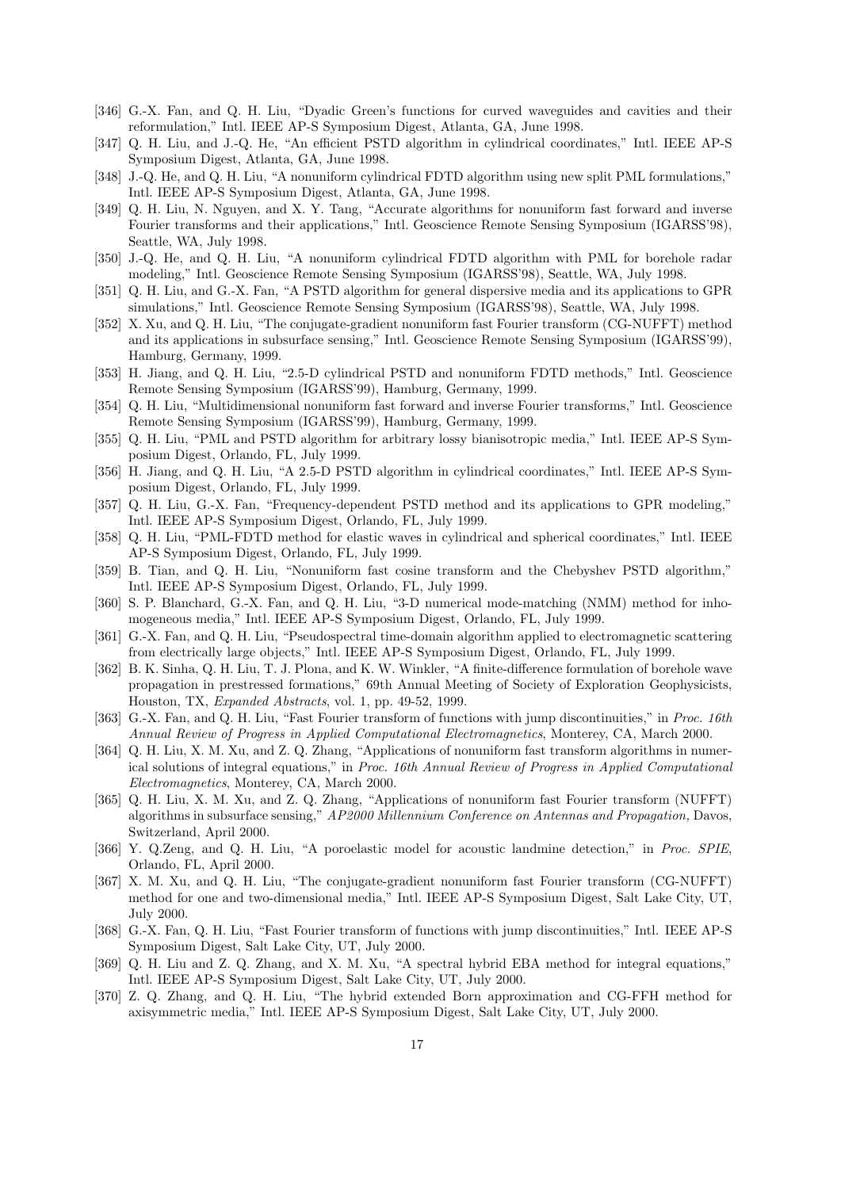[346] G.-X. Fan, and Q. H. Liu, "Dyadic Green's functions for curved waveguides and cavities and their reformulation," Intl. IEEE AP-S Symposium Digest, Atlanta, GA, June 1998.

[347] Q. H. Liu, and J.-Q. He, "An efficient PSTD algorithm in cylindrical coordinates," Intl. IEEE AP-S Symposium Digest, Atlanta, GA, June 1998.

[348] J.-Q. He, and Q. H. Liu, "A nonuniform cylindrical FDTD algorithm using new split PML formulations," Intl. IEEE AP-S Symposium Digest, Atlanta, GA, June 1998.

[349] Q. H. Liu, N. Nguyen, and X. Y. Tang, "Accurate algorithms for nonuniform fast forward and inverse Fourier transforms and their applications," Intl. Geoscience Remote Sensing Symposium (IGARSS'98), Seattle, WA, July 1998.

[350] J.-Q. He, and Q. H. Liu, "A nonuniform cylindrical FDTD algorithm with PML for borehole radar modeling," Intl. Geoscience Remote Sensing Symposium (IGARSS'98), Seattle, WA, July 1998.

[351] Q. H. Liu, and G.-X. Fan, "A PSTD algorithm for general dispersive media and its applications to GPR simulations," Intl. Geoscience Remote Sensing Symposium (IGARSS'98), Seattle, WA, July 1998.

[352] X. Xu, and Q. H. Liu, "The conjugate-gradient nonuniform fast Fourier transform (CG-NUFFT) method and its applications in subsurface sensing," Intl. Geoscience Remote Sensing Symposium (IGARSS'99), Hamburg, Germany, 1999.

[353] H. Jiang, and Q. H. Liu, "2.5-D cylindrical PSTD and nonuniform FDTD methods," Intl. Geoscience Remote Sensing Symposium (IGARSS'99), Hamburg, Germany, 1999.

[354] Q. H. Liu, "Multidimensional nonuniform fast forward and inverse Fourier transforms," Intl. Geoscience Remote Sensing Symposium (IGARSS'99), Hamburg, Germany, 1999.

[355] Q. H. Liu, "PML and PSTD algorithm for arbitrary lossy bianisotropic media," Intl. IEEE AP-S Symposium Digest, Orlando, FL, July 1999.

[356] H. Jiang, and Q. H. Liu, "A 2.5-D PSTD algorithm in cylindrical coordinates," Intl. IEEE AP-S Symposium Digest, Orlando, FL, July 1999.

[357] Q. H. Liu, G.-X. Fan, "Frequency-dependent PSTD method and its applications to GPR modeling," Intl. IEEE AP-S Symposium Digest, Orlando, FL, July 1999.

[358] Q. H. Liu, "PML-FDTD method for elastic waves in cylindrical and spherical coordinates," Intl. IEEE AP-S Symposium Digest, Orlando, FL, July 1999.

[359] B. Tian, and Q. H. Liu, "Nonuniform fast cosine transform and the Chebyshev PSTD algorithm," Intl. IEEE AP-S Symposium Digest, Orlando, FL, July 1999.

[360] S. P. Blanchard, G.-X. Fan, and Q. H. Liu, "3-D numerical mode-matching (NMM) method for inhomogeneous media," Intl. IEEE AP-S Symposium Digest, Orlando, FL, July 1999.

[361] G.-X. Fan, and Q. H. Liu, "Pseudospectral time-domain algorithm applied to electromagnetic scattering from electrically large objects," Intl. IEEE AP-S Symposium Digest, Orlando, FL, July 1999.

[362] B. K. Sinha, Q. H. Liu, T. J. Plona, and K. W. Winkler, "A finite-difference formulation of borehole wave propagation in prestressed formations," 69th Annual Meeting of Society of Exploration Geophysicists, Houston, TX, *Expanded Abstracts*, vol. 1, pp. 49-52, 1999.

[363] G.-X. Fan, and Q. H. Liu, "Fast Fourier transform of functions with jump discontinuities," in *Proc. 16th Annual Review of Progress in Applied Computational Electromagnetics*, Monterey, CA, March 2000.

[364] Q. H. Liu, X. M. Xu, and Z. Q. Zhang, "Applications of nonuniform fast transform algorithms in numerical solutions of integral equations," in *Proc. 16th Annual Review of Progress in Applied Computational Electromagnetics*, Monterey, CA, March 2000.

[365] Q. H. Liu, X. M. Xu, and Z. Q. Zhang, "Applications of nonuniform fast Fourier transform (NUFFT) algorithms in subsurface sensing," *AP2000 Millennium Conference on Antennas and Propagation,* Davos, Switzerland, April 2000.

[366] Y. Q.Zeng, and Q. H. Liu, "A poroelastic model for acoustic landmine detection," in *Proc. SPIE*, Orlando, FL, April 2000.

[367] X. M. Xu, and Q. H. Liu, "The conjugate-gradient nonuniform fast Fourier transform (CG-NUFFT) method for one and two-dimensional media," Intl. IEEE AP-S Symposium Digest, Salt Lake City, UT, July 2000.

[368] G.-X. Fan, Q. H. Liu, "Fast Fourier transform of functions with jump discontinuities," Intl. IEEE AP-S Symposium Digest, Salt Lake City, UT, July 2000.

[369] Q. H. Liu and Z. Q. Zhang, and X. M. Xu, "A spectral hybrid EBA method for integral equations," Intl. IEEE AP-S Symposium Digest, Salt Lake City, UT, July 2000.

[370] Z. Q. Zhang, and Q. H. Liu, "The hybrid extended Born approximation and CG-FFH method for axisymmetric media," Intl. IEEE AP-S Symposium Digest, Salt Lake City, UT, July 2000.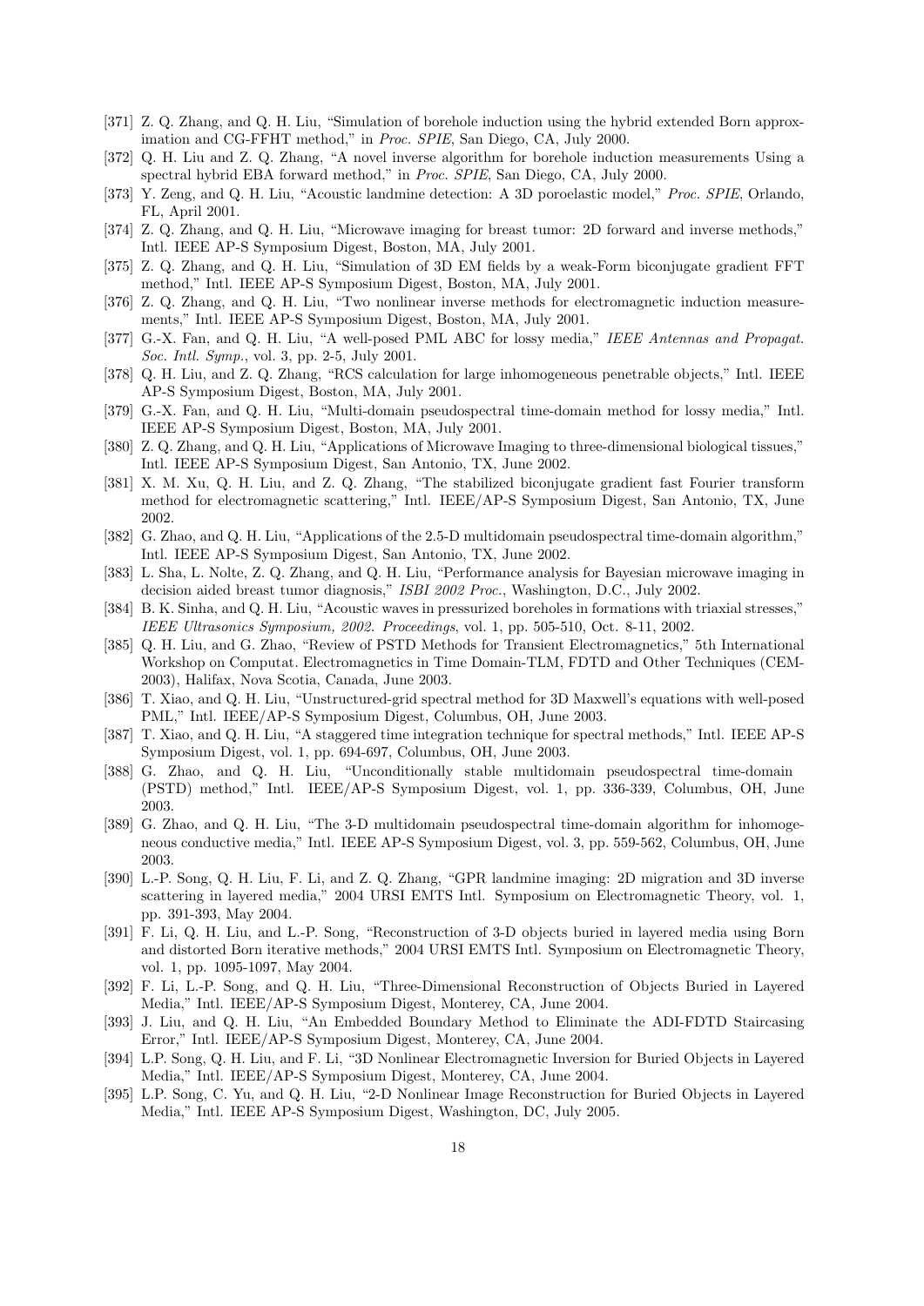[371] Z. Q. Zhang, and Q. H. Liu, "Simulation of borehole induction using the hybrid extended Born approximation and CG-FFHT method," in *Proc. SPIE*, San Diego, CA, July 2000.

[372] Q. H. Liu and Z. Q. Zhang, "A novel inverse algorithm for borehole induction measurements Using a spectral hybrid EBA forward method," in *Proc. SPIE*, San Diego, CA, July 2000.

[373] Y. Zeng, and Q. H. Liu, "Acoustic landmine detection: A 3D poroelastic model," *Proc. SPIE*, Orlando, FL, April 2001.

[374] Z. Q. Zhang, and Q. H. Liu, "Microwave imaging for breast tumor: 2D forward and inverse methods," Intl. IEEE AP-S Symposium Digest, Boston, MA, July 2001.

[375] Z. Q. Zhang, and Q. H. Liu, "Simulation of 3D EM fields by a weak-Form biconjugate gradient FFT method," Intl. IEEE AP-S Symposium Digest, Boston, MA, July 2001.

[376] Z. Q. Zhang, and Q. H. Liu, "Two nonlinear inverse methods for electromagnetic induction measurements," Intl. IEEE AP-S Symposium Digest, Boston, MA, July 2001.

[377] G.-X. Fan, and Q. H. Liu, "A well-posed PML ABC for lossy media," *IEEE Antennas and Propagat. Soc. Intl. Symp.*, vol. 3, pp. 2-5, July 2001.

[378] Q. H. Liu, and Z. Q. Zhang, "RCS calculation for large inhomogeneous penetrable objects," Intl. IEEE AP-S Symposium Digest, Boston, MA, July 2001.

[379] G.-X. Fan, and Q. H. Liu, "Multi-domain pseudospectral time-domain method for lossy media," Intl. IEEE AP-S Symposium Digest, Boston, MA, July 2001.

[380] Z. Q. Zhang, and Q. H. Liu, "Applications of Microwave Imaging to three-dimensional biological tissues," Intl. IEEE AP-S Symposium Digest, San Antonio, TX, June 2002.

[381] X. M. Xu, Q. H. Liu, and Z. Q. Zhang, "The stabilized biconjugate gradient fast Fourier transform method for electromagnetic scattering," Intl. IEEE/AP-S Symposium Digest, San Antonio, TX, June 2002.

[382] G. Zhao, and Q. H. Liu, "Applications of the 2.5-D multidomain pseudospectral time-domain algorithm," Intl. IEEE AP-S Symposium Digest, San Antonio, TX, June 2002.

[383] L. Sha, L. Nolte, Z. Q. Zhang, and Q. H. Liu, "Performance analysis for Bayesian microwave imaging in decision aided breast tumor diagnosis," *ISBI 2002 Proc.*, Washington, D.C., July 2002.

[384] B. K. Sinha, and Q. H. Liu, "Acoustic waves in pressurized boreholes in formations with triaxial stresses," *IEEE Ultrasonics Symposium, 2002. Proceedings*, vol. 1, pp. 505-510, Oct. 8-11, 2002.

[385] Q. H. Liu, and G. Zhao, "Review of PSTD Methods for Transient Electromagnetics," 5th International Workshop on Computat. Electromagnetics in Time Domain-TLM, FDTD and Other Techniques (CEM-2003), Halifax, Nova Scotia, Canada, June 2003.

[386] T. Xiao, and Q. H. Liu, "Unstructured-grid spectral method for 3D Maxwell's equations with well-posed PML," Intl. IEEE/AP-S Symposium Digest, Columbus, OH, June 2003.

[387] T. Xiao, and Q. H. Liu, "A staggered time integration technique for spectral methods," Intl. IEEE AP-S Symposium Digest, vol. 1, pp. 694-697, Columbus, OH, June 2003.

[388] G. Zhao, and Q. H. Liu, "Unconditionally stable multidomain pseudospectral time-domain (PSTD) method," Intl. IEEE/AP-S Symposium Digest, vol. 1, pp. 336-339, Columbus, OH, June 2003.

[389] G. Zhao, and Q. H. Liu, "The 3-D multidomain pseudospectral time-domain algorithm for inhomogeneous conductive media," Intl. IEEE AP-S Symposium Digest, vol. 3, pp. 559-562, Columbus, OH, June 2003.

[390] L.-P. Song, Q. H. Liu, F. Li, and Z. Q. Zhang, "GPR landmine imaging: 2D migration and 3D inverse scattering in layered media," 2004 URSI EMTS Intl. Symposium on Electromagnetic Theory, vol. 1, pp. 391-393, May 2004.

[391] F. Li, Q. H. Liu, and L.-P. Song, "Reconstruction of 3-D objects buried in layered media using Born and distorted Born iterative methods," 2004 URSI EMTS Intl. Symposium on Electromagnetic Theory, vol. 1, pp. 1095-1097, May 2004.

[392] F. Li, L.-P. Song, and Q. H. Liu, "Three-Dimensional Reconstruction of Objects Buried in Layered Media," Intl. IEEE/AP-S Symposium Digest, Monterey, CA, June 2004.

[393] J. Liu, and Q. H. Liu, "An Embedded Boundary Method to Eliminate the ADI-FDTD Staircasing Error," Intl. IEEE/AP-S Symposium Digest, Monterey, CA, June 2004.

[394] L.P. Song, Q. H. Liu, and F. Li, "3D Nonlinear Electromagnetic Inversion for Buried Objects in Layered Media," Intl. IEEE/AP-S Symposium Digest, Monterey, CA, June 2004.

[395] L.P. Song, C. Yu, and Q. H. Liu, "2-D Nonlinear Image Reconstruction for Buried Objects in Layered Media," Intl. IEEE AP-S Symposium Digest, Washington, DC, July 2005.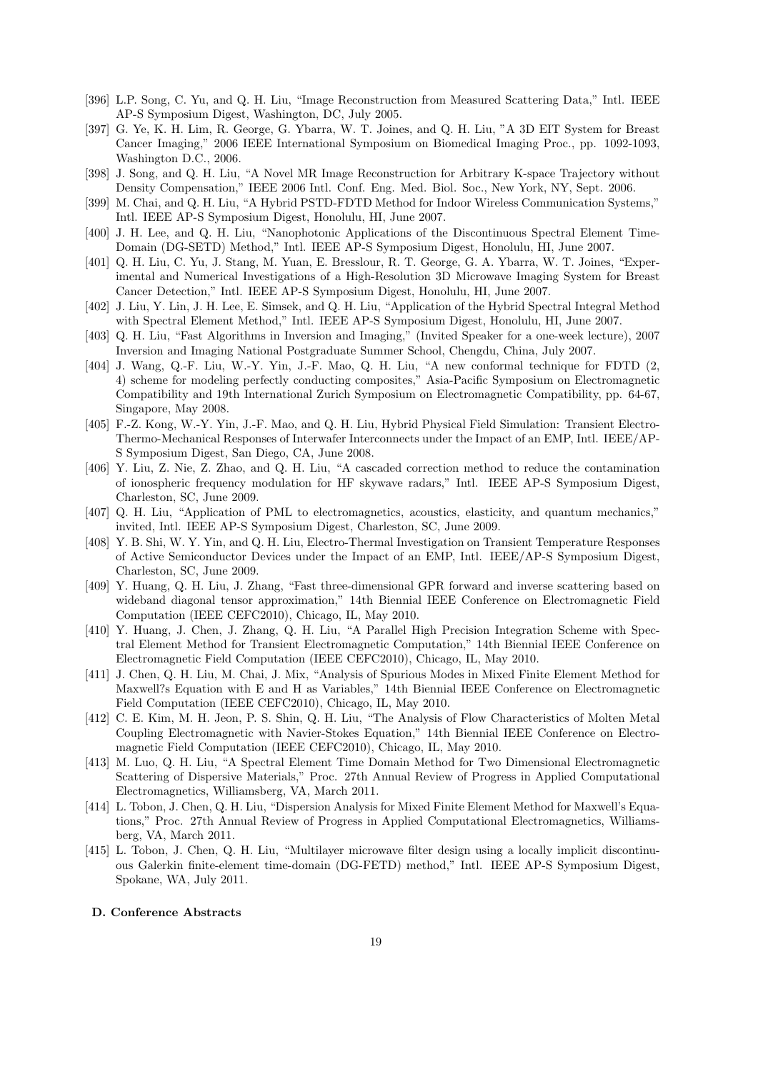[396] L.P. Song, C. Yu, and Q. H. Liu, "Image Reconstruction from Measured Scattering Data," Intl. IEEE AP-S Symposium Digest, Washington, DC, July 2005.

[397] G. Ye, K. H. Lim, R. George, G. Ybarra, W. T. Joines, and Q. H. Liu, "A 3D EIT System for Breast Cancer Imaging," 2006 IEEE International Symposium on Biomedical Imaging Proc., pp. 1092-1093, Washington D.C., 2006.

[398] J. Song, and Q. H. Liu, "A Novel MR Image Reconstruction for Arbitrary K-space Trajectory without Density Compensation," IEEE 2006 Intl. Conf. Eng. Med. Biol. Soc., New York, NY, Sept. 2006.

[399] M. Chai, and Q. H. Liu, "A Hybrid PSTD-FDTD Method for Indoor Wireless Communication Systems," Intl. IEEE AP-S Symposium Digest, Honolulu, HI, June 2007.

[400] J. H. Lee, and Q. H. Liu, "Nanophotonic Applications of the Discontinuous Spectral Element Time-Domain (DG-SETD) Method," Intl. IEEE AP-S Symposium Digest, Honolulu, HI, June 2007.

[401] Q. H. Liu, C. Yu, J. Stang, M. Yuan, E. Bresslour, R. T. George, G. A. Ybarra, W. T. Joines, "Experimental and Numerical Investigations of a High-Resolution 3D Microwave Imaging System for Breast Cancer Detection," Intl. IEEE AP-S Symposium Digest, Honolulu, HI, June 2007.

[402] J. Liu, Y. Lin, J. H. Lee, E. Simsek, and Q. H. Liu, "Application of the Hybrid Spectral Integral Method with Spectral Element Method," Intl. IEEE AP-S Symposium Digest, Honolulu, HI, June 2007.

[403] Q. H. Liu, "Fast Algorithms in Inversion and Imaging," (Invited Speaker for a one-week lecture), 2007 Inversion and Imaging National Postgraduate Summer School, Chengdu, China, July 2007.

[404] J. Wang, Q.-F. Liu, W.-Y. Yin, J.-F. Mao, Q. H. Liu, "A new conformal technique for FDTD (2, 4) scheme for modeling perfectly conducting composites," Asia-Pacific Symposium on Electromagnetic Compatibility and 19th International Zurich Symposium on Electromagnetic Compatibility, pp. 64-67, Singapore, May 2008.

[405] F.-Z. Kong, W.-Y. Yin, J.-F. Mao, and Q. H. Liu, Hybrid Physical Field Simulation: Transient Electro-Thermo-Mechanical Responses of Interwafer Interconnects under the Impact of an EMP, Intl. IEEE/AP-S Symposium Digest, San Diego, CA, June 2008.

[406] Y. Liu, Z. Nie, Z. Zhao, and Q. H. Liu, "A cascaded correction method to reduce the contamination of ionospheric frequency modulation for HF skywave radars," Intl. IEEE AP-S Symposium Digest, Charleston, SC, June 2009.

[407] Q. H. Liu, "Application of PML to electromagnetics, acoustics, elasticity, and quantum mechanics," invited, Intl. IEEE AP-S Symposium Digest, Charleston, SC, June 2009.

[408] Y. B. Shi, W. Y. Yin, and Q. H. Liu, Electro-Thermal Investigation on Transient Temperature Responses of Active Semiconductor Devices under the Impact of an EMP, Intl. IEEE/AP-S Symposium Digest, Charleston, SC, June 2009.

[409] Y. Huang, Q. H. Liu, J. Zhang, "Fast three-dimensional GPR forward and inverse scattering based on wideband diagonal tensor approximation," 14th Biennial IEEE Conference on Electromagnetic Field Computation (IEEE CEFC2010), Chicago, IL, May 2010.

[410] Y. Huang, J. Chen, J. Zhang, Q. H. Liu, "A Parallel High Precision Integration Scheme with Spectral Element Method for Transient Electromagnetic Computation," 14th Biennial IEEE Conference on Electromagnetic Field Computation (IEEE CEFC2010), Chicago, IL, May 2010.

[411] J. Chen, Q. H. Liu, M. Chai, J. Mix, "Analysis of Spurious Modes in Mixed Finite Element Method for Maxwell?s Equation with E and H as Variables," 14th Biennial IEEE Conference on Electromagnetic Field Computation (IEEE CEFC2010), Chicago, IL, May 2010.

[412] C. E. Kim, M. H. Jeon, P. S. Shin, Q. H. Liu, "The Analysis of Flow Characteristics of Molten Metal Coupling Electromagnetic with Navier-Stokes Equation," 14th Biennial IEEE Conference on Electromagnetic Field Computation (IEEE CEFC2010), Chicago, IL, May 2010.

[413] M. Luo, Q. H. Liu, "A Spectral Element Time Domain Method for Two Dimensional Electromagnetic Scattering of Dispersive Materials," Proc. 27th Annual Review of Progress in Applied Computational Electromagnetics, Williamsberg, VA, March 2011.

[414] L. Tobon, J. Chen, Q. H. Liu, "Dispersion Analysis for Mixed Finite Element Method for Maxwell's Equations," Proc. 27th Annual Review of Progress in Applied Computational Electromagnetics, Williamsberg, VA, March 2011.

[415] L. Tobon, J. Chen, Q. H. Liu, "Multilayer microwave filter design using a locally implicit discontinuous Galerkin finite-element time-domain (DG-FETD) method," Intl. IEEE AP-S Symposium Digest, Spokane, WA, July 2011.

#### D. Conference Abstracts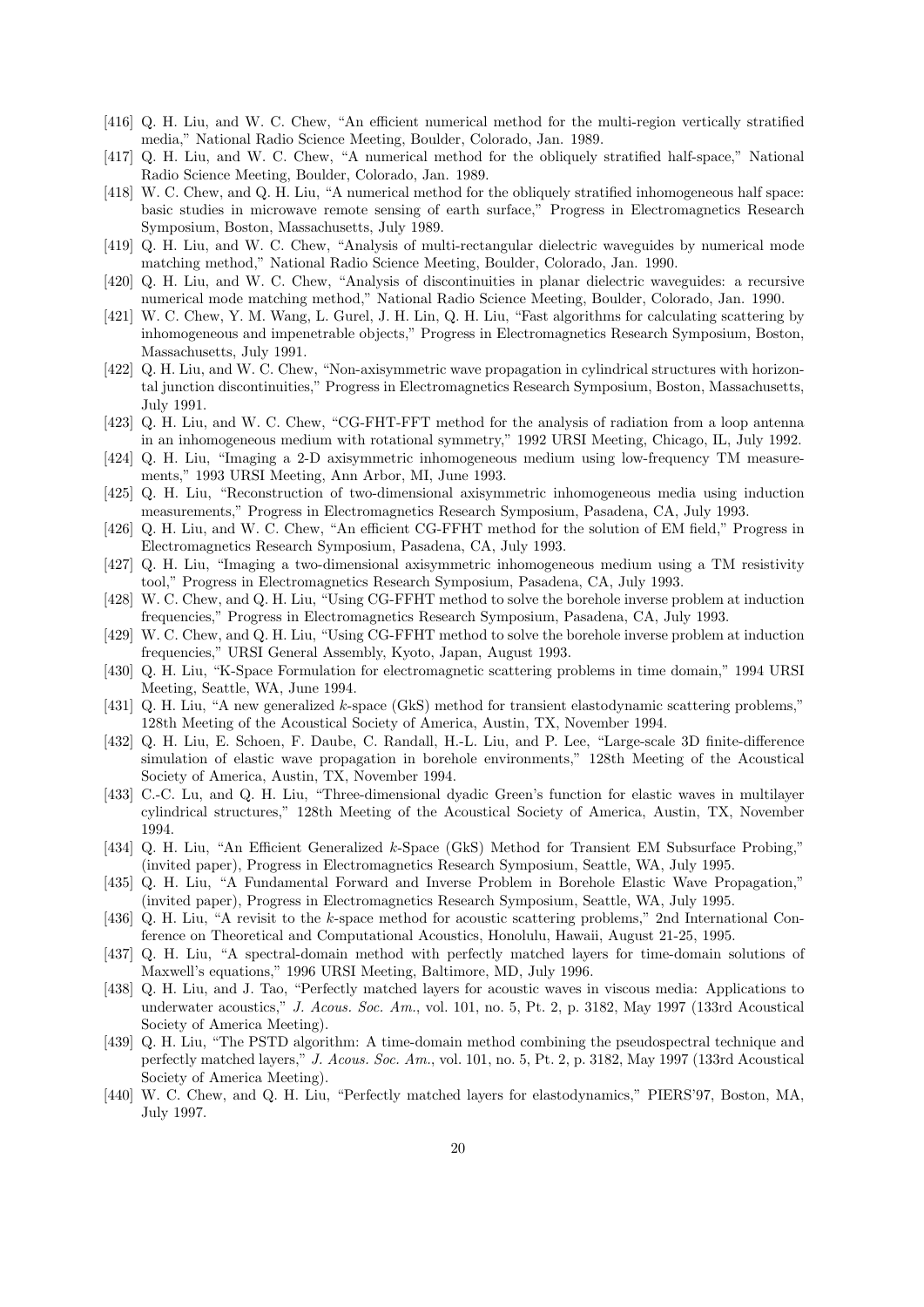[416] Q. H. Liu, and W. C. Chew, "An efficient numerical method for the multi-region vertically stratified media," National Radio Science Meeting, Boulder, Colorado, Jan. 1989.

[417] Q. H. Liu, and W. C. Chew, "A numerical method for the obliquely stratified half-space," National Radio Science Meeting, Boulder, Colorado, Jan. 1989.

[418] W. C. Chew, and Q. H. Liu, "A numerical method for the obliquely stratified inhomogeneous half space: basic studies in microwave remote sensing of earth surface," Progress in Electromagnetics Research Symposium, Boston, Massachusetts, July 1989.

[419] Q. H. Liu, and W. C. Chew, "Analysis of multi-rectangular dielectric waveguides by numerical mode matching method," National Radio Science Meeting, Boulder, Colorado, Jan. 1990.

[420] Q. H. Liu, and W. C. Chew, "Analysis of discontinuities in planar dielectric waveguides: a recursive numerical mode matching method," National Radio Science Meeting, Boulder, Colorado, Jan. 1990.

[421] W. C. Chew, Y. M. Wang, L. Gurel, J. H. Lin, Q. H. Liu, "Fast algorithms for calculating scattering by inhomogeneous and impenetrable objects," Progress in Electromagnetics Research Symposium, Boston, Massachusetts, July 1991.

[422] Q. H. Liu, and W. C. Chew, "Non-axisymmetric wave propagation in cylindrical structures with horizontal junction discontinuities," Progress in Electromagnetics Research Symposium, Boston, Massachusetts, July 1991.

[423] Q. H. Liu, and W. C. Chew, "CG-FHT-FFT method for the analysis of radiation from a loop antenna in an inhomogeneous medium with rotational symmetry," 1992 URSI Meeting, Chicago, IL, July 1992.

[424] Q. H. Liu, "Imaging a 2-D axisymmetric inhomogeneous medium using low-frequency TM measurements," 1993 URSI Meeting, Ann Arbor, MI, June 1993.

[425] Q. H. Liu, "Reconstruction of two-dimensional axisymmetric inhomogeneous media using induction measurements," Progress in Electromagnetics Research Symposium, Pasadena, CA, July 1993.

[426] Q. H. Liu, and W. C. Chew, "An efficient CG-FFHT method for the solution of EM field," Progress in Electromagnetics Research Symposium, Pasadena, CA, July 1993.

[427] Q. H. Liu, "Imaging a two-dimensional axisymmetric inhomogeneous medium using a TM resistivity tool," Progress in Electromagnetics Research Symposium, Pasadena, CA, July 1993.

[428] W. C. Chew, and Q. H. Liu, "Using CG-FFHT method to solve the borehole inverse problem at induction frequencies," Progress in Electromagnetics Research Symposium, Pasadena, CA, July 1993.

[429] W. C. Chew, and Q. H. Liu, "Using CG-FFHT method to solve the borehole inverse problem at induction frequencies," URSI General Assembly, Kyoto, Japan, August 1993.

[430] Q. H. Liu, "K-Space Formulation for electromagnetic scattering problems in time domain," 1994 URSI Meeting, Seattle, WA, June 1994.

[431] Q. H. Liu, "A new generalized $k$-space (GkS) method for transient elastodynamic scattering problems," 128th Meeting of the Acoustical Society of America, Austin, TX, November 1994.

[432] Q. H. Liu, E. Schoen, F. Daube, C. Randall, H.-L. Liu, and P. Lee, "Large-scale 3D finite-difference simulation of elastic wave propagation in borehole environments," 128th Meeting of the Acoustical Society of America, Austin, TX, November 1994.

[433] C.-C. Lu, and Q. H. Liu, "Three-dimensional dyadic Green's function for elastic waves in multilayer cylindrical structures," 128th Meeting of the Acoustical Society of America, Austin, TX, November 1994.

[434] Q. H. Liu, "An Efficient Generalized $k$-Space (GkS) Method for Transient EM Subsurface Probing," (invited paper), Progress in Electromagnetics Research Symposium, Seattle, WA, July 1995.

[435] Q. H. Liu, "A Fundamental Forward and Inverse Problem in Borehole Elastic Wave Propagation," (invited paper), Progress in Electromagnetics Research Symposium, Seattle, WA, July 1995.

[436] Q. H. Liu, "A revisit to the $k$-space method for acoustic scattering problems," 2nd International Conference on Theoretical and Computational Acoustics, Honolulu, Hawaii, August 21-25, 1995.

[437] Q. H. Liu, "A spectral-domain method with perfectly matched layers for time-domain solutions of Maxwell's equations," 1996 URSI Meeting, Baltimore, MD, July 1996.

[438] Q. H. Liu, and J. Tao, "Perfectly matched layers for acoustic waves in viscous media: Applications to underwater acoustics," *J. Acous. Soc. Am.*, vol. 101, no. 5, Pt. 2, p. 3182, May 1997 (133rd Acoustical Society of America Meeting).

[439] Q. H. Liu, "The PSTD algorithm: A time-domain method combining the pseudospectral technique and perfectly matched layers," *J. Acous. Soc. Am.*, vol. 101, no. 5, Pt. 2, p. 3182, May 1997 (133rd Acoustical Society of America Meeting).

[440] W. C. Chew, and Q. H. Liu, "Perfectly matched layers for elastodynamics," PIERS'97, Boston, MA, July 1997.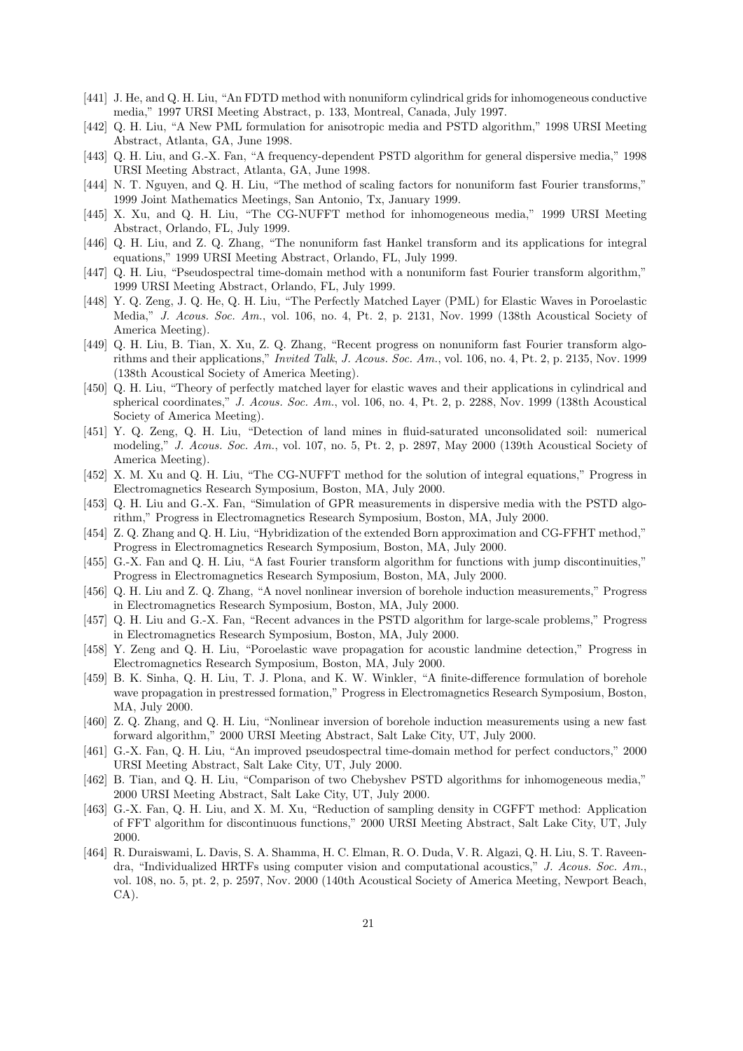[441] J. He, and Q. H. Liu, "An FDTD method with nonuniform cylindrical grids for inhomogeneous conductive media," 1997 URSI Meeting Abstract, p. 133, Montreal, Canada, July 1997.

[442] Q. H. Liu, "A New PML formulation for anisotropic media and PSTD algorithm," 1998 URSI Meeting Abstract, Atlanta, GA, June 1998.

[443] Q. H. Liu, and G.-X. Fan, "A frequency-dependent PSTD algorithm for general dispersive media," 1998 URSI Meeting Abstract, Atlanta, GA, June 1998.

[444] N. T. Nguyen, and Q. H. Liu, "The method of scaling factors for nonuniform fast Fourier transforms," 1999 Joint Mathematics Meetings, San Antonio, Tx, January 1999.

[445] X. Xu, and Q. H. Liu, "The CG-NUFFT method for inhomogeneous media," 1999 URSI Meeting Abstract, Orlando, FL, July 1999.

[446] Q. H. Liu, and Z. Q. Zhang, "The nonuniform fast Hankel transform and its applications for integral equations," 1999 URSI Meeting Abstract, Orlando, FL, July 1999.

[447] Q. H. Liu, "Pseudospectral time-domain method with a nonuniform fast Fourier transform algorithm," 1999 URSI Meeting Abstract, Orlando, FL, July 1999.

[448] Y. Q. Zeng, J. Q. He, Q. H. Liu, "The Perfectly Matched Layer (PML) for Elastic Waves in Poroelastic Media," *J. Acous. Soc. Am.*, vol. 106, no. 4, Pt. 2, p. 2131, Nov. 1999 (138th Acoustical Society of America Meeting).

[449] Q. H. Liu, B. Tian, X. Xu, Z. Q. Zhang, "Recent progress on nonuniform fast Fourier transform algorithms and their applications," *Invited Talk*, *J. Acous. Soc. Am.*, vol. 106, no. 4, Pt. 2, p. 2135, Nov. 1999 (138th Acoustical Society of America Meeting).

[450] Q. H. Liu, "Theory of perfectly matched layer for elastic waves and their applications in cylindrical and spherical coordinates," *J. Acous. Soc. Am.*, vol. 106, no. 4, Pt. 2, p. 2288, Nov. 1999 (138th Acoustical Society of America Meeting).

[451] Y. Q. Zeng, Q. H. Liu, "Detection of land mines in fluid-saturated unconsolidated soil: numerical modeling," *J. Acous. Soc. Am.*, vol. 107, no. 5, Pt. 2, p. 2897, May 2000 (139th Acoustical Society of America Meeting).

[452] X. M. Xu and Q. H. Liu, "The CG-NUFFT method for the solution of integral equations," Progress in Electromagnetics Research Symposium, Boston, MA, July 2000.

[453] Q. H. Liu and G.-X. Fan, "Simulation of GPR measurements in dispersive media with the PSTD algorithm," Progress in Electromagnetics Research Symposium, Boston, MA, July 2000.

[454] Z. Q. Zhang and Q. H. Liu, "Hybridization of the extended Born approximation and CG-FFHT method," Progress in Electromagnetics Research Symposium, Boston, MA, July 2000.

[455] G.-X. Fan and Q. H. Liu, "A fast Fourier transform algorithm for functions with jump discontinuities," Progress in Electromagnetics Research Symposium, Boston, MA, July 2000.

[456] Q. H. Liu and Z. Q. Zhang, "A novel nonlinear inversion of borehole induction measurements," Progress in Electromagnetics Research Symposium, Boston, MA, July 2000.

[457] Q. H. Liu and G.-X. Fan, "Recent advances in the PSTD algorithm for large-scale problems," Progress in Electromagnetics Research Symposium, Boston, MA, July 2000.

[458] Y. Zeng and Q. H. Liu, "Poroelastic wave propagation for acoustic landmine detection," Progress in Electromagnetics Research Symposium, Boston, MA, July 2000.

[459] B. K. Sinha, Q. H. Liu, T. J. Plona, and K. W. Winkler, "A finite-difference formulation of borehole wave propagation in prestressed formation," Progress in Electromagnetics Research Symposium, Boston, MA, July 2000.

[460] Z. Q. Zhang, and Q. H. Liu, "Nonlinear inversion of borehole induction measurements using a new fast forward algorithm," 2000 URSI Meeting Abstract, Salt Lake City, UT, July 2000.

[461] G.-X. Fan, Q. H. Liu, "An improved pseudospectral time-domain method for perfect conductors," 2000 URSI Meeting Abstract, Salt Lake City, UT, July 2000.

[462] B. Tian, and Q. H. Liu, "Comparison of two Chebyshev PSTD algorithms for inhomogeneous media," 2000 URSI Meeting Abstract, Salt Lake City, UT, July 2000.

[463] G.-X. Fan, Q. H. Liu, and X. M. Xu, "Reduction of sampling density in CGFFT method: Application of FFT algorithm for discontinuous functions," 2000 URSI Meeting Abstract, Salt Lake City, UT, July 2000.

[464] R. Duraiswami, L. Davis, S. A. Shamma, H. C. Elman, R. O. Duda, V. R. Algazi, Q. H. Liu, S. T. Raveendra, "Individualized HRTFs using computer vision and computational acoustics," *J. Acous. Soc. Am.*, vol. 108, no. 5, pt. 2, p. 2597, Nov. 2000 (140th Acoustical Society of America Meeting, Newport Beach, CA).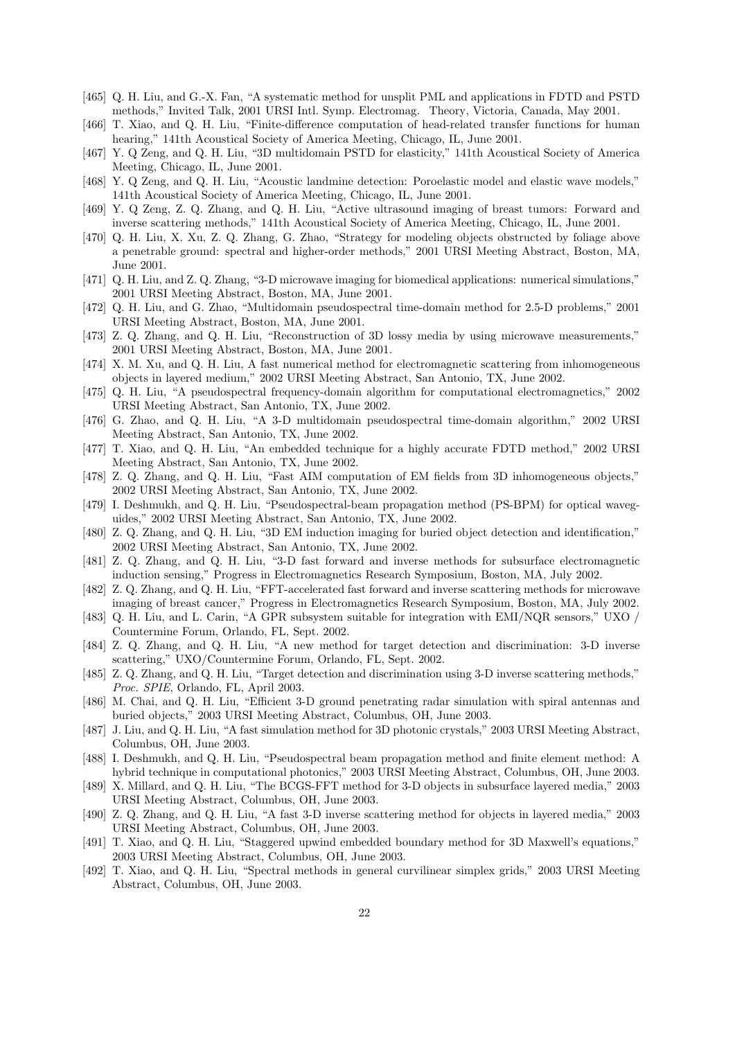[465] Q. H. Liu, and G.-X. Fan, "A systematic method for unsplit PML and applications in FDTD and PSTD methods," Invited Talk, 2001 URSI Intl. Symp. Electromag. Theory, Victoria, Canada, May 2001.

[466] T. Xiao, and Q. H. Liu, "Finite-difference computation of head-related transfer functions for human hearing," 141th Acoustical Society of America Meeting, Chicago, IL, June 2001.

[467] Y. Q Zeng, and Q. H. Liu, "3D multidomain PSTD for elasticity," 141th Acoustical Society of America Meeting, Chicago, IL, June 2001.

[468] Y. Q Zeng, and Q. H. Liu, "Acoustic landmine detection: Poroelastic model and elastic wave models," 141th Acoustical Society of America Meeting, Chicago, IL, June 2001.

[469] Y. Q Zeng, Z. Q. Zhang, and Q. H. Liu, "Active ultrasound imaging of breast tumors: Forward and inverse scattering methods," 141th Acoustical Society of America Meeting, Chicago, IL, June 2001.

[470] Q. H. Liu, X. Xu, Z. Q. Zhang, G. Zhao, "Strategy for modeling objects obstructed by foliage above a penetrable ground: spectral and higher-order methods," 2001 URSI Meeting Abstract, Boston, MA, June 2001.

[471] Q. H. Liu, and Z. Q. Zhang, "3-D microwave imaging for biomedical applications: numerical simulations," 2001 URSI Meeting Abstract, Boston, MA, June 2001.

[472] Q. H. Liu, and G. Zhao, "Multidomain pseudospectral time-domain method for 2.5-D problems," 2001 URSI Meeting Abstract, Boston, MA, June 2001.

[473] Z. Q. Zhang, and Q. H. Liu, "Reconstruction of 3D lossy media by using microwave measurements," 2001 URSI Meeting Abstract, Boston, MA, June 2001.

[474] X. M. Xu, and Q. H. Liu, A fast numerical method for electromagnetic scattering from inhomogeneous objects in layered medium," 2002 URSI Meeting Abstract, San Antonio, TX, June 2002.

[475] Q. H. Liu, "A pseudospectral frequency-domain algorithm for computational electromagnetics," 2002 URSI Meeting Abstract, San Antonio, TX, June 2002.

[476] G. Zhao, and Q. H. Liu, "A 3-D multidomain pseudospectral time-domain algorithm," 2002 URSI Meeting Abstract, San Antonio, TX, June 2002.

[477] T. Xiao, and Q. H. Liu, "An embedded technique for a highly accurate FDTD method," 2002 URSI Meeting Abstract, San Antonio, TX, June 2002.

[478] Z. Q. Zhang, and Q. H. Liu, "Fast AIM computation of EM fields from 3D inhomogeneous objects," 2002 URSI Meeting Abstract, San Antonio, TX, June 2002.

[479] I. Deshmukh, and Q. H. Liu, "Pseudospectral-beam propagation method (PS-BPM) for optical waveguides," 2002 URSI Meeting Abstract, San Antonio, TX, June 2002.

[480] Z. Q. Zhang, and Q. H. Liu, "3D EM induction imaging for buried object detection and identification," 2002 URSI Meeting Abstract, San Antonio, TX, June 2002.

[481] Z. Q. Zhang, and Q. H. Liu, "3-D fast forward and inverse methods for subsurface electromagnetic induction sensing," Progress in Electromagnetics Research Symposium, Boston, MA, July 2002.

[482] Z. Q. Zhang, and Q. H. Liu, "FFT-accelerated fast forward and inverse scattering methods for microwave imaging of breast cancer," Progress in Electromagnetics Research Symposium, Boston, MA, July 2002.

[483] Q. H. Liu, and L. Carin, "A GPR subsystem suitable for integration with EMI/NQR sensors," UXO / Countermine Forum, Orlando, FL, Sept. 2002.

[484] Z. Q. Zhang, and Q. H. Liu, "A new method for target detection and discrimination: 3-D inverse scattering," UXO/Countermine Forum, Orlando, FL, Sept. 2002.

[485] Z. Q. Zhang, and Q. H. Liu, "Target detection and discrimination using 3-D inverse scattering methods," *Proc. SPIE*, Orlando, FL, April 2003.

[486] M. Chai, and Q. H. Liu, "Efficient 3-D ground penetrating radar simulation with spiral antennas and buried objects," 2003 URSI Meeting Abstract, Columbus, OH, June 2003.

[487] J. Liu, and Q. H. Liu, "A fast simulation method for 3D photonic crystals," 2003 URSI Meeting Abstract, Columbus, OH, June 2003.

[488] I. Deshmukh, and Q. H. Liu, "Pseudospectral beam propagation method and finite element method: A hybrid technique in computational photonics," 2003 URSI Meeting Abstract, Columbus, OH, June 2003.

[489] X. Millard, and Q. H. Liu, "The BCGS-FFT method for 3-D objects in subsurface layered media," 2003 URSI Meeting Abstract, Columbus, OH, June 2003.

[490] Z. Q. Zhang, and Q. H. Liu, "A fast 3-D inverse scattering method for objects in layered media," 2003 URSI Meeting Abstract, Columbus, OH, June 2003.

[491] T. Xiao, and Q. H. Liu, "Staggered upwind embedded boundary method for 3D Maxwell's equations," 2003 URSI Meeting Abstract, Columbus, OH, June 2003.

[492] T. Xiao, and Q. H. Liu, "Spectral methods in general curvilinear simplex grids," 2003 URSI Meeting Abstract, Columbus, OH, June 2003.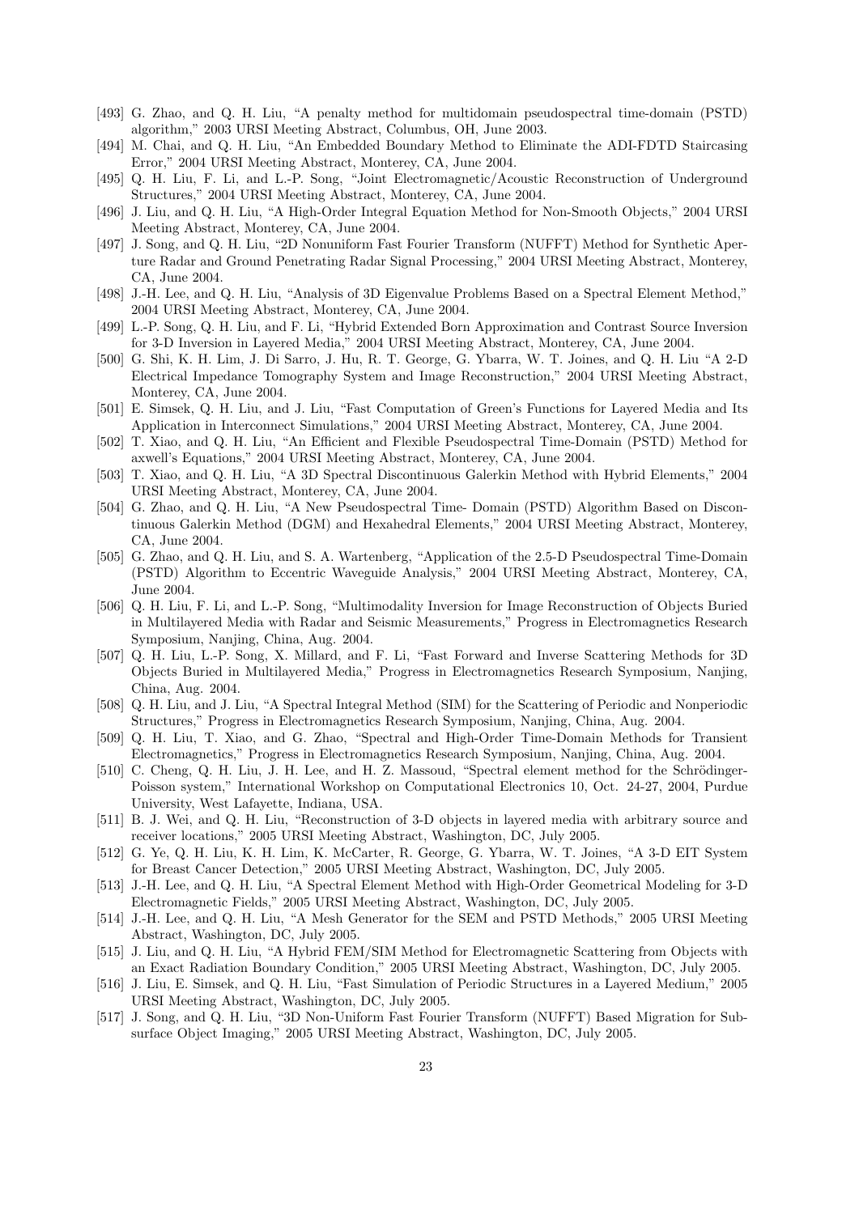[493] G. Zhao, and Q. H. Liu, "A penalty method for multidomain pseudospectral time-domain (PSTD) algorithm," 2003 URSI Meeting Abstract, Columbus, OH, June 2003.

[494] M. Chai, and Q. H. Liu, "An Embedded Boundary Method to Eliminate the ADI-FDTD Staircasing Error," 2004 URSI Meeting Abstract, Monterey, CA, June 2004.

[495] Q. H. Liu, F. Li, and L.-P. Song, "Joint Electromagnetic/Acoustic Reconstruction of Underground Structures," 2004 URSI Meeting Abstract, Monterey, CA, June 2004.

[496] J. Liu, and Q. H. Liu, "A High-Order Integral Equation Method for Non-Smooth Objects," 2004 URSI Meeting Abstract, Monterey, CA, June 2004.

[497] J. Song, and Q. H. Liu, "2D Nonuniform Fast Fourier Transform (NUFFT) Method for Synthetic Aperture Radar and Ground Penetrating Radar Signal Processing," 2004 URSI Meeting Abstract, Monterey, CA, June 2004.

[498] J.-H. Lee, and Q. H. Liu, "Analysis of 3D Eigenvalue Problems Based on a Spectral Element Method," 2004 URSI Meeting Abstract, Monterey, CA, June 2004.

[499] L.-P. Song, Q. H. Liu, and F. Li, "Hybrid Extended Born Approximation and Contrast Source Inversion for 3-D Inversion in Layered Media," 2004 URSI Meeting Abstract, Monterey, CA, June 2004.

[500] G. Shi, K. H. Lim, J. Di Sarro, J. Hu, R. T. George, G. Ybarra, W. T. Joines, and Q. H. Liu "A 2-D Electrical Impedance Tomography System and Image Reconstruction," 2004 URSI Meeting Abstract, Monterey, CA, June 2004.

[501] E. Simsek, Q. H. Liu, and J. Liu, "Fast Computation of Green's Functions for Layered Media and Its Application in Interconnect Simulations," 2004 URSI Meeting Abstract, Monterey, CA, June 2004.

[502] T. Xiao, and Q. H. Liu, "An Efficient and Flexible Pseudospectral Time-Domain (PSTD) Method for axwell's Equations," 2004 URSI Meeting Abstract, Monterey, CA, June 2004.

[503] T. Xiao, and Q. H. Liu, "A 3D Spectral Discontinuous Galerkin Method with Hybrid Elements," 2004 URSI Meeting Abstract, Monterey, CA, June 2004.

[504] G. Zhao, and Q. H. Liu, "A New Pseudospectral Time- Domain (PSTD) Algorithm Based on Discontinuous Galerkin Method (DGM) and Hexahedral Elements," 2004 URSI Meeting Abstract, Monterey, CA, June 2004.

[505] G. Zhao, and Q. H. Liu, and S. A. Wartenberg, "Application of the 2.5-D Pseudospectral Time-Domain (PSTD) Algorithm to Eccentric Waveguide Analysis," 2004 URSI Meeting Abstract, Monterey, CA, June 2004.

[506] Q. H. Liu, F. Li, and L.-P. Song, "Multimodality Inversion for Image Reconstruction of Objects Buried in Multilayered Media with Radar and Seismic Measurements," Progress in Electromagnetics Research Symposium, Nanjing, China, Aug. 2004.

[507] Q. H. Liu, L.-P. Song, X. Millard, and F. Li, "Fast Forward and Inverse Scattering Methods for 3D Objects Buried in Multilayered Media," Progress in Electromagnetics Research Symposium, Nanjing, China, Aug. 2004.

[508] Q. H. Liu, and J. Liu, "A Spectral Integral Method (SIM) for the Scattering of Periodic and Nonperiodic Structures," Progress in Electromagnetics Research Symposium, Nanjing, China, Aug. 2004.

[509] Q. H. Liu, T. Xiao, and G. Zhao, "Spectral and High-Order Time-Domain Methods for Transient Electromagnetics," Progress in Electromagnetics Research Symposium, Nanjing, China, Aug. 2004.

[510] C. Cheng, Q. H. Liu, J. H. Lee, and H. Z. Massoud, "Spectral element method for the Schrödinger-Poisson system," International Workshop on Computational Electronics 10, Oct. 24-27, 2004, Purdue University, West Lafayette, Indiana, USA.

[511] B. J. Wei, and Q. H. Liu, "Reconstruction of 3-D objects in layered media with arbitrary source and receiver locations," 2005 URSI Meeting Abstract, Washington, DC, July 2005.

[512] G. Ye, Q. H. Liu, K. H. Lim, K. McCarter, R. George, G. Ybarra, W. T. Joines, "A 3-D EIT System for Breast Cancer Detection," 2005 URSI Meeting Abstract, Washington, DC, July 2005.

[513] J.-H. Lee, and Q. H. Liu, "A Spectral Element Method with High-Order Geometrical Modeling for 3-D Electromagnetic Fields," 2005 URSI Meeting Abstract, Washington, DC, July 2005.

[514] J.-H. Lee, and Q. H. Liu, "A Mesh Generator for the SEM and PSTD Methods," 2005 URSI Meeting Abstract, Washington, DC, July 2005.

[515] J. Liu, and Q. H. Liu, "A Hybrid FEM/SIM Method for Electromagnetic Scattering from Objects with an Exact Radiation Boundary Condition," 2005 URSI Meeting Abstract, Washington, DC, July 2005.

[516] J. Liu, E. Simsek, and Q. H. Liu, "Fast Simulation of Periodic Structures in a Layered Medium," 2005 URSI Meeting Abstract, Washington, DC, July 2005.

[517] J. Song, and Q. H. Liu, "3D Non-Uniform Fast Fourier Transform (NUFFT) Based Migration for Subsurface Object Imaging," 2005 URSI Meeting Abstract, Washington, DC, July 2005.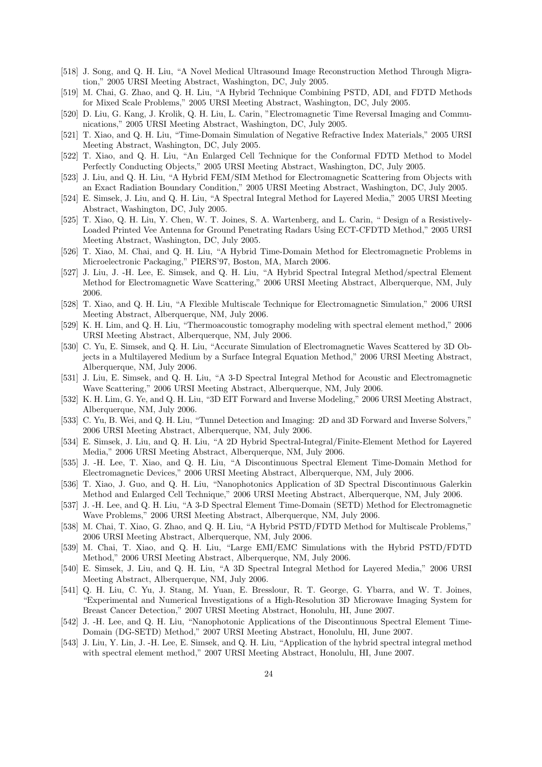[518] J. Song, and Q. H. Liu, "A Novel Medical Ultrasound Image Reconstruction Method Through Migration," 2005 URSI Meeting Abstract, Washington, DC, July 2005.

[519] M. Chai, G. Zhao, and Q. H. Liu, "A Hybrid Technique Combining PSTD, ADI, and FDTD Methods for Mixed Scale Problems," 2005 URSI Meeting Abstract, Washington, DC, July 2005.

[520] D. Liu, G. Kang, J. Krolik, Q. H. Liu, L. Carin, "Electromagnetic Time Reversal Imaging and Communications," 2005 URSI Meeting Abstract, Washington, DC, July 2005.

[521] T. Xiao, and Q. H. Liu, "Time-Domain Simulation of Negative Refractive Index Materials," 2005 URSI Meeting Abstract, Washington, DC, July 2005.

[522] T. Xiao, and Q. H. Liu, "An Enlarged Cell Technique for the Conformal FDTD Method to Model Perfectly Conducting Objects," 2005 URSI Meeting Abstract, Washington, DC, July 2005.

[523] J. Liu, and Q. H. Liu, "A Hybrid FEM/SIM Method for Electromagnetic Scattering from Objects with an Exact Radiation Boundary Condition," 2005 URSI Meeting Abstract, Washington, DC, July 2005.

[524] E. Simsek, J. Liu, and Q. H. Liu, "A Spectral Integral Method for Layered Media," 2005 URSI Meeting Abstract, Washington, DC, July 2005.

[525] T. Xiao, Q. H. Liu, Y. Chen, W. T. Joines, S. A. Wartenberg, and L. Carin, " Design of a Resistively-Loaded Printed Vee Antenna for Ground Penetrating Radars Using ECT-CFDTD Method," 2005 URSI Meeting Abstract, Washington, DC, July 2005.

[526] T. Xiao, M. Chai, and Q. H. Liu, "A Hybrid Time-Domain Method for Electromagnetic Problems in Microelectronic Packaging," PIERS'97, Boston, MA, March 2006.

[527] J. Liu, J. -H. Lee, E. Simsek, and Q. H. Liu, "A Hybrid Spectral Integral Method/spectral Element Method for Electromagnetic Wave Scattering," 2006 URSI Meeting Abstract, Alberquerque, NM, July 2006.

[528] T. Xiao, and Q. H. Liu, "A Flexible Multiscale Technique for Electromagnetic Simulation," 2006 URSI Meeting Abstract, Alberquerque, NM, July 2006.

[529] K. H. Lim, and Q. H. Liu, "Thermoacoustic tomography modeling with spectral element method," 2006 URSI Meeting Abstract, Alberquerque, NM, July 2006.

[530] C. Yu, E. Simsek, and Q. H. Liu, "Accurate Simulation of Electromagnetic Waves Scattered by 3D Objects in a Multilayered Medium by a Surface Integral Equation Method," 2006 URSI Meeting Abstract, Alberquerque, NM, July 2006.

[531] J. Liu, E. Simsek, and Q. H. Liu, "A 3-D Spectral Integral Method for Acoustic and Electromagnetic Wave Scattering," 2006 URSI Meeting Abstract, Alberquerque, NM, July 2006.

[532] K. H. Lim, G. Ye, and Q. H. Liu, "3D EIT Forward and Inverse Modeling," 2006 URSI Meeting Abstract, Alberquerque, NM, July 2006.

[533] C. Yu, B. Wei, and Q. H. Liu, "Tunnel Detection and Imaging: 2D and 3D Forward and Inverse Solvers," 2006 URSI Meeting Abstract, Alberquerque, NM, July 2006.

[534] E. Simsek, J. Liu, and Q. H. Liu, "A 2D Hybrid Spectral-Integral/Finite-Element Method for Layered Media," 2006 URSI Meeting Abstract, Alberquerque, NM, July 2006.

[535] J. -H. Lee, T. Xiao, and Q. H. Liu, "A Discontinuous Spectral Element Time-Domain Method for Electromagnetic Devices," 2006 URSI Meeting Abstract, Alberquerque, NM, July 2006.

[536] T. Xiao, J. Guo, and Q. H. Liu, "Nanophotonics Application of 3D Spectral Discontinuous Galerkin Method and Enlarged Cell Technique," 2006 URSI Meeting Abstract, Alberquerque, NM, July 2006.

[537] J. -H. Lee, and Q. H. Liu, "A 3-D Spectral Element Time-Domain (SETD) Method for Electromagnetic Wave Problems," 2006 URSI Meeting Abstract, Alberquerque, NM, July 2006.

[538] M. Chai, T. Xiao, G. Zhao, and Q. H. Liu, "A Hybrid PSTD/FDTD Method for Multiscale Problems," 2006 URSI Meeting Abstract, Alberquerque, NM, July 2006.

[539] M. Chai, T. Xiao, and Q. H. Liu, "Large EMI/EMC Simulations with the Hybrid PSTD/FDTD Method," 2006 URSI Meeting Abstract, Alberquerque, NM, July 2006.

[540] E. Simsek, J. Liu, and Q. H. Liu, "A 3D Spectral Integral Method for Layered Media," 2006 URSI Meeting Abstract, Alberquerque, NM, July 2006.

[541] Q. H. Liu, C. Yu, J. Stang, M. Yuan, E. Bresslour, R. T. George, G. Ybarra, and W. T. Joines, "Experimental and Numerical Investigations of a High-Resolution 3D Microwave Imaging System for Breast Cancer Detection," 2007 URSI Meeting Abstract, Honolulu, HI, June 2007.

[542] J. -H. Lee, and Q. H. Liu, "Nanophotonic Applications of the Discontinuous Spectral Element Time-Domain (DG-SETD) Method," 2007 URSI Meeting Abstract, Honolulu, HI, June 2007.

[543] J. Liu, Y. Lin, J. -H. Lee, E. Simsek, and Q. H. Liu, "Application of the hybrid spectral integral method with spectral element method," 2007 URSI Meeting Abstract, Honolulu, HI, June 2007.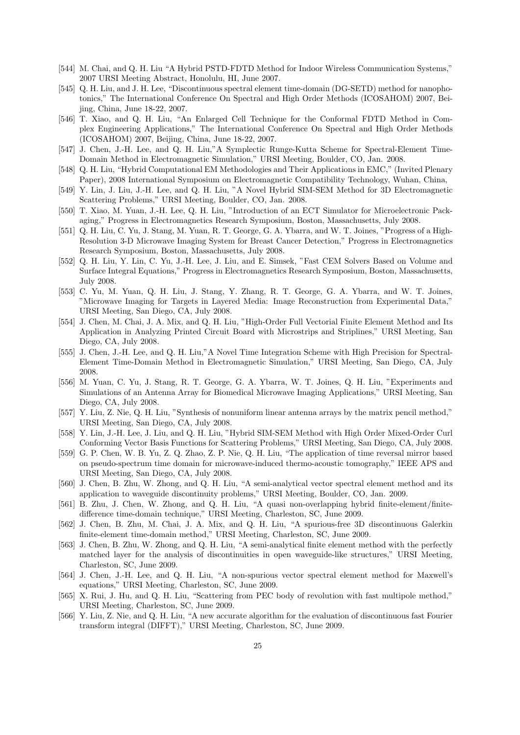[544] M. Chai, and Q. H. Liu "A Hybrid PSTD-FDTD Method for Indoor Wireless Communication Systems," 2007 URSI Meeting Abstract, Honolulu, HI, June 2007.

[545] Q. H. Liu, and J. H. Lee, "Discontinuous spectral element time-domain (DG-SETD) method for nanophotonics," The International Conference On Spectral and High Order Methods (ICOSAHOM) 2007, Beijing, China, June 18-22, 2007.

[546] T. Xiao, and Q. H. Liu, "An Enlarged Cell Technique for the Conformal FDTD Method in Complex Engineering Applications," The International Conference On Spectral and High Order Methods (ICOSAHOM) 2007, Beijing, China, June 18-22, 2007.

[547] J. Chen, J.-H. Lee, and Q. H. Liu,"A Symplectic Runge-Kutta Scheme for Spectral-Element Time-Domain Method in Electromagnetic Simulation," URSI Meeting, Boulder, CO, Jan. 2008.

[548] Q. H. Liu, "Hybrid Computational EM Methodologies and Their Applications in EMC," (Invited Plenary Paper), 2008 International Symposium on Electromagnetic Compatibility Technology, Wuhan, China,

[549] Y. Lin, J. Liu, J.-H. Lee, and Q. H. Liu, "A Novel Hybrid SIM-SEM Method for 3D Electromagnetic Scattering Problems," URSI Meeting, Boulder, CO, Jan. 2008.

[550] T. Xiao, M. Yuan, J.-H. Lee, Q. H. Liu, "Introduction of an ECT Simulator for Microelectronic Packaging," Progress in Electromagnetics Research Symposium, Boston, Massachusetts, July 2008.

[551] Q. H. Liu, C. Yu, J. Stang, M. Yuan, R. T. George, G. A. Ybarra, and W. T. Joines, "Progress of a High-Resolution 3-D Microwave Imaging System for Breast Cancer Detection," Progress in Electromagnetics Research Symposium, Boston, Massachusetts, July 2008.

[552] Q. H. Liu, Y. Lin, C. Yu, J.-H. Lee, J. Liu, and E. Simsek, "Fast CEM Solvers Based on Volume and Surface Integral Equations," Progress in Electromagnetics Research Symposium, Boston, Massachusetts, July 2008.

[553] C. Yu, M. Yuan, Q. H. Liu, J. Stang, Y. Zhang, R. T. George, G. A. Ybarra, and W. T. Joines, "Microwave Imaging for Targets in Layered Media: Image Reconstruction from Experimental Data," URSI Meeting, San Diego, CA, July 2008.

[554] J. Chen, M. Chai, J. A. Mix, and Q. H. Liu, "High-Order Full Vectorial Finite Element Method and Its Application in Analyzing Printed Circuit Board with Microstrips and Striplines," URSI Meeting, San Diego, CA, July 2008.

[555] J. Chen, J.-H. Lee, and Q. H. Liu,"A Novel Time Integration Scheme with High Precision for Spectral-Element Time-Domain Method in Electromagnetic Simulation," URSI Meeting, San Diego, CA, July 2008.

[556] M. Yuan, C. Yu, J. Stang, R. T. George, G. A. Ybarra, W. T. Joines, Q. H. Liu, "Experiments and Simulations of an Antenna Array for Biomedical Microwave Imaging Applications," URSI Meeting, San Diego, CA, July 2008.

[557] Y. Liu, Z. Nie, Q. H. Liu, "Synthesis of nonuniform linear antenna arrays by the matrix pencil method," URSI Meeting, San Diego, CA, July 2008.

[558] Y. Lin, J.-H. Lee, J. Liu, and Q. H. Liu, "Hybrid SIM-SEM Method with High Order Mixed-Order Curl Conforming Vector Basis Functions for Scattering Problems," URSI Meeting, San Diego, CA, July 2008.

[559] G. P. Chen, W. B. Yu, Z. Q. Zhao, Z. P. Nie, Q. H. Liu, "The application of time reversal mirror based on pseudo-spectrum time domain for microwave-induced thermo-acoustic tomography," IEEE APS and URSI Meeting, San Diego, CA, July 2008.

[560] J. Chen, B. Zhu, W. Zhong, and Q. H. Liu, "A semi-analytical vector spectral element method and its application to waveguide discontinuity problems," URSI Meeting, Boulder, CO, Jan. 2009.

[561] B. Zhu, J. Chen, W. Zhong, and Q. H. Liu, "A quasi non-overlapping hybrid finite-element/finite-difference time-domain technique," URSI Meeting, Charleston, SC, June 2009.

[562] J. Chen, B. Zhu, M. Chai, J. A. Mix, and Q. H. Liu, "A spurious-free 3D discontinuous Galerkin finite-element time-domain method," URSI Meeting, Charleston, SC, June 2009.

[563] J. Chen, B. Zhu, W. Zhong, and Q. H. Liu, "A semi-analytical finite element method with the perfectly matched layer for the analysis of discontinuities in open waveguide-like structures," URSI Meeting, Charleston, SC, June 2009.

[564] J. Chen, J.-H. Lee, and Q. H. Liu, "A non-spurious vector spectral element method for Maxwell's equations," URSI Meeting, Charleston, SC, June 2009.

[565] X. Rui, J. Hu, and Q. H. Liu, "Scattering from PEC body of revolution with fast multipole method," URSI Meeting, Charleston, SC, June 2009.

[566] Y. Liu, Z. Nie, and Q. H. Liu, "A new accurate algorithm for the evaluation of discontinuous fast Fourier transform integral (DIFFT)," URSI Meeting, Charleston, SC, June 2009.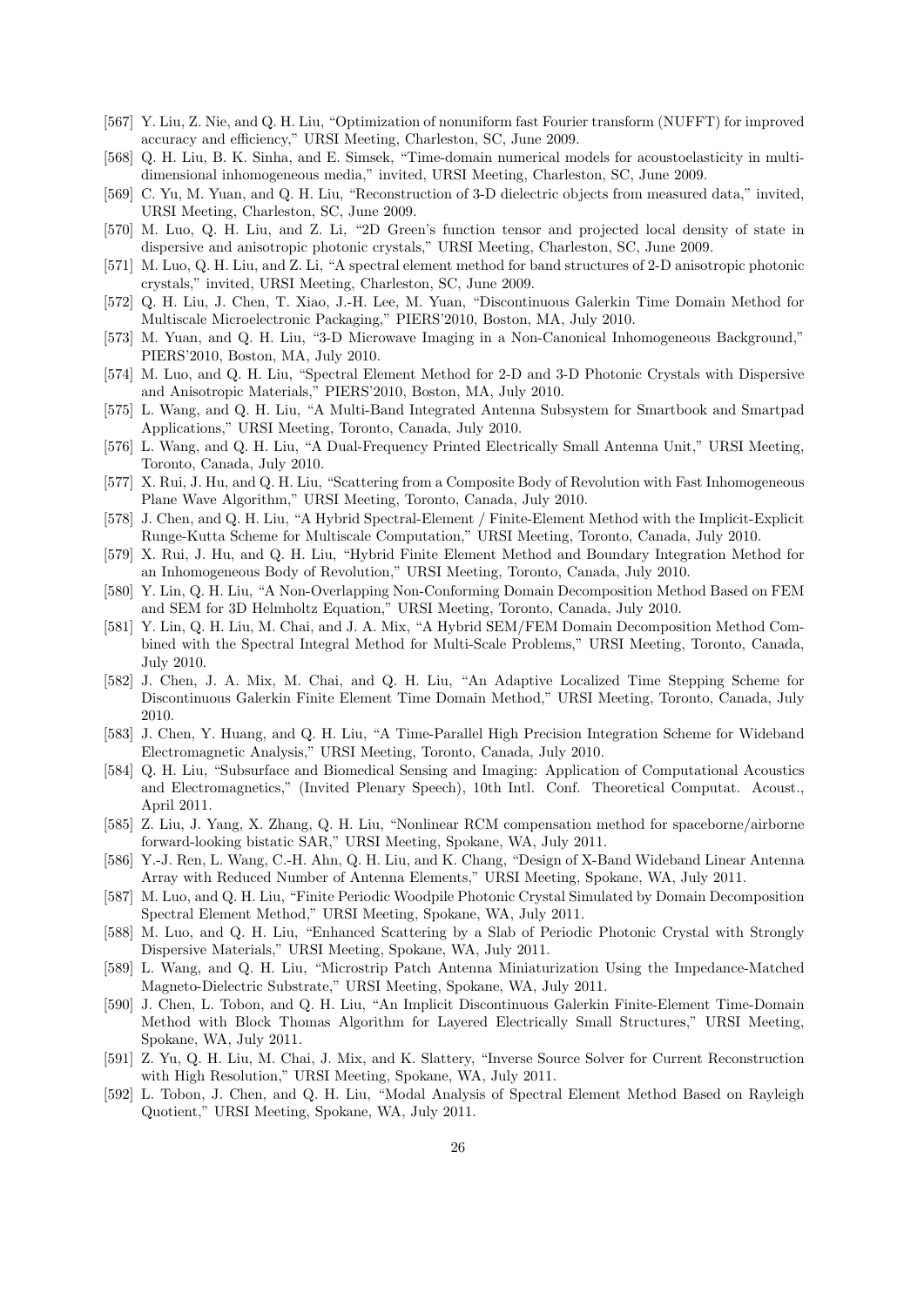[567] Y. Liu, Z. Nie, and Q. H. Liu, "Optimization of nonuniform fast Fourier transform (NUFFT) for improved accuracy and efficiency," URSI Meeting, Charleston, SC, June 2009.

[568] Q. H. Liu, B. K. Sinha, and E. Simsek, "Time-domain numerical models for acoustoelasticity in multi-dimensional inhomogeneous media," invited, URSI Meeting, Charleston, SC, June 2009.

[569] C. Yu, M. Yuan, and Q. H. Liu, "Reconstruction of 3-D dielectric objects from measured data," invited, URSI Meeting, Charleston, SC, June 2009.

[570] M. Luo, Q. H. Liu, and Z. Li, "2D Green's function tensor and projected local density of state in dispersive and anisotropic photonic crystals," URSI Meeting, Charleston, SC, June 2009.

[571] M. Luo, Q. H. Liu, and Z. Li, "A spectral element method for band structures of 2-D anisotropic photonic crystals," invited, URSI Meeting, Charleston, SC, June 2009.

[572] Q. H. Liu, J. Chen, T. Xiao, J.-H. Lee, M. Yuan, "Discontinuous Galerkin Time Domain Method for Multiscale Microelectronic Packaging," PIERS'2010, Boston, MA, July 2010.

[573] M. Yuan, and Q. H. Liu, "3-D Microwave Imaging in a Non-Canonical Inhomogeneous Background," PIERS'2010, Boston, MA, July 2010.

[574] M. Luo, and Q. H. Liu, "Spectral Element Method for 2-D and 3-D Photonic Crystals with Dispersive and Anisotropic Materials," PIERS'2010, Boston, MA, July 2010.

[575] L. Wang, and Q. H. Liu, "A Multi-Band Integrated Antenna Subsystem for Smartbook and Smartpad Applications," URSI Meeting, Toronto, Canada, July 2010.

[576] L. Wang, and Q. H. Liu, "A Dual-Frequency Printed Electrically Small Antenna Unit," URSI Meeting, Toronto, Canada, July 2010.

[577] X. Rui, J. Hu, and Q. H. Liu, "Scattering from a Composite Body of Revolution with Fast Inhomogeneous Plane Wave Algorithm," URSI Meeting, Toronto, Canada, July 2010.

[578] J. Chen, and Q. H. Liu, "A Hybrid Spectral-Element / Finite-Element Method with the Implicit-Explicit Runge-Kutta Scheme for Multiscale Computation," URSI Meeting, Toronto, Canada, July 2010.

[579] X. Rui, J. Hu, and Q. H. Liu, "Hybrid Finite Element Method and Boundary Integration Method for an Inhomogeneous Body of Revolution," URSI Meeting, Toronto, Canada, July 2010.

[580] Y. Lin, Q. H. Liu, "A Non-Overlapping Non-Conforming Domain Decomposition Method Based on FEM and SEM for 3D Helmholtz Equation," URSI Meeting, Toronto, Canada, July 2010.

[581] Y. Lin, Q. H. Liu, M. Chai, and J. A. Mix, "A Hybrid SEM/FEM Domain Decomposition Method Combined with the Spectral Integral Method for Multi-Scale Problems," URSI Meeting, Toronto, Canada, July 2010.

[582] J. Chen, J. A. Mix, M. Chai, and Q. H. Liu, "An Adaptive Localized Time Stepping Scheme for Discontinuous Galerkin Finite Element Time Domain Method," URSI Meeting, Toronto, Canada, July 2010.

[583] J. Chen, Y. Huang, and Q. H. Liu, "A Time-Parallel High Precision Integration Scheme for Wideband Electromagnetic Analysis," URSI Meeting, Toronto, Canada, July 2010.

[584] Q. H. Liu, "Subsurface and Biomedical Sensing and Imaging: Application of Computational Acoustics and Electromagnetics," (Invited Plenary Speech), 10th Intl. Conf. Theoretical Computat. Acoust., April 2011.

[585] Z. Liu, J. Yang, X. Zhang, Q. H. Liu, "Nonlinear RCM compensation method for spaceborne/airborne forward-looking bistatic SAR," URSI Meeting, Spokane, WA, July 2011.

[586] Y.-J. Ren, L. Wang, C.-H. Ahn, Q. H. Liu, and K. Chang, "Design of X-Band Wideband Linear Antenna Array with Reduced Number of Antenna Elements," URSI Meeting, Spokane, WA, July 2011.

[587] M. Luo, and Q. H. Liu, "Finite Periodic Woodpile Photonic Crystal Simulated by Domain Decomposition Spectral Element Method," URSI Meeting, Spokane, WA, July 2011.

[588] M. Luo, and Q. H. Liu, "Enhanced Scattering by a Slab of Periodic Photonic Crystal with Strongly Dispersive Materials," URSI Meeting, Spokane, WA, July 2011.

[589] L. Wang, and Q. H. Liu, "Microstrip Patch Antenna Miniaturization Using the Impedance-Matched Magneto-Dielectric Substrate," URSI Meeting, Spokane, WA, July 2011.

[590] J. Chen, L. Tobon, and Q. H. Liu, "An Implicit Discontinuous Galerkin Finite-Element Time-Domain Method with Block Thomas Algorithm for Layered Electrically Small Structures," URSI Meeting, Spokane, WA, July 2011.

[591] Z. Yu, Q. H. Liu, M. Chai, J. Mix, and K. Slattery, "Inverse Source Solver for Current Reconstruction with High Resolution," URSI Meeting, Spokane, WA, July 2011.

[592] L. Tobon, J. Chen, and Q. H. Liu, "Modal Analysis of Spectral Element Method Based on Rayleigh Quotient," URSI Meeting, Spokane, WA, July 2011.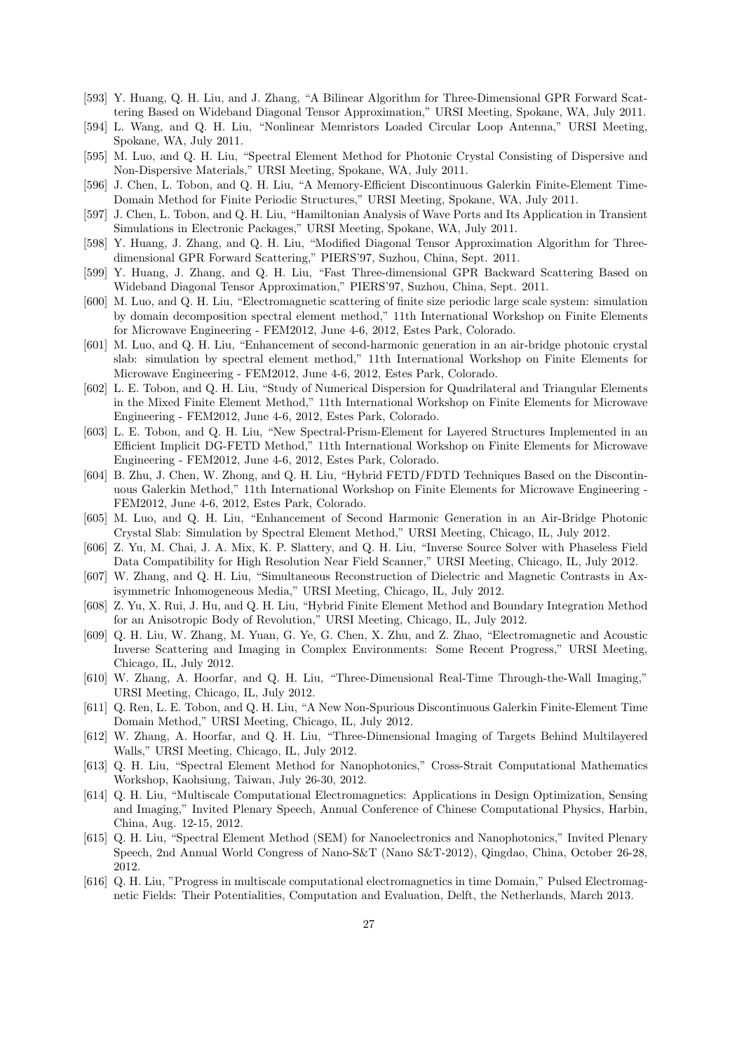[593] Y. Huang, Q. H. Liu, and J. Zhang, “A Bilinear Algorithm for Three-Dimensional GPR Forward Scattering Based on Wideband Diagonal Tensor Approximation,” URSI Meeting, Spokane, WA, July 2011.

[594] L. Wang, and Q. H. Liu, “Nonlinear Memristors Loaded Circular Loop Antenna,” URSI Meeting, Spokane, WA, July 2011.

[595] M. Luo, and Q. H. Liu, “Spectral Element Method for Photonic Crystal Consisting of Dispersive and Non-Dispersive Materials,” URSI Meeting, Spokane, WA, July 2011.

[596] J. Chen, L. Tobon, and Q. H. Liu, “A Memory-Efficient Discontinuous Galerkin Finite-Element Time-Domain Method for Finite Periodic Structures,” URSI Meeting, Spokane, WA, July 2011.

[597] J. Chen, L. Tobon, and Q. H. Liu, “Hamiltonian Analysis of Wave Ports and Its Application in Transient Simulations in Electronic Packages,” URSI Meeting, Spokane, WA, July 2011.

[598] Y. Huang, J. Zhang, and Q. H. Liu, “Modified Diagonal Tensor Approximation Algorithm for Three-dimensional GPR Forward Scattering,” PIERS’97, Suzhou, China, Sept. 2011.

[599] Y. Huang, J. Zhang, and Q. H. Liu, “Fast Three-dimensional GPR Backward Scattering Based on Wideband Diagonal Tensor Approximation,” PIERS’97, Suzhou, China, Sept. 2011.

[600] M. Luo, and Q. H. Liu, “Electromagnetic scattering of finite size periodic large scale system: simulation by domain decomposition spectral element method,” 11th International Workshop on Finite Elements for Microwave Engineering - FEM2012, June 4-6, 2012, Estes Park, Colorado.

[601] M. Luo, and Q. H. Liu, “Enhancement of second-harmonic generation in an air-bridge photonic crystal slab: simulation by spectral element method,” 11th International Workshop on Finite Elements for Microwave Engineering - FEM2012, June 4-6, 2012, Estes Park, Colorado.

[602] L. E. Tobon, and Q. H. Liu, “Study of Numerical Dispersion for Quadrilateral and Triangular Elements in the Mixed Finite Element Method,” 11th International Workshop on Finite Elements for Microwave Engineering - FEM2012, June 4-6, 2012, Estes Park, Colorado.

[603] L. E. Tobon, and Q. H. Liu, “New Spectral-Prism-Element for Layered Structures Implemented in an Efficient Implicit DG-FETD Method,” 11th International Workshop on Finite Elements for Microwave Engineering - FEM2012, June 4-6, 2012, Estes Park, Colorado.

[604] B. Zhu, J. Chen, W. Zhong, and Q. H. Liu, “Hybrid FETD/FDTD Techniques Based on the Discontinuous Galerkin Method,” 11th International Workshop on Finite Elements for Microwave Engineering - FEM2012, June 4-6, 2012, Estes Park, Colorado.

[605] M. Luo, and Q. H. Liu, “Enhancement of Second Harmonic Generation in an Air-Bridge Photonic Crystal Slab: Simulation by Spectral Element Method,” URSI Meeting, Chicago, IL, July 2012.

[606] Z. Yu, M. Chai, J. A. Mix, K. P. Slattery, and Q. H. Liu, “Inverse Source Solver with Phaseless Field Data Compatibility for High Resolution Near Field Scanner,” URSI Meeting, Chicago, IL, July 2012.

[607] W. Zhang, and Q. H. Liu, “Simultaneous Reconstruction of Dielectric and Magnetic Contrasts in Axisymmetric Inhomogeneous Media,” URSI Meeting, Chicago, IL, July 2012.

[608] Z. Yu, X. Rui, J. Hu, and Q. H. Liu, “Hybrid Finite Element Method and Boundary Integration Method for an Anisotropic Body of Revolution,” URSI Meeting, Chicago, IL, July 2012.

[609] Q. H. Liu, W. Zhang, M. Yuan, G. Ye, G. Chen, X. Zhu, and Z. Zhao, “Electromagnetic and Acoustic Inverse Scattering and Imaging in Complex Environments: Some Recent Progress,” URSI Meeting, Chicago, IL, July 2012.

[610] W. Zhang, A. Hoorfar, and Q. H. Liu, “Three-Dimensional Real-Time Through-the-Wall Imaging,” URSI Meeting, Chicago, IL, July 2012.

[611] Q. Ren, L. E. Tobon, and Q. H. Liu, “A New Non-Spurious Discontinuous Galerkin Finite-Element Time Domain Method,” URSI Meeting, Chicago, IL, July 2012.

[612] W. Zhang, A. Hoorfar, and Q. H. Liu, “Three-Dimensional Imaging of Targets Behind Multilayered Walls,” URSI Meeting, Chicago, IL, July 2012.

[613] Q. H. Liu, “Spectral Element Method for Nanophotonics,” Cross-Strait Computational Mathematics Workshop, Kaohsiung, Taiwan, July 26-30, 2012.

[614] Q. H. Liu, “Multiscale Computational Electromagnetics: Applications in Design Optimization, Sensing and Imaging,” Invited Plenary Speech, Annual Conference of Chinese Computational Physics, Harbin, China, Aug. 12-15, 2012.

[615] Q. H. Liu, “Spectral Element Method (SEM) for Nanoelectronics and Nanophotonics,” Invited Plenary Speech, 2nd Annual World Congress of Nano-S&T (Nano S&T-2012), Qingdao, China, October 26-28, 2012.

[616] Q. H. Liu, "Progress in multiscale computational electromagnetics in time Domain," Pulsed Electromagnetic Fields: Their Potentialities, Computation and Evaluation, Delft, the Netherlands, March 2013.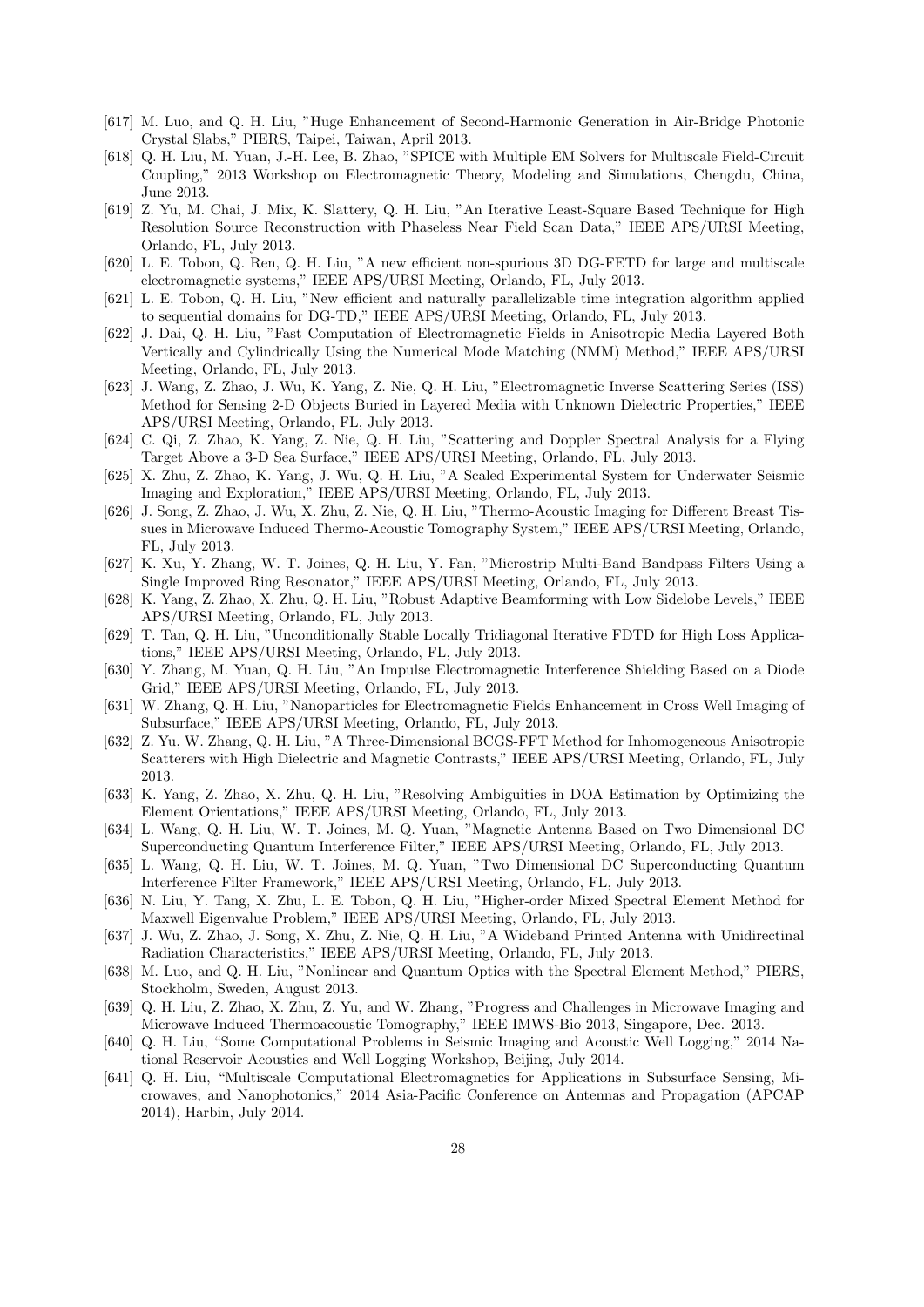[617] M. Luo, and Q. H. Liu, "Huge Enhancement of Second-Harmonic Generation in Air-Bridge Photonic Crystal Slabs," PIERS, Taipei, Taiwan, April 2013.

[618] Q. H. Liu, M. Yuan, J.-H. Lee, B. Zhao, "SPICE with Multiple EM Solvers for Multiscale Field-Circuit Coupling," 2013 Workshop on Electromagnetic Theory, Modeling and Simulations, Chengdu, China, June 2013.

[619] Z. Yu, M. Chai, J. Mix, K. Slattery, Q. H. Liu, "An Iterative Least-Square Based Technique for High Resolution Source Reconstruction with Phaseless Near Field Scan Data," IEEE APS/URSI Meeting, Orlando, FL, July 2013.

[620] L. E. Tobon, Q. Ren, Q. H. Liu, "A new efficient non-spurious 3D DG-FETD for large and multiscale electromagnetic systems," IEEE APS/URSI Meeting, Orlando, FL, July 2013.

[621] L. E. Tobon, Q. H. Liu, "New efficient and naturally parallelizable time integration algorithm applied to sequential domains for DG-TD," IEEE APS/URSI Meeting, Orlando, FL, July 2013.

[622] J. Dai, Q. H. Liu, "Fast Computation of Electromagnetic Fields in Anisotropic Media Layered Both Vertically and Cylindrically Using the Numerical Mode Matching (NMM) Method," IEEE APS/URSI Meeting, Orlando, FL, July 2013.

[623] J. Wang, Z. Zhao, J. Wu, K. Yang, Z. Nie, Q. H. Liu, "Electromagnetic Inverse Scattering Series (ISS) Method for Sensing 2-D Objects Buried in Layered Media with Unknown Dielectric Properties," IEEE APS/URSI Meeting, Orlando, FL, July 2013.

[624] C. Qi, Z. Zhao, K. Yang, Z. Nie, Q. H. Liu, "Scattering and Doppler Spectral Analysis for a Flying Target Above a 3-D Sea Surface," IEEE APS/URSI Meeting, Orlando, FL, July 2013.

[625] X. Zhu, Z. Zhao, K. Yang, J. Wu, Q. H. Liu, "A Scaled Experimental System for Underwater Seismic Imaging and Exploration," IEEE APS/URSI Meeting, Orlando, FL, July 2013.

[626] J. Song, Z. Zhao, J. Wu, X. Zhu, Z. Nie, Q. H. Liu, "Thermo-Acoustic Imaging for Different Breast Tissues in Microwave Induced Thermo-Acoustic Tomography System," IEEE APS/URSI Meeting, Orlando, FL, July 2013.

[627] K. Xu, Y. Zhang, W. T. Joines, Q. H. Liu, Y. Fan, "Microstrip Multi-Band Bandpass Filters Using a Single Improved Ring Resonator," IEEE APS/URSI Meeting, Orlando, FL, July 2013.

[628] K. Yang, Z. Zhao, X. Zhu, Q. H. Liu, "Robust Adaptive Beamforming with Low Sidelobe Levels," IEEE APS/URSI Meeting, Orlando, FL, July 2013.

[629] T. Tan, Q. H. Liu, "Unconditionally Stable Locally Tridiagonal Iterative FDTD for High Loss Applications," IEEE APS/URSI Meeting, Orlando, FL, July 2013.

[630] Y. Zhang, M. Yuan, Q. H. Liu, "An Impulse Electromagnetic Interference Shielding Based on a Diode Grid," IEEE APS/URSI Meeting, Orlando, FL, July 2013.

[631] W. Zhang, Q. H. Liu, "Nanoparticles for Electromagnetic Fields Enhancement in Cross Well Imaging of Subsurface," IEEE APS/URSI Meeting, Orlando, FL, July 2013.

[632] Z. Yu, W. Zhang, Q. H. Liu, "A Three-Dimensional BCGS-FFT Method for Inhomogeneous Anisotropic Scatterers with High Dielectric and Magnetic Contrasts," IEEE APS/URSI Meeting, Orlando, FL, July 2013.

[633] K. Yang, Z. Zhao, X. Zhu, Q. H. Liu, "Resolving Ambiguities in DOA Estimation by Optimizing the Element Orientations," IEEE APS/URSI Meeting, Orlando, FL, July 2013.

[634] L. Wang, Q. H. Liu, W. T. Joines, M. Q. Yuan, "Magnetic Antenna Based on Two Dimensional DC Superconducting Quantum Interference Filter," IEEE APS/URSI Meeting, Orlando, FL, July 2013.

[635] L. Wang, Q. H. Liu, W. T. Joines, M. Q. Yuan, "Two Dimensional DC Superconducting Quantum Interference Filter Framework," IEEE APS/URSI Meeting, Orlando, FL, July 2013.

[636] N. Liu, Y. Tang, X. Zhu, L. E. Tobon, Q. H. Liu, "Higher-order Mixed Spectral Element Method for Maxwell Eigenvalue Problem," IEEE APS/URSI Meeting, Orlando, FL, July 2013.

[637] J. Wu, Z. Zhao, J. Song, X. Zhu, Z. Nie, Q. H. Liu, "A Wideband Printed Antenna with Unidirectinal Radiation Characteristics," IEEE APS/URSI Meeting, Orlando, FL, July 2013.

[638] M. Luo, and Q. H. Liu, "Nonlinear and Quantum Optics with the Spectral Element Method," PIERS, Stockholm, Sweden, August 2013.

[639] Q. H. Liu, Z. Zhao, X. Zhu, Z. Yu, and W. Zhang, "Progress and Challenges in Microwave Imaging and Microwave Induced Thermoacoustic Tomography," IEEE IMWS-Bio 2013, Singapore, Dec. 2013.

[640] Q. H. Liu, "Some Computational Problems in Seismic Imaging and Acoustic Well Logging," 2014 National Reservoir Acoustics and Well Logging Workshop, Beijing, July 2014.

[641] Q. H. Liu, "Multiscale Computational Electromagnetics for Applications in Subsurface Sensing, Microwaves, and Nanophotonics," 2014 Asia-Pacific Conference on Antennas and Propagation (APCAP 2014), Harbin, July 2014.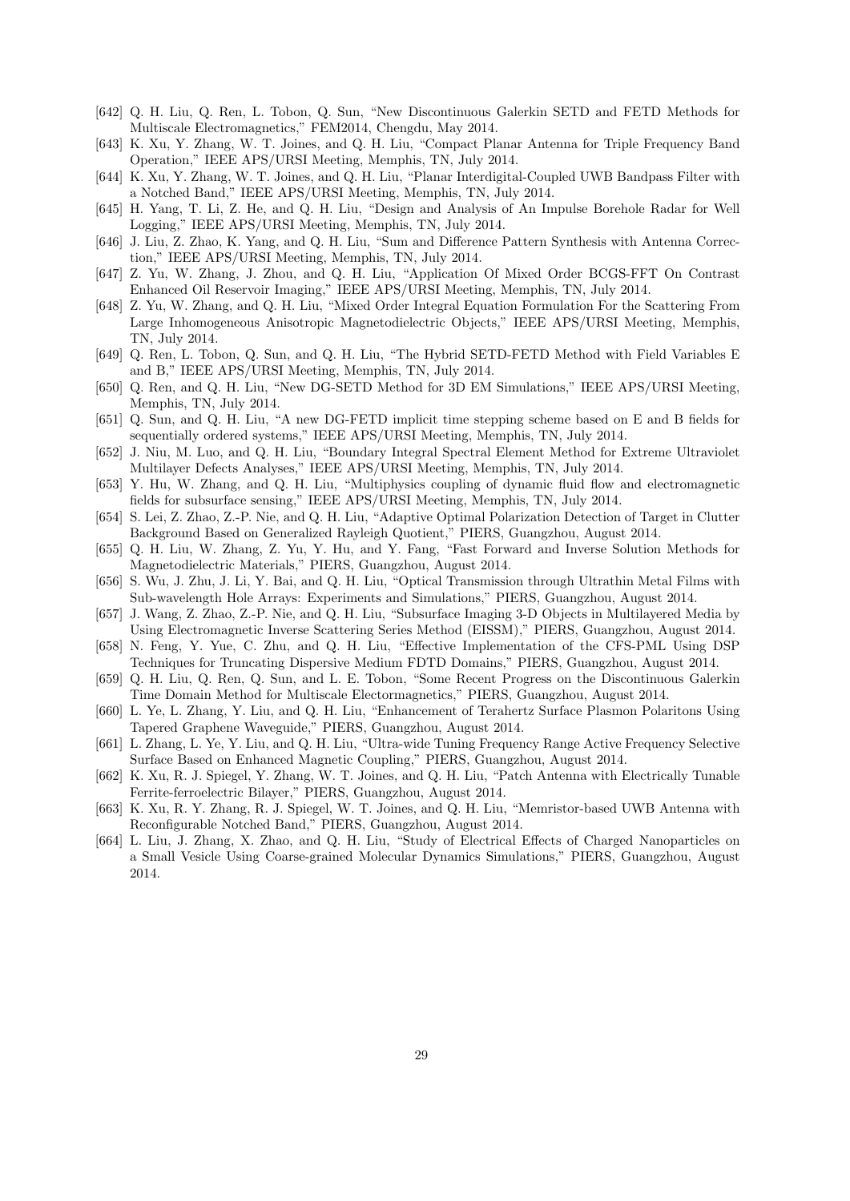[642] Q. H. Liu, Q. Ren, L. Tobon, Q. Sun, "New Discontinuous Galerkin SETD and FETD Methods for Multiscale Electromagnetics," FEM2014, Chengdu, May 2014.

[643] K. Xu, Y. Zhang, W. T. Joines, and Q. H. Liu, "Compact Planar Antenna for Triple Frequency Band Operation," IEEE APS/URSI Meeting, Memphis, TN, July 2014.

[644] K. Xu, Y. Zhang, W. T. Joines, and Q. H. Liu, "Planar Interdigital-Coupled UWB Bandpass Filter with a Notched Band," IEEE APS/URSI Meeting, Memphis, TN, July 2014.

[645] H. Yang, T. Li, Z. He, and Q. H. Liu, "Design and Analysis of An Impulse Borehole Radar for Well Logging," IEEE APS/URSI Meeting, Memphis, TN, July 2014.

[646] J. Liu, Z. Zhao, K. Yang, and Q. H. Liu, "Sum and Difference Pattern Synthesis with Antenna Correction," IEEE APS/URSI Meeting, Memphis, TN, July 2014.

[647] Z. Yu, W. Zhang, J. Zhou, and Q. H. Liu, "Application Of Mixed Order BCGS-FFT On Contrast Enhanced Oil Reservoir Imaging," IEEE APS/URSI Meeting, Memphis, TN, July 2014.

[648] Z. Yu, W. Zhang, and Q. H. Liu, "Mixed Order Integral Equation Formulation For the Scattering From Large Inhomogeneous Anisotropic Magnetodielectric Objects," IEEE APS/URSI Meeting, Memphis, TN, July 2014.

[649] Q. Ren, L. Tobon, Q. Sun, and Q. H. Liu, "The Hybrid SETD-FETD Method with Field Variables E and B," IEEE APS/URSI Meeting, Memphis, TN, July 2014.

[650] Q. Ren, and Q. H. Liu, "New DG-SETD Method for 3D EM Simulations," IEEE APS/URSI Meeting, Memphis, TN, July 2014.

[651] Q. Sun, and Q. H. Liu, "A new DG-FETD implicit time stepping scheme based on E and B fields for sequentially ordered systems," IEEE APS/URSI Meeting, Memphis, TN, July 2014.

[652] J. Niu, M. Luo, and Q. H. Liu, "Boundary Integral Spectral Element Method for Extreme Ultraviolet Multilayer Defects Analyses," IEEE APS/URSI Meeting, Memphis, TN, July 2014.

[653] Y. Hu, W. Zhang, and Q. H. Liu, "Multiphysics coupling of dynamic fluid flow and electromagnetic fields for subsurface sensing," IEEE APS/URSI Meeting, Memphis, TN, July 2014.

[654] S. Lei, Z. Zhao, Z.-P. Nie, and Q. H. Liu, "Adaptive Optimal Polarization Detection of Target in Clutter Background Based on Generalized Rayleigh Quotient," PIERS, Guangzhou, August 2014.

[655] Q. H. Liu, W. Zhang, Z. Yu, Y. Hu, and Y. Fang, "Fast Forward and Inverse Solution Methods for Magnetodielectric Materials," PIERS, Guangzhou, August 2014.

[656] S. Wu, J. Zhu, J. Li, Y. Bai, and Q. H. Liu, "Optical Transmission through Ultrathin Metal Films with Sub-wavelength Hole Arrays: Experiments and Simulations," PIERS, Guangzhou, August 2014.

[657] J. Wang, Z. Zhao, Z.-P. Nie, and Q. H. Liu, "Subsurface Imaging 3-D Objects in Multilayered Media by Using Electromagnetic Inverse Scattering Series Method (EISSM)," PIERS, Guangzhou, August 2014.

[658] N. Feng, Y. Yue, C. Zhu, and Q. H. Liu, "Effective Implementation of the CFS-PML Using DSP Techniques for Truncating Dispersive Medium FDTD Domains," PIERS, Guangzhou, August 2014.

[659] Q. H. Liu, Q. Ren, Q. Sun, and L. E. Tobon, "Some Recent Progress on the Discontinuous Galerkin Time Domain Method for Multiscale Electormagnetics," PIERS, Guangzhou, August 2014.

[660] L. Ye, L. Zhang, Y. Liu, and Q. H. Liu, "Enhancement of Terahertz Surface Plasmon Polaritons Using Tapered Graphene Waveguide," PIERS, Guangzhou, August 2014.

[661] L. Zhang, L. Ye, Y. Liu, and Q. H. Liu, "Ultra-wide Tuning Frequency Range Active Frequency Selective Surface Based on Enhanced Magnetic Coupling," PIERS, Guangzhou, August 2014.

[662] K. Xu, R. J. Spiegel, Y. Zhang, W. T. Joines, and Q. H. Liu, "Patch Antenna with Electrically Tunable Ferrite-ferroelectric Bilayer," PIERS, Guangzhou, August 2014.

[663] K. Xu, R. Y. Zhang, R. J. Spiegel, W. T. Joines, and Q. H. Liu, "Memristor-based UWB Antenna with Reconfigurable Notched Band," PIERS, Guangzhou, August 2014.

[664] L. Liu, J. Zhang, X. Zhao, and Q. H. Liu, "Study of Electrical Effects of Charged Nanoparticles on a Small Vesicle Using Coarse-grained Molecular Dynamics Simulations," PIERS, Guangzhou, August 2014.